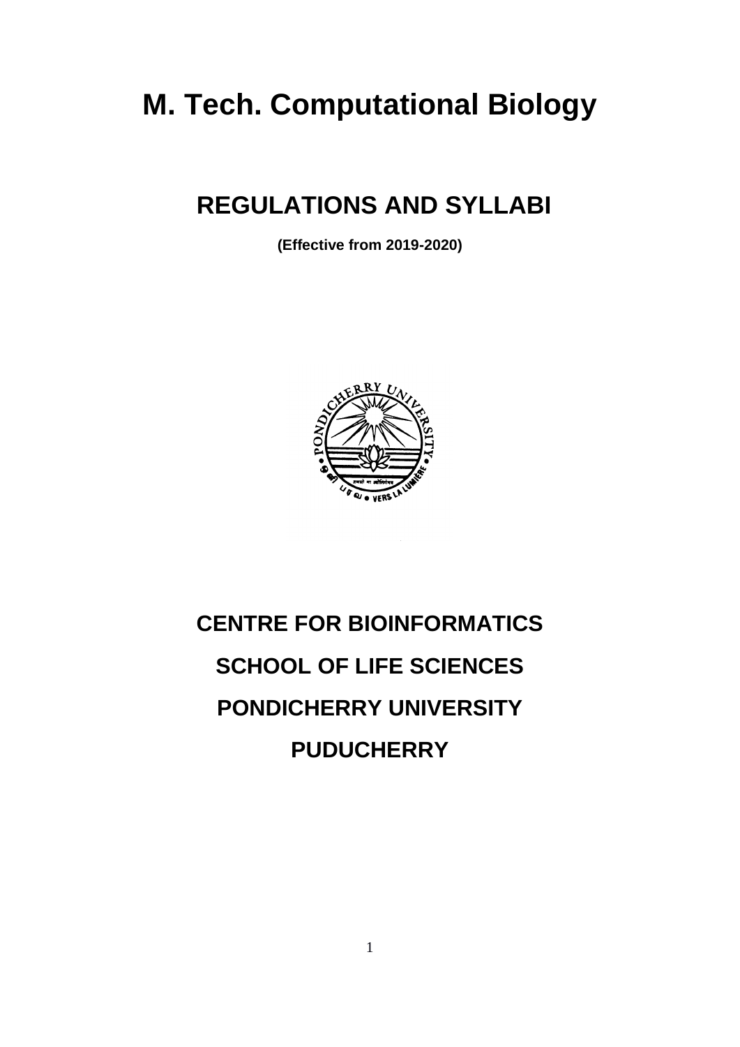# M. Tech. Computational Biology

## REGULATIONS AND SYLLABI

**(Effective from 2019-2020)**

## CENTRE FOR BIOINFORMATICS

## SCHOOL OF LIFE SCIENCES

## PONDICHERRY UNIVERSITY

## PUDUCHERRY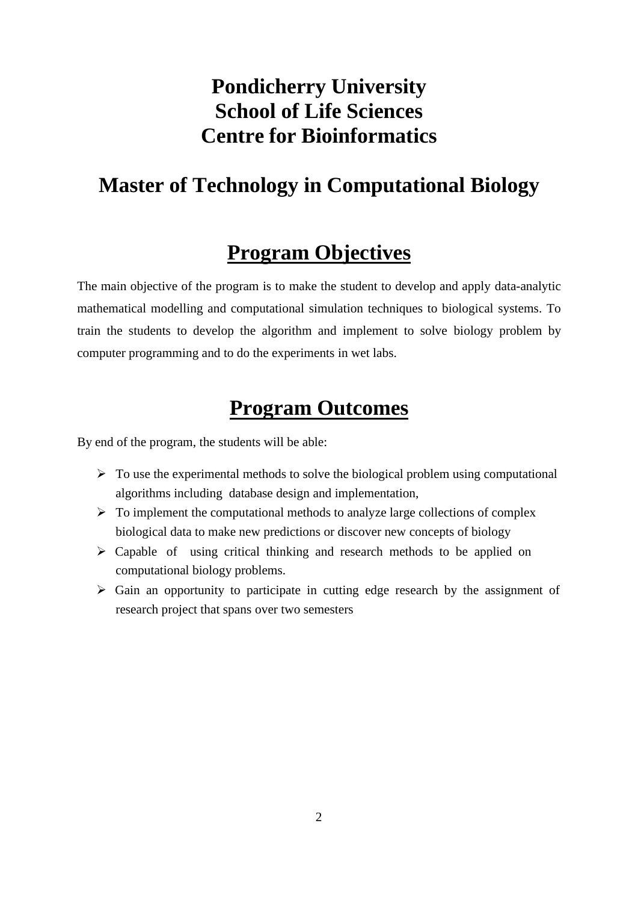# Pondicherry University
# School of Life Sciences
# Centre for Bioinformatics

## Master of Technology in Computational Biology

## Program Objectives

The main objective of the program is to make the student to develop and apply data-analytic mathematical modelling and computational simulation techniques to biological systems. To train the students to develop the algorithm and implement to solve biology problem by computer programming and to do the experiments in wet labs.

## Program Outcomes

By end of the program, the students will be able:

- To use the experimental methods to solve the biological problem using computational algorithms including database design and implementation,
- To implement the computational methods to analyze large collections of complex biological data to make new predictions or discover new concepts of biology
- Capable of using critical thinking and research methods to be applied on computational biology problems.
- Gain an opportunity to participate in cutting edge research by the assignment of research project that spans over two semesters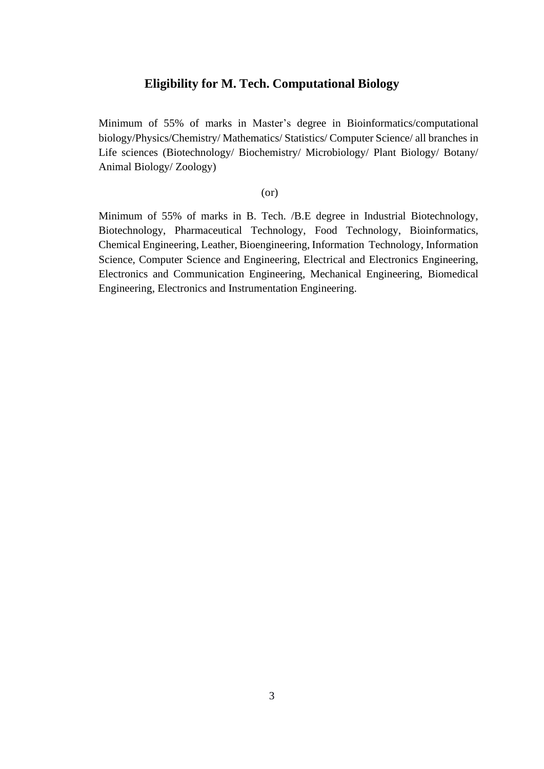## Eligibility for M. Tech. Computational Biology

Minimum of 55% of marks in Master's degree in Bioinformatics/computational biology/Physics/Chemistry/ Mathematics/ Statistics/ Computer Science/ all branches in Life sciences (Biotechnology/ Biochemistry/ Microbiology/ Plant Biology/ Botany/ Animal Biology/ Zoology)

(or)

Minimum of 55% of marks in B. Tech. /B.E degree in Industrial Biotechnology, Biotechnology, Pharmaceutical Technology, Food Technology, Bioinformatics, Chemical Engineering, Leather, Bioengineering, Information Technology, Information Science, Computer Science and Engineering, Electrical and Electronics Engineering, Electronics and Communication Engineering, Mechanical Engineering, Biomedical Engineering, Electronics and Instrumentation Engineering.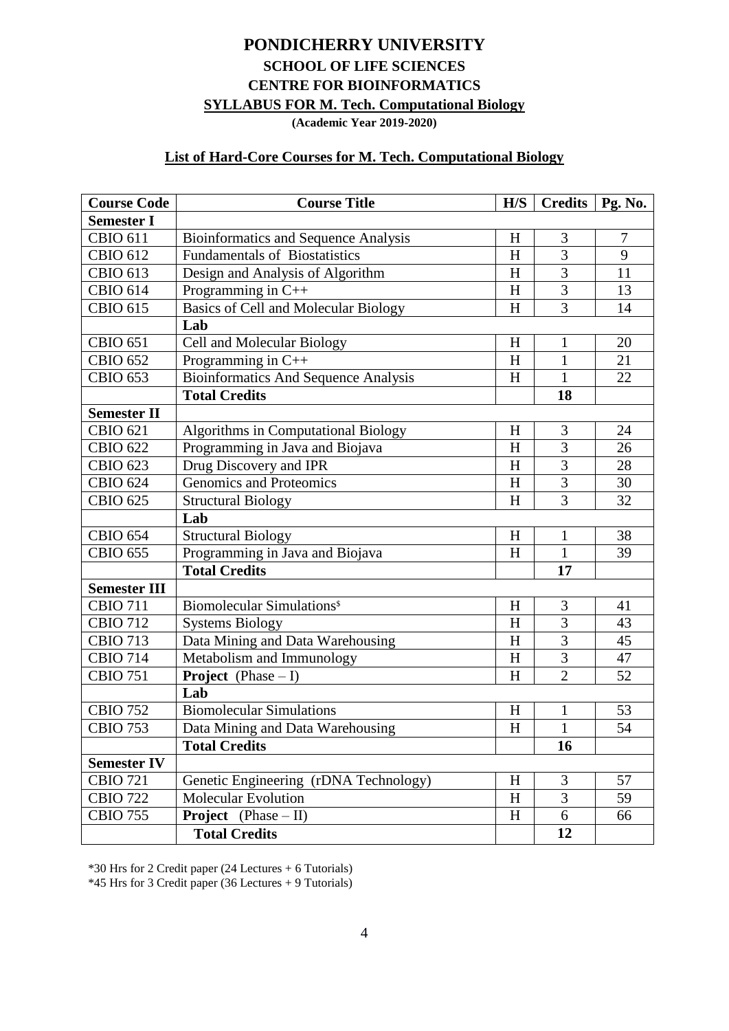# PONDICHERRY UNIVERSITY

## SCHOOL OF LIFE SCIENCES

## CENTRE FOR BIOINFORMATICS

## SYLLABUS FOR M. Tech. Computational Biology

**(Academic Year 2019-2020)**

### List of Hard-Core Courses for M. Tech. Computational Biology

| Course Code | Course Title | H/S | Credits | Pg. No. |
|---|---|---|---|---|
| **Semester I** | | | | |
| CBIO 611 | Bioinformatics and Sequence Analysis | H | 3 | 7 |
| CBIO 612 | Fundamentals of Biostatistics | H | 3 | 9 |
| CBIO 613 | Design and Analysis of Algorithm | H | 3 | 11 |
| CBIO 614 | Programming in C++ | H | 3 | 13 |
| CBIO 615 | Basics of Cell and Molecular Biology | H | 3 | 14 |
| | **Lab** | | | |
| CBIO 651 | Cell and Molecular Biology | H | 1 | 20 |
| CBIO 652 | Programming in C++ | H | 1 | 21 |
| CBIO 653 | Bioinformatics And Sequence Analysis | H | 1 | 22 |
| | **Total Credits** | | **18** | |
| **Semester II** | | | | |
| CBIO 621 | Algorithms in Computational Biology | H | 3 | 24 |
| CBIO 622 | Programming in Java and Biojava | H | 3 | 26 |
| CBIO 623 | Drug Discovery and IPR | H | 3 | 28 |
| CBIO 624 | Genomics and Proteomics | H | 3 | 30 |
| CBIO 625 | Structural Biology | H | 3 | 32 |
| | **Lab** | | | |
| CBIO 654 | Structural Biology | H | 1 | 38 |
| CBIO 655 | Programming in Java and Biojava | H | 1 | 39 |
| | **Total Credits** | | **17** | |
| **Semester III** | | | | |
| CBIO 711 | Biomolecular Simulations[$] | H | 3 | 41 |
| CBIO 712 | Systems Biology | H | 3 | 43 |
| CBIO 713 | Data Mining and Data Warehousing | H | 3 | 45 |
| CBIO 714 | Metabolism and Immunology | H | 3 | 47 |
| CBIO 751 | **Project** (Phase – I) | H | 2 | 52 |
| | **Lab** | | | |
| CBIO 752 | Biomolecular Simulations | H | 1 | 53 |
| CBIO 753 | Data Mining and Data Warehousing | H | 1 | 54 |
| | **Total Credits** | | **16** | |
| **Semester IV** | | | | |
| CBIO 721 | Genetic Engineering (rDNA Technology) | H | 3 | 57 |
| CBIO 722 | Molecular Evolution | H | 3 | 59 |
| CBIO 755 | **Project** (Phase – II) | H | 6 | 66 |
| | **Total Credits** | | **12** | |

*30 Hrs for 2 Credit paper (24 Lectures + 6 Tutorials)

*45 Hrs for 3 Credit paper (36 Lectures + 9 Tutorials)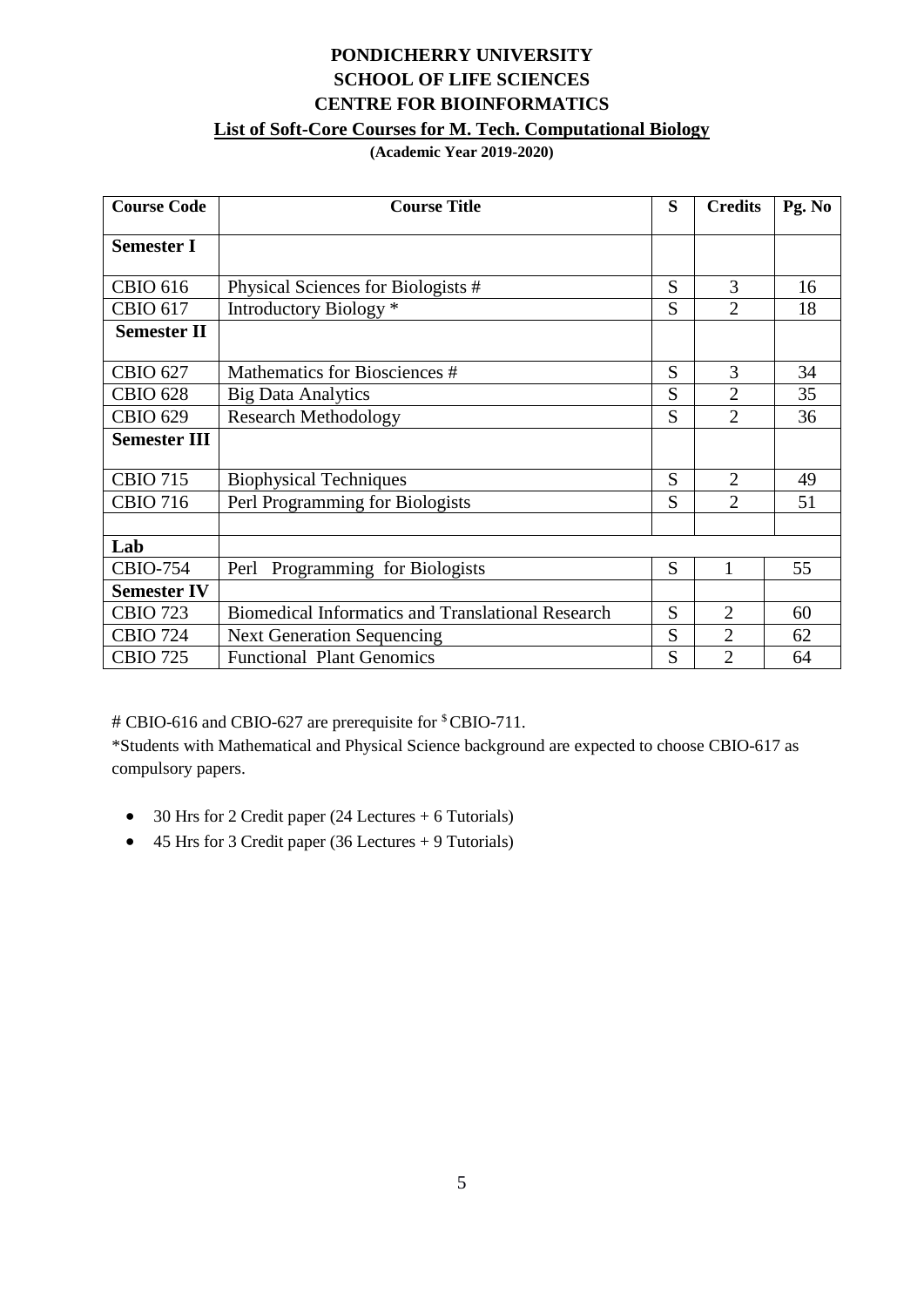# PONDICHERRY UNIVERSITY
## SCHOOL OF LIFE SCIENCES
## CENTRE FOR BIOINFORMATICS
### List of Soft-Core Courses for M. Tech. Computational Biology

**(Academic Year 2019-2020)**

| Course Code | Course Title | S | Credits | Pg. No |
|---|---|---|---|---|
| **Semester I** | | | | |
| CBIO 616 | Physical Sciences for Biologists # | S | 3 | 16 |
| CBIO 617 | Introductory Biology * | S | 2 | 18 |
| **Semester II** | | | | |
| CBIO 627 | Mathematics for Biosciences # | S | 3 | 34 |
| CBIO 628 | Big Data Analytics | S | 2 | 35 |
| CBIO 629 | Research Methodology | S | 2 | 36 |
| **Semester III** | | | | |
| CBIO 715 | Biophysical Techniques | S | 2 | 49 |
| CBIO 716 | Perl Programming for Biologists | S | 2 | 51 |
| | | | | |
| **Lab** | | | | |
| CBIO-754 | Perl Programming for Biologists | S | 1 | 55 |
| **Semester IV** | | | | |
| CBIO 723 | Biomedical Informatics and Translational Research | S | 2 | 60 |
| CBIO 724 | Next Generation Sequencing | S | 2 | 62 |
| CBIO 725 | Functional Plant Genomics | S | 2 | 64 |

# CBIO-616 and CBIO-627 are prerequisite for $ CBIO-711.

*Students with Mathematical and Physical Science background are expected to choose CBIO-617 as compulsory papers.

- 30 Hrs for 2 Credit paper (24 Lectures + 6 Tutorials)
- 45 Hrs for 3 Credit paper (36 Lectures + 9 Tutorials)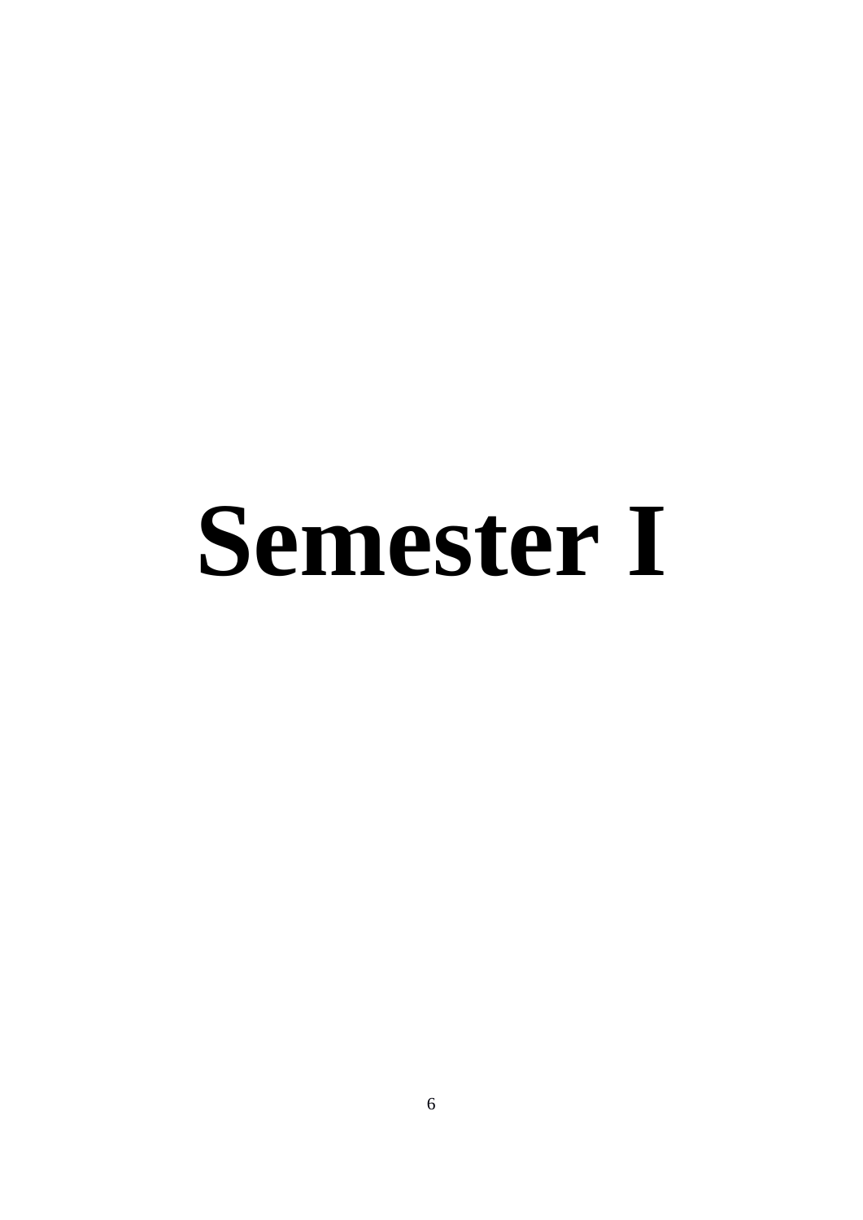# Semester I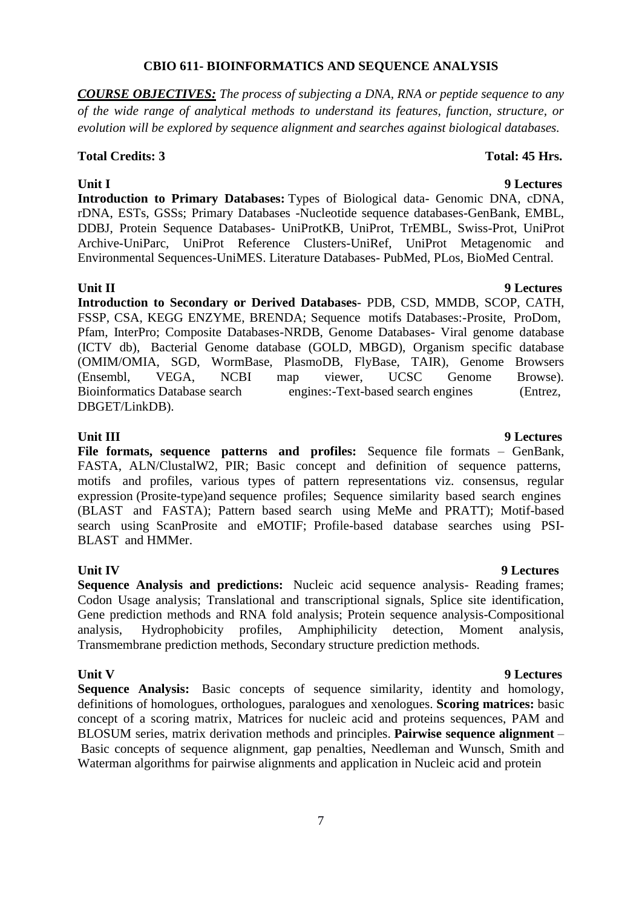# CBIO 611- BIOINFORMATICS AND SEQUENCE ANALYSIS

***COURSE OBJECTIVES:*** *The process of subjecting a DNA, RNA or peptide sequence to any of the wide range of analytical methods to understand its features, function, structure, or evolution will be explored by sequence alignment and searches against biological databases.*

**Total Credits: 3** **Total: 45 Hrs.**

**Unit I** **9 Lectures**

**Introduction to Primary Databases:** Types of Biological data- Genomic DNA, cDNA, rDNA, ESTs, GSSs; Primary Databases -Nucleotide sequence databases-GenBank, EMBL, DDBJ, Protein Sequence Databases- UniProtKB, UniProt, TrEMBL, Swiss-Prot, UniProt Archive-UniParc, UniProt Reference Clusters-UniRef, UniProt Metagenomic and Environmental Sequences-UniMES. Literature Databases- PubMed, PLos, BioMed Central.

**Unit II** **9 Lectures**

**Introduction to Secondary or Derived Databases**- PDB, CSD, MMDB, SCOP, CATH, FSSP, CSA, KEGG ENZYME, BRENDA; Sequence motifs Databases:-Prosite, ProDom, Pfam, InterPro; Composite Databases-NRDB, Genome Databases- Viral genome database (ICTV db), Bacterial Genome database (GOLD, MBGD), Organism specific database (OMIM/OMIA, SGD, WormBase, PlasmoDB, FlyBase, TAIR), Genome Browsers (Ensembl, VEGA, NCBI map viewer, UCSC Genome Browse). Bioinformatics Database search engines:-Text-based search engines (Entrez, DBGET/LinkDB).

**Unit III** **9 Lectures**

**File formats, sequence patterns and profiles:** Sequence file formats – GenBank, FASTA, ALN/ClustalW2, PIR; Basic concept and definition of sequence patterns, motifs and profiles, various types of pattern representations viz. consensus, regular expression (Prosite-type)and sequence profiles; Sequence similarity based search engines (BLAST and FASTA); Pattern based search using MeMe and PRATT); Motif-based search using ScanProsite and eMOTIF; Profile-based database searches using PSI-BLAST and HMMer.

**Unit IV** **9 Lectures**

**Sequence Analysis and predictions:** Nucleic acid sequence analysis- Reading frames; Codon Usage analysis; Translational and transcriptional signals, Splice site identification, Gene prediction methods and RNA fold analysis; Protein sequence analysis-Compositional analysis, Hydrophobicity profiles, Amphiphilicity detection, Moment analysis, Transmembrane prediction methods, Secondary structure prediction methods.

**Unit V** **9 Lectures**

**Sequence Analysis:** Basic concepts of sequence similarity, identity and homology, definitions of homologues, orthologues, paralogues and xenologues. **Scoring matrices:** basic concept of a scoring matrix, Matrices for nucleic acid and proteins sequences, PAM and BLOSUM series, matrix derivation methods and principles. **Pairwise sequence alignment** – Basic concepts of sequence alignment, gap penalties, Needleman and Wunsch, Smith and Waterman algorithms for pairwise alignments and application in Nucleic acid and protein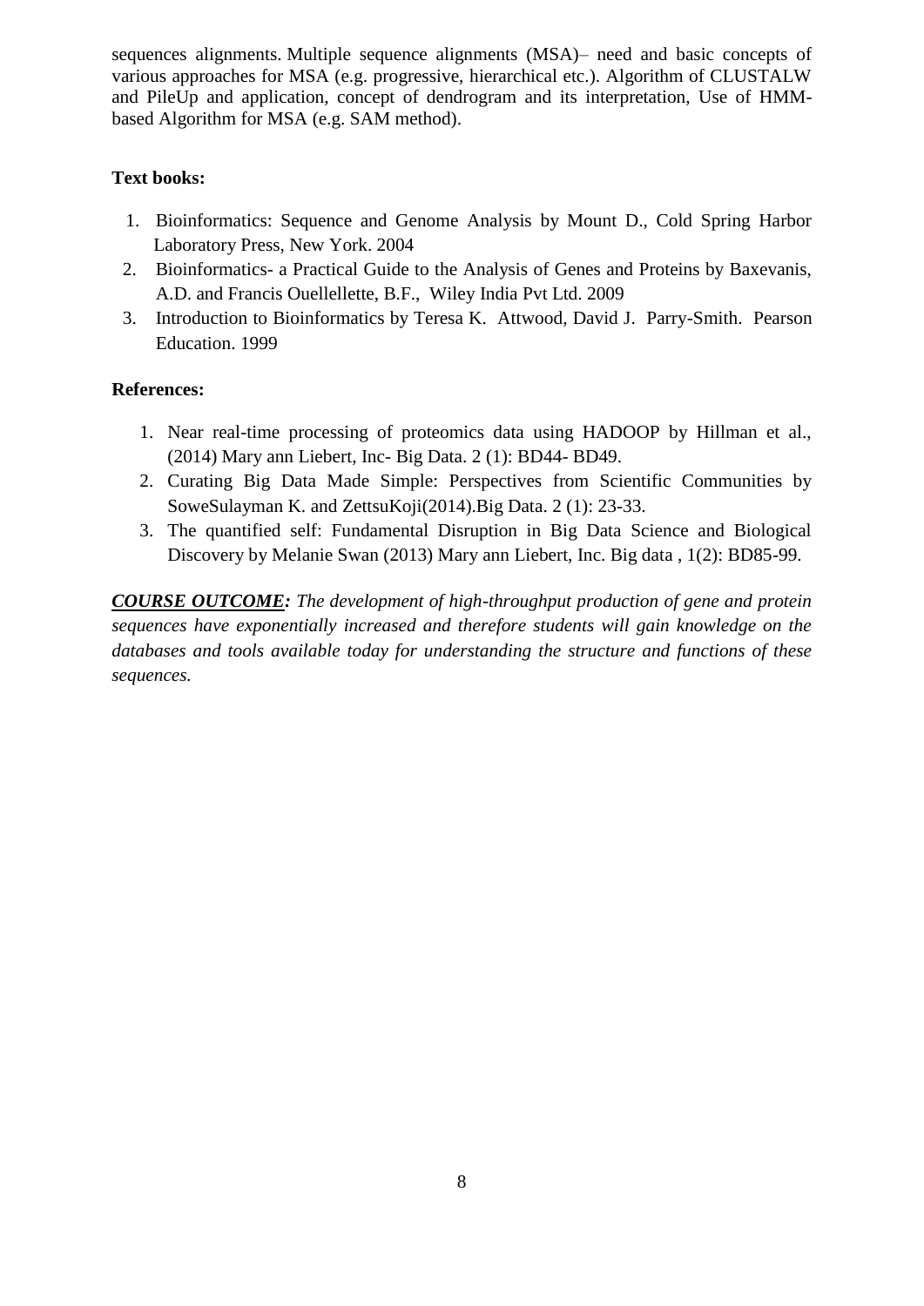sequences alignments. Multiple sequence alignments (MSA)– need and basic concepts of various approaches for MSA (e.g. progressive, hierarchical etc.). Algorithm of CLUSTALW and PileUp and application, concept of dendrogram and its interpretation, Use of HMM-based Algorithm for MSA (e.g. SAM method).

**Text books:**

1. Bioinformatics: Sequence and Genome Analysis by Mount D., Cold Spring Harbor Laboratory Press, New York. 2004
2. Bioinformatics- a Practical Guide to the Analysis of Genes and Proteins by Baxevanis, A.D. and Francis Ouellellette, B.F., Wiley India Pvt Ltd. 2009
3. Introduction to Bioinformatics by Teresa K. Attwood, David J. Parry-Smith. Pearson Education. 1999

**References:**

1. Near real-time processing of proteomics data using HADOOP by Hillman et al., (2014) Mary ann Liebert, Inc- Big Data. 2 (1): BD44- BD49.
2. Curating Big Data Made Simple: Perspectives from Scientific Communities by SoweSulayman K. and ZettsuKoji(2014).Big Data. 2 (1): 23-33.
3. The quantified self: Fundamental Disruption in Big Data Science and Biological Discovery by Melanie Swan (2013) Mary ann Liebert, Inc. Big data , 1(2): BD85-99.

***COURSE OUTCOME:*** *The development of high-throughput production of gene and protein sequences have exponentially increased and therefore students will gain knowledge on the databases and tools available today for understanding the structure and functions of these sequences.*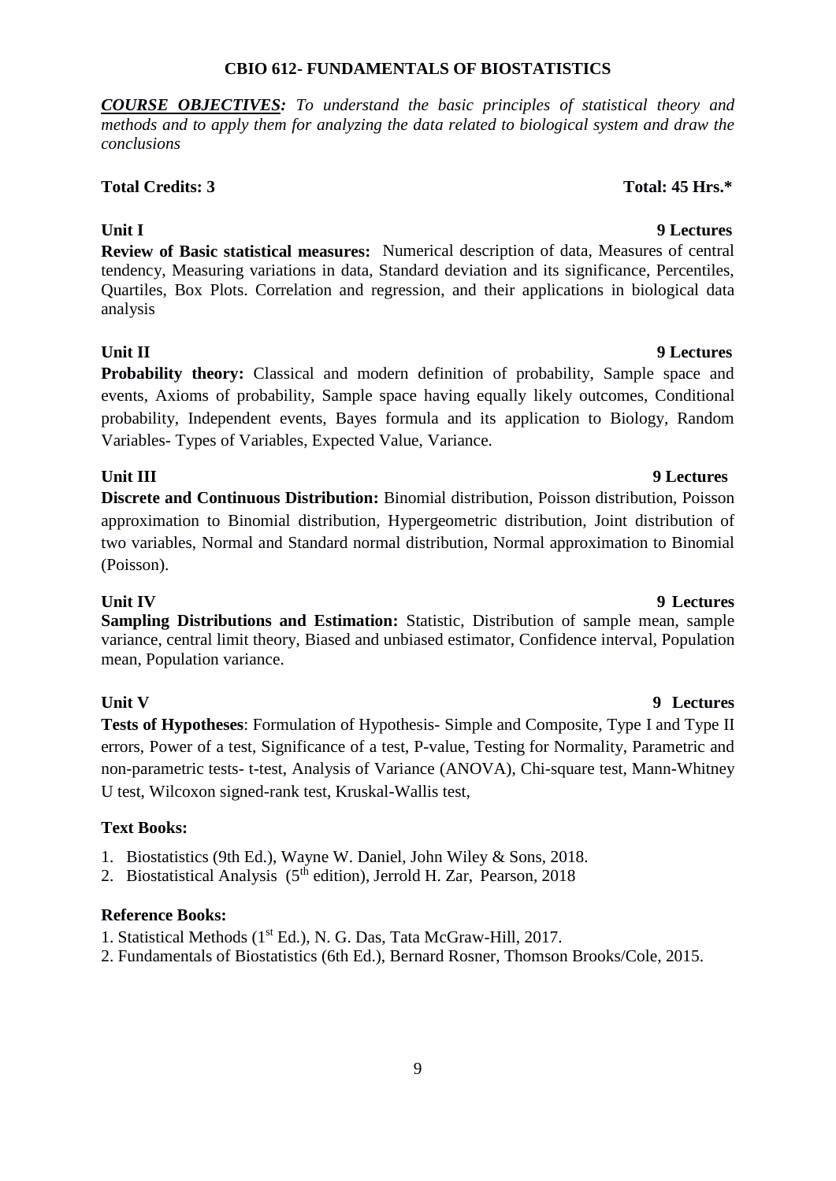# CBIO 612- FUNDAMENTALS OF BIOSTATISTICS

***COURSE OBJECTIVES:*** *To understand the basic principles of statistical theory and methods and to apply them for analyzing the data related to biological system and draw the conclusions*

**Total Credits: 3** **Total: 45 Hrs.\***

**Unit I** **9 Lectures**

**Review of Basic statistical measures:** Numerical description of data, Measures of central tendency, Measuring variations in data, Standard deviation and its significance, Percentiles, Quartiles, Box Plots. Correlation and regression, and their applications in biological data analysis

**Unit II** **9 Lectures**

**Probability theory:** Classical and modern definition of probability, Sample space and events, Axioms of probability, Sample space having equally likely outcomes, Conditional probability, Independent events, Bayes formula and its application to Biology, Random Variables- Types of Variables, Expected Value, Variance.

**Unit III** **9 Lectures**

**Discrete and Continuous Distribution:** Binomial distribution, Poisson distribution, Poisson approximation to Binomial distribution, Hypergeometric distribution, Joint distribution of two variables, Normal and Standard normal distribution, Normal approximation to Binomial (Poisson).

**Unit IV** **9 Lectures**

**Sampling Distributions and Estimation:** Statistic, Distribution of sample mean, sample variance, central limit theory, Biased and unbiased estimator, Confidence interval, Population mean, Population variance.

**Unit V** **9 Lectures**

**Tests of Hypotheses**: Formulation of Hypothesis- Simple and Composite, Type I and Type II errors, Power of a test, Significance of a test, P-value, Testing for Normality, Parametric and non-parametric tests- t-test, Analysis of Variance (ANOVA), Chi-square test, Mann-Whitney U test, Wilcoxon signed-rank test, Kruskal-Wallis test,

**Text Books:**

1. Biostatistics (9th Ed.), Wayne W. Daniel, John Wiley & Sons, 2018.
2. Biostatistical Analysis (5th edition), Jerrold H. Zar, Pearson, 2018

**Reference Books:**

1. Statistical Methods (1st Ed.), N. G. Das, Tata McGraw-Hill, 2017.
2. Fundamentals of Biostatistics (6th Ed.), Bernard Rosner, Thomson Brooks/Cole, 2015.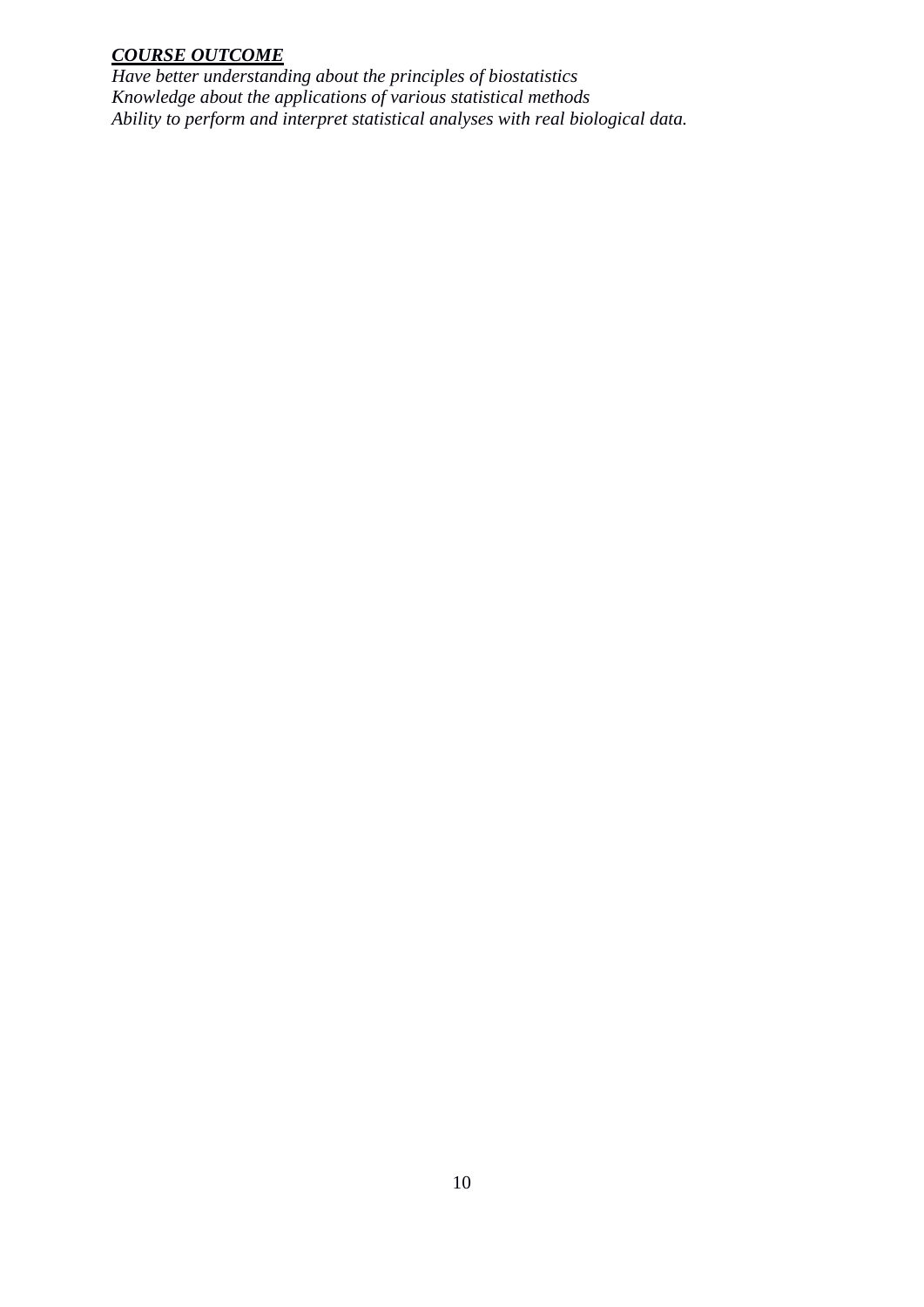***COURSE OUTCOME***

*Have better understanding about the principles of biostatistics*
*Knowledge about the applications of various statistical methods*
*Ability to perform and interpret statistical analyses with real biological data.*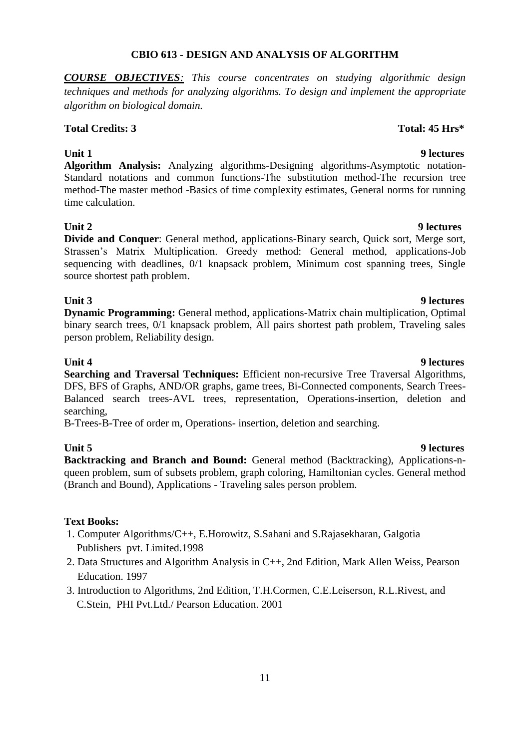## CBIO 613 - DESIGN AND ANALYSIS OF ALGORITHM

***COURSE OBJECTIVES**: This course concentrates on studying algorithmic design techniques and methods for analyzing algorithms. To design and implement the appropriate algorithm on biological domain.*

**Total Credits: 3** **Total: 45 Hrs***

**Unit 1** **9 lectures**

**Algorithm Analysis:** Analyzing algorithms-Designing algorithms-Asymptotic notation-Standard notations and common functions-The substitution method-The recursion tree method-The master method -Basics of time complexity estimates, General norms for running time calculation.

**Unit 2** **9 lectures**

**Divide and Conquer**: General method, applications-Binary search, Quick sort, Merge sort, Strassen's Matrix Multiplication. Greedy method: General method, applications-Job sequencing with deadlines, 0/1 knapsack problem, Minimum cost spanning trees, Single source shortest path problem.

**Unit 3** **9 lectures**

**Dynamic Programming:** General method, applications-Matrix chain multiplication, Optimal binary search trees, 0/1 knapsack problem, All pairs shortest path problem, Traveling sales person problem, Reliability design.

**Unit 4** **9 lectures**

**Searching and Traversal Techniques:** Efficient non-recursive Tree Traversal Algorithms, DFS, BFS of Graphs, AND/OR graphs, game trees, Bi-Connected components, Search Trees-Balanced search trees-AVL trees, representation, Operations-insertion, deletion and searching,

B-Trees-B-Tree of order m, Operations- insertion, deletion and searching.

**Unit 5** **9 lectures**

**Backtracking and Branch and Bound:** General method (Backtracking), Applications-n-queen problem, sum of subsets problem, graph coloring, Hamiltonian cycles. General method (Branch and Bound), Applications - Traveling sales person problem.

**Text Books:**

1. Computer Algorithms/C++, E.Horowitz, S.Sahani and S.Rajasekharan, Galgotia Publishers pvt. Limited.1998
2. Data Structures and Algorithm Analysis in C++, 2nd Edition, Mark Allen Weiss, Pearson Education. 1997
3. Introduction to Algorithms, 2nd Edition, T.H.Cormen, C.E.Leiserson, R.L.Rivest, and C.Stein, PHI Pvt.Ltd./ Pearson Education. 2001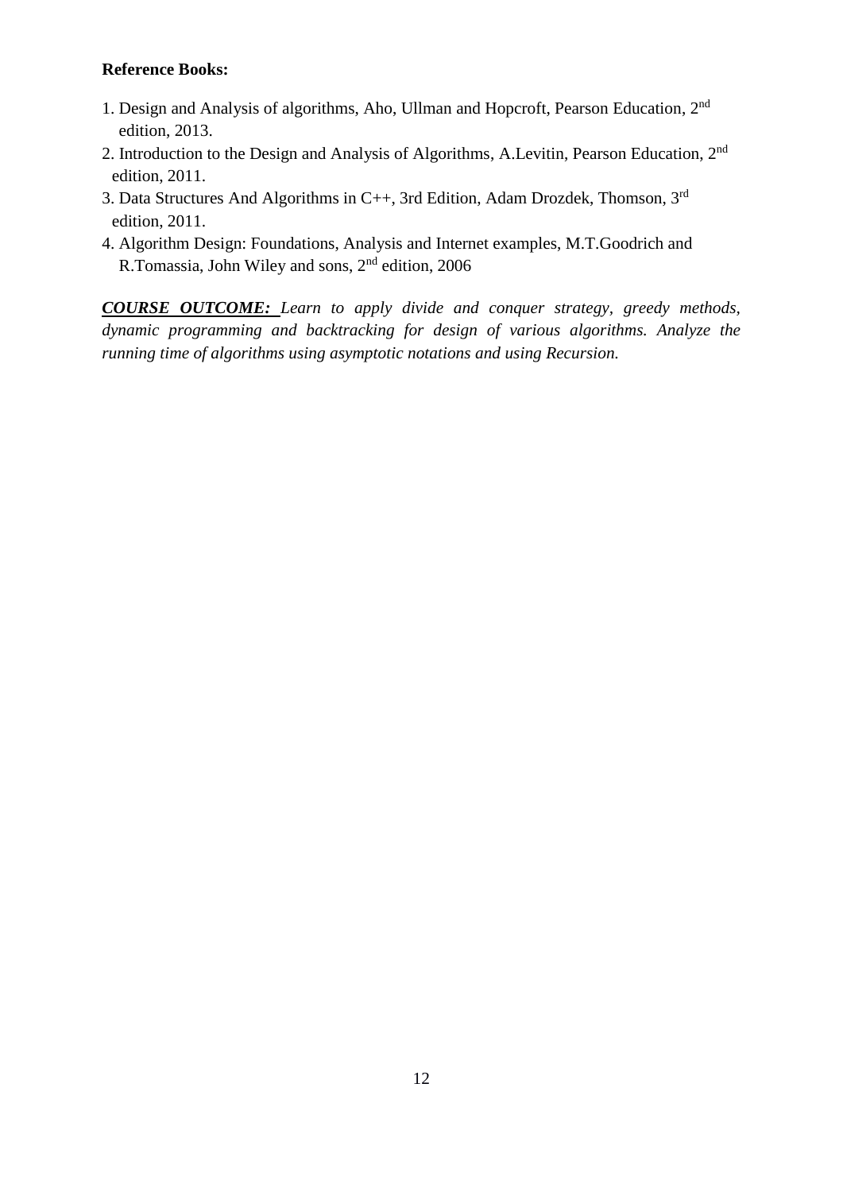**Reference Books:**

1. Design and Analysis of algorithms, Aho, Ullman and Hopcroft, Pearson Education, 2nd edition, 2013.
2. Introduction to the Design and Analysis of Algorithms, A.Levitin, Pearson Education, 2nd edition, 2011.
3. Data Structures And Algorithms in C++, 3rd Edition, Adam Drozdek, Thomson, 3rd edition, 2011.
4. Algorithm Design: Foundations, Analysis and Internet examples, M.T.Goodrich and R.Tomassia, John Wiley and sons, 2nd edition, 2006

***COURSE OUTCOME:*** *Learn to apply divide and conquer strategy, greedy methods, dynamic programming and backtracking for design of various algorithms. Analyze the running time of algorithms using asymptotic notations and using Recursion.*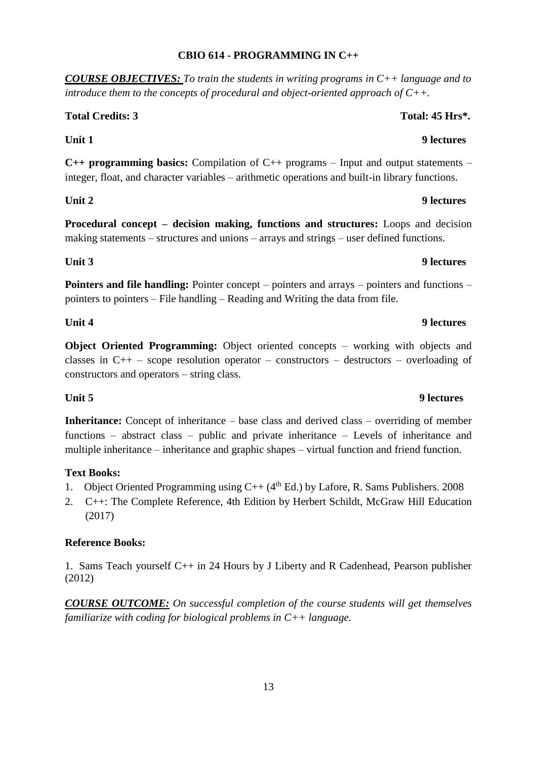## CBIO 614 - PROGRAMMING IN C++

***COURSE OBJECTIVES:*** *To train the students in writing programs in C++ language and to introduce them to the concepts of procedural and object-oriented approach of C++.*

**Total Credits: 3** **Total: 45 Hrs*.**

**Unit 1** **9 lectures**

**C++ programming basics:** Compilation of C++ programs – Input and output statements – integer, float, and character variables – arithmetic operations and built-in library functions.

**Unit 2** **9 lectures**

**Procedural concept – decision making, functions and structures:** Loops and decision making statements – structures and unions – arrays and strings – user defined functions.

**Unit 3** **9 lectures**

**Pointers and file handling:** Pointer concept – pointers and arrays – pointers and functions – pointers to pointers – File handling – Reading and Writing the data from file.

**Unit 4** **9 lectures**

**Object Oriented Programming:** Object oriented concepts – working with objects and classes in C++ – scope resolution operator – constructors – destructors – overloading of constructors and operators – string class.

**Unit 5** **9 lectures**

**Inheritance:** Concept of inheritance – base class and derived class – overriding of member functions – abstract class – public and private inheritance – Levels of inheritance and multiple inheritance – inheritance and graphic shapes – virtual function and friend function.

**Text Books:**

1. Object Oriented Programming using C++ (4th Ed.) by Lafore, R. Sams Publishers. 2008
2. C++: The Complete Reference, 4th Edition by Herbert Schildt, McGraw Hill Education (2017)

**Reference Books:**

1. Sams Teach yourself C++ in 24 Hours by J Liberty and R Cadenhead, Pearson publisher (2012)

***COURSE OUTCOME:*** *On successful completion of the course students will get themselves familiarize with coding for biological problems in C++ language.*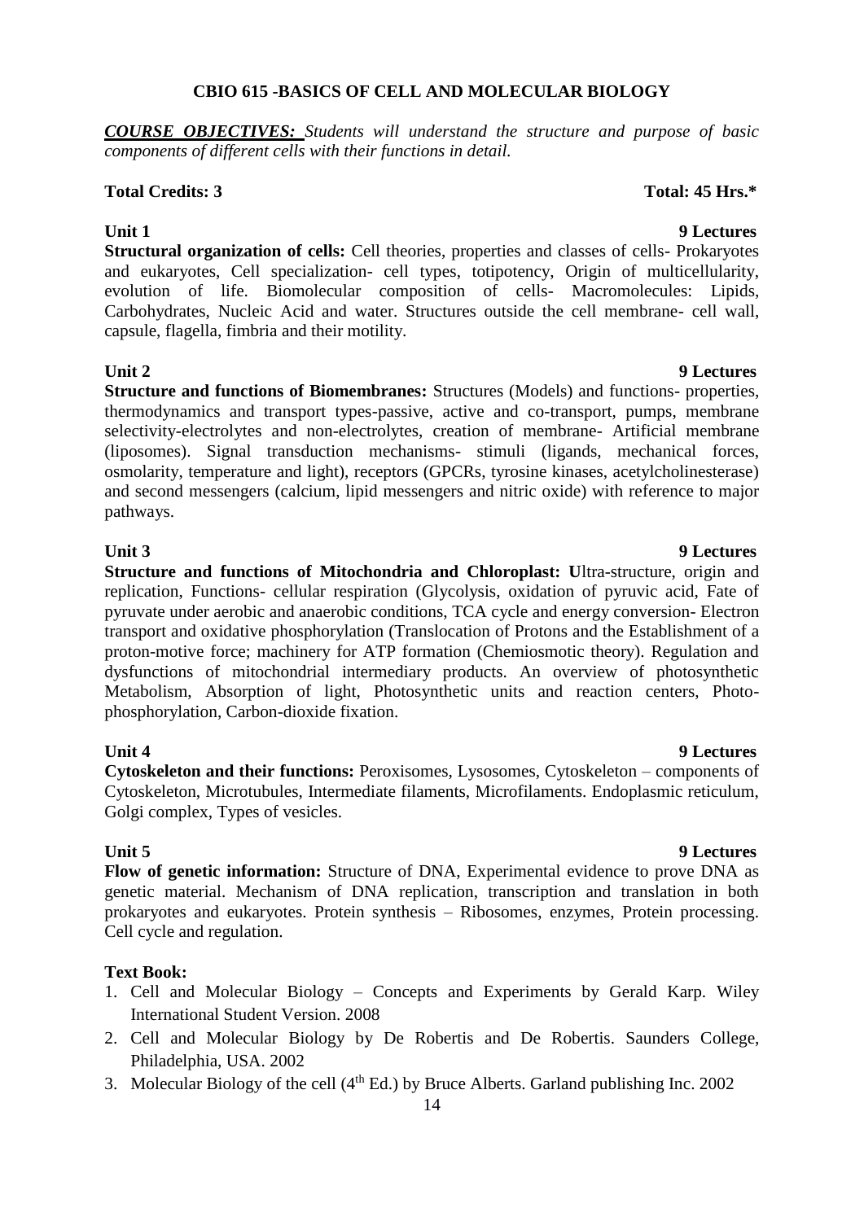# CBIO 615 -BASICS OF CELL AND MOLECULAR BIOLOGY

***COURSE OBJECTIVES:*** *Students will understand the structure and purpose of basic components of different cells with their functions in detail.*

**Total Credits: 3** **Total: 45 Hrs.***

**Unit 1** **9 Lectures**

**Structural organization of cells:** Cell theories, properties and classes of cells- Prokaryotes and eukaryotes, Cell specialization- cell types, totipotency, Origin of multicellularity, evolution of life. Biomolecular composition of cells- Macromolecules: Lipids, Carbohydrates, Nucleic Acid and water. Structures outside the cell membrane- cell wall, capsule, flagella, fimbria and their motility.

**Unit 2** **9 Lectures**

**Structure and functions of Biomembranes:** Structures (Models) and functions- properties, thermodynamics and transport types-passive, active and co-transport, pumps, membrane selectivity-electrolytes and non-electrolytes, creation of membrane- Artificial membrane (liposomes). Signal transduction mechanisms- stimuli (ligands, mechanical forces, osmolarity, temperature and light), receptors (GPCRs, tyrosine kinases, acetylcholinesterase) and second messengers (calcium, lipid messengers and nitric oxide) with reference to major pathways.

**Unit 3** **9 Lectures**

**Structure and functions of Mitochondria and Chloroplast: U**ltra-structure, origin and replication, Functions- cellular respiration (Glycolysis, oxidation of pyruvic acid, Fate of pyruvate under aerobic and anaerobic conditions, TCA cycle and energy conversion- Electron transport and oxidative phosphorylation (Translocation of Protons and the Establishment of a proton-motive force; machinery for ATP formation (Chemiosmotic theory). Regulation and dysfunctions of mitochondrial intermediary products. An overview of photosynthetic Metabolism, Absorption of light, Photosynthetic units and reaction centers, Photo-phosphorylation, Carbon-dioxide fixation.

**Unit 4** **9 Lectures**

**Cytoskeleton and their functions:** Peroxisomes, Lysosomes, Cytoskeleton – components of Cytoskeleton, Microtubules, Intermediate filaments, Microfilaments. Endoplasmic reticulum, Golgi complex, Types of vesicles.

**Unit 5** **9 Lectures**

**Flow of genetic information:** Structure of DNA, Experimental evidence to prove DNA as genetic material. Mechanism of DNA replication, transcription and translation in both prokaryotes and eukaryotes. Protein synthesis – Ribosomes, enzymes, Protein processing. Cell cycle and regulation.

**Text Book:**

1. Cell and Molecular Biology – Concepts and Experiments by Gerald Karp. Wiley International Student Version. 2008
2. Cell and Molecular Biology by De Robertis and De Robertis. Saunders College, Philadelphia, USA. 2002
3. Molecular Biology of the cell ($4^{th}$ Ed.) by Bruce Alberts. Garland publishing Inc. 2002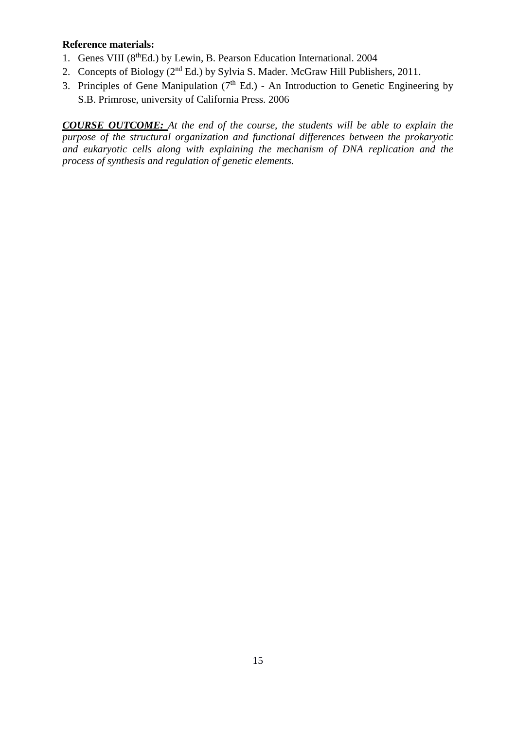**Reference materials:**

1. Genes VIII ($8^{th}$Ed.) by Lewin, B. Pearson Education International. 2004
2. Concepts of Biology ($2^{nd}$ Ed.) by Sylvia S. Mader. McGraw Hill Publishers, 2011.
3. Principles of Gene Manipulation ($7^{th}$ Ed.) - An Introduction to Genetic Engineering by S.B. Primrose, university of California Press. 2006

***COURSE OUTCOME:*** *At the end of the course, the students will be able to explain the purpose of the structural organization and functional differences between the prokaryotic and eukaryotic cells along with explaining the mechanism of DNA replication and the process of synthesis and regulation of genetic elements.*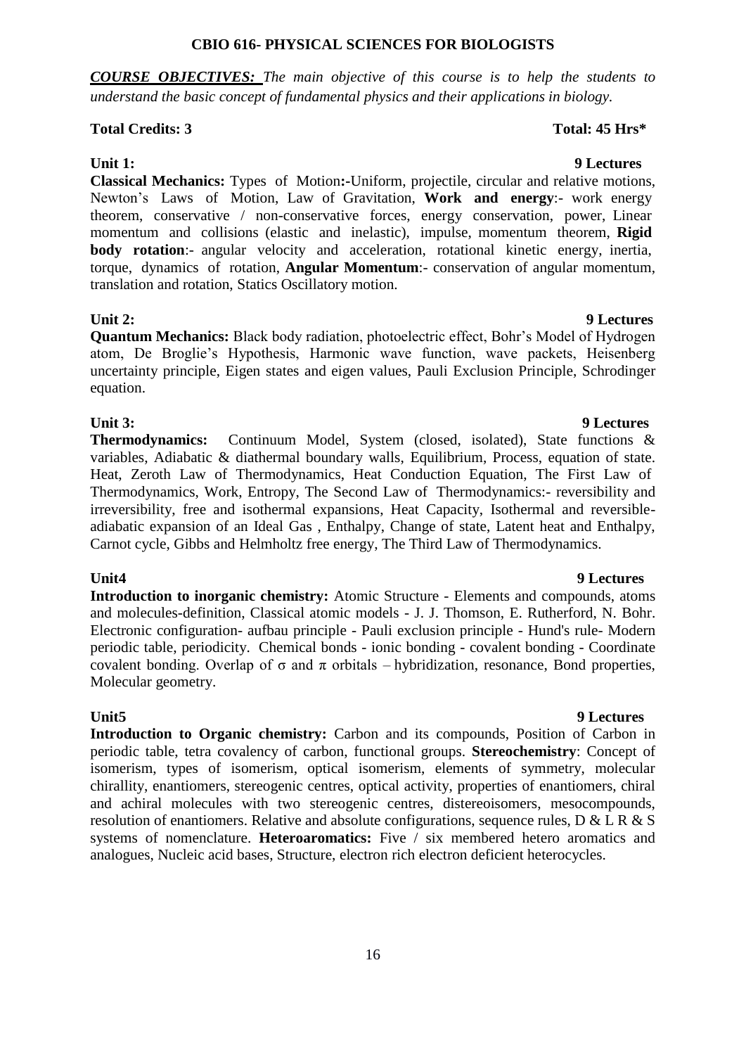## CBIO 616- PHYSICAL SCIENCES FOR BIOLOGISTS

***COURSE OBJECTIVES:*** *The main objective of this course is to help the students to understand the basic concept of fundamental physics and their applications in biology.*

**Total Credits: 3** **Total: 45 Hrs***

**Unit 1:** **9 Lectures**

**Classical Mechanics:** Types of Motion**:-**Uniform, projectile, circular and relative motions, Newton's Laws of Motion, Law of Gravitation, **Work and energy**:- work energy theorem, conservative / non-conservative forces, energy conservation, power, Linear momentum and collisions (elastic and inelastic), impulse, momentum theorem, **Rigid body rotation**:- angular velocity and acceleration, rotational kinetic energy, inertia, torque, dynamics of rotation, **Angular Momentum**:- conservation of angular momentum, translation and rotation, Statics Oscillatory motion.

**Unit 2:** **9 Lectures**

**Quantum Mechanics:** Black body radiation, photoelectric effect, Bohr's Model of Hydrogen atom, De Broglie's Hypothesis, Harmonic wave function, wave packets, Heisenberg uncertainty principle, Eigen states and eigen values, Pauli Exclusion Principle, Schrodinger equation.

**Unit 3:** **9 Lectures**

**Thermodynamics:** Continuum Model, System (closed, isolated), State functions & variables, Adiabatic & diathermal boundary walls, Equilibrium, Process, equation of state. Heat, Zeroth Law of Thermodynamics, Heat Conduction Equation, The First Law of Thermodynamics, Work, Entropy, The Second Law of Thermodynamics:- reversibility and irreversibility, free and isothermal expansions, Heat Capacity, Isothermal and reversible-adiabatic expansion of an Ideal Gas , Enthalpy, Change of state, Latent heat and Enthalpy, Carnot cycle, Gibbs and Helmholtz free energy, The Third Law of Thermodynamics.

**Unit4** **9 Lectures**

**Introduction to inorganic chemistry:** Atomic Structure - Elements and compounds, atoms and molecules-definition, Classical atomic models - J. J. Thomson, E. Rutherford, N. Bohr. Electronic configuration- aufbau principle - Pauli exclusion principle - Hund's rule- Modern periodic table, periodicity. Chemical bonds - ionic bonding - covalent bonding - Coordinate covalent bonding. Overlap of $\sigma$ and $\pi$ orbitals – hybridization, resonance, Bond properties, Molecular geometry.

**Unit5** **9 Lectures**

**Introduction to Organic chemistry:** Carbon and its compounds, Position of Carbon in periodic table, tetra covalency of carbon, functional groups. **Stereochemistry**: Concept of isomerism, types of isomerism, optical isomerism, elements of symmetry, molecular chirallity, enantiomers, stereogenic centres, optical activity, properties of enantiomers, chiral and achiral molecules with two stereogenic centres, distereoisomers, mesocompounds, resolution of enantiomers. Relative and absolute configurations, sequence rules, D & L R & S systems of nomenclature. **Heteroaromatics:** Five / six membered hetero aromatics and analogues, Nucleic acid bases, Structure, electron rich electron deficient heterocycles.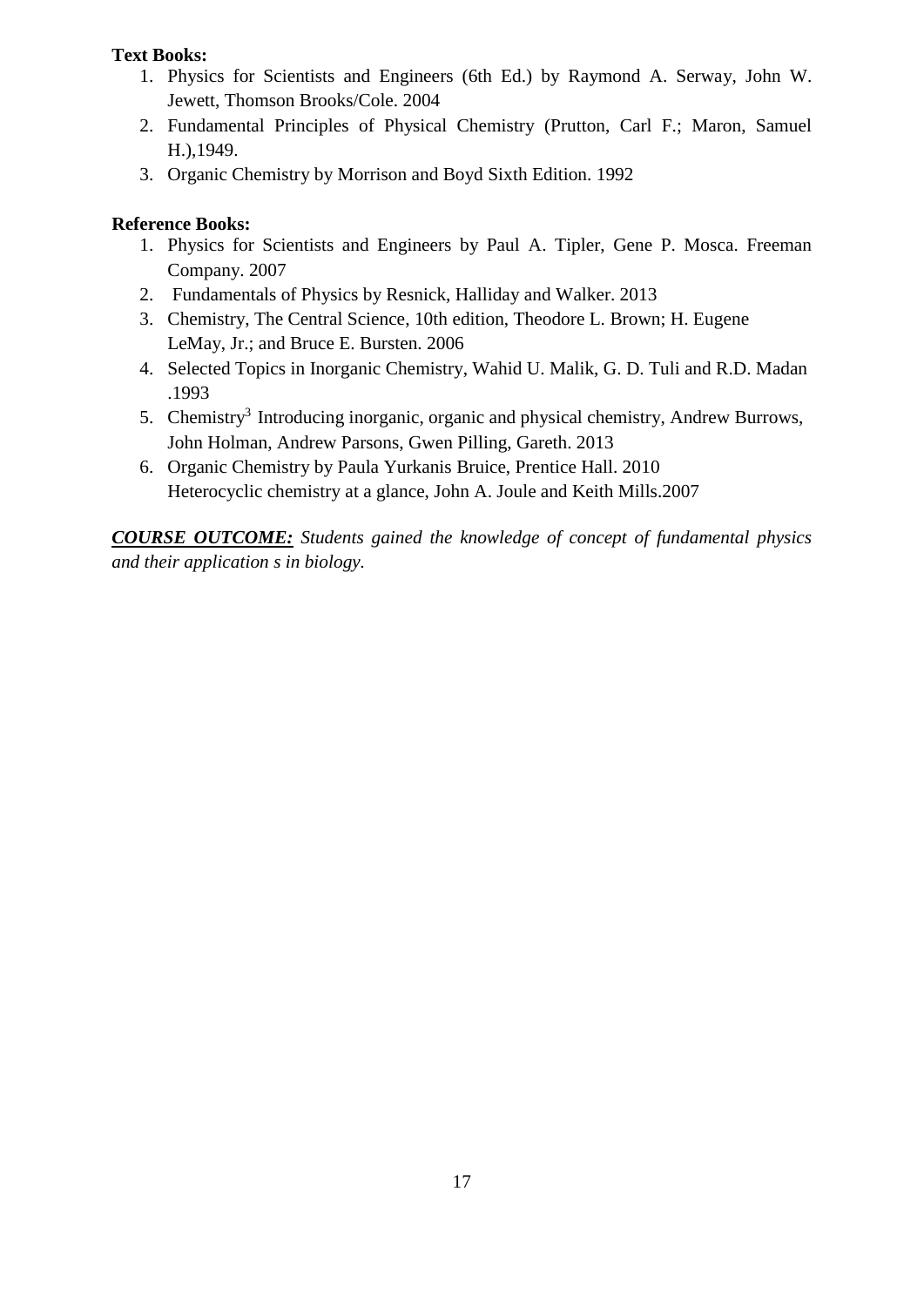**Text Books:**

1. Physics for Scientists and Engineers (6th Ed.) by Raymond A. Serway, John W. Jewett, Thomson Brooks/Cole. 2004
2. Fundamental Principles of Physical Chemistry (Prutton, Carl F.; Maron, Samuel H.),1949.
3. Organic Chemistry by Morrison and Boyd Sixth Edition. 1992

**Reference Books:**

1. Physics for Scientists and Engineers by Paul A. Tipler, Gene P. Mosca. Freeman Company. 2007
2. Fundamentals of Physics by Resnick, Halliday and Walker. 2013
3. Chemistry, The Central Science, 10th edition, Theodore L. Brown; H. Eugene LeMay, Jr.; and Bruce E. Bursten. 2006
4. Selected Topics in Inorganic Chemistry, Wahid U. Malik, G. D. Tuli and R.D. Madan .1993
5. Chemistry$^3$ Introducing inorganic, organic and physical chemistry, Andrew Burrows, John Holman, Andrew Parsons, Gwen Pilling, Gareth. 2013
6. Organic Chemistry by Paula Yurkanis Bruice, Prentice Hall. 2010
   Heterocyclic chemistry at a glance, John A. Joule and Keith Mills.2007

***COURSE OUTCOME:*** *Students gained the knowledge of concept of fundamental physics and their application s in biology.*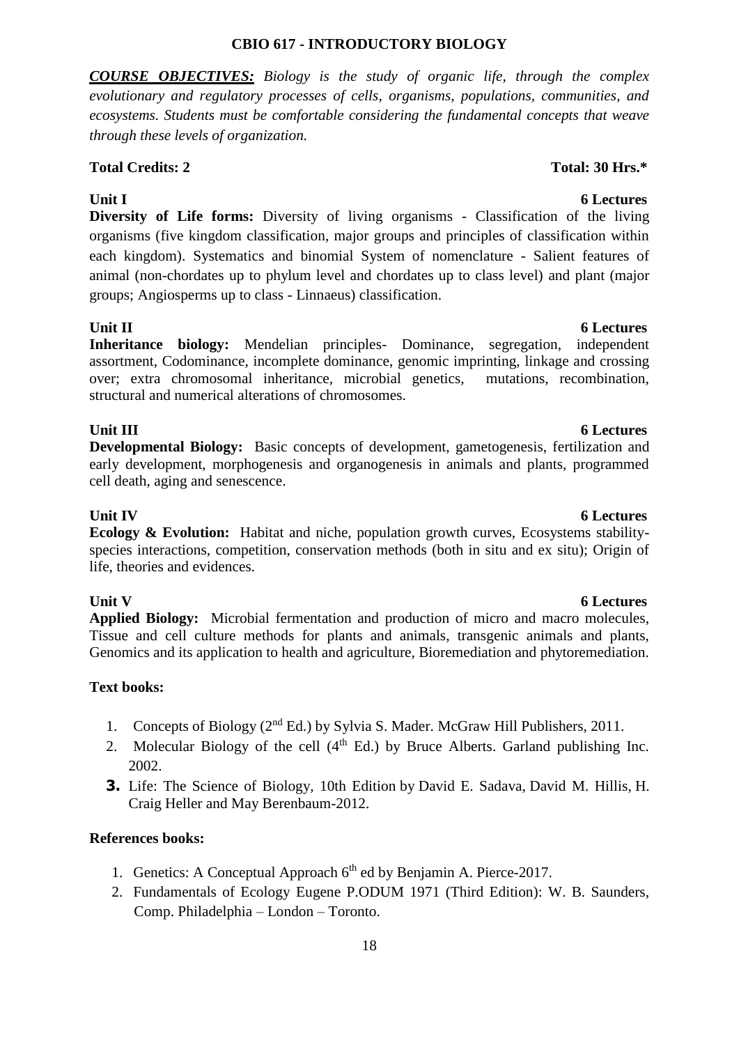# CBIO 617 - INTRODUCTORY BIOLOGY

***COURSE OBJECTIVES:*** *Biology is the study of organic life, through the complex evolutionary and regulatory processes of cells, organisms, populations, communities, and ecosystems. Students must be comfortable considering the fundamental concepts that weave through these levels of organization.*

**Total Credits: 2** **Total: 30 Hrs.***

**Unit I** **6 Lectures**

**Diversity of Life forms:** Diversity of living organisms - Classification of the living organisms (five kingdom classification, major groups and principles of classification within each kingdom). Systematics and binomial System of nomenclature - Salient features of animal (non-chordates up to phylum level and chordates up to class level) and plant (major groups; Angiosperms up to class - Linnaeus) classification.

**Unit II** **6 Lectures**

**Inheritance biology:** Mendelian principles- Dominance, segregation, independent assortment, Codominance, incomplete dominance, genomic imprinting, linkage and crossing over; extra chromosomal inheritance, microbial genetics, mutations, recombination, structural and numerical alterations of chromosomes.

**Unit III** **6 Lectures**

**Developmental Biology:** Basic concepts of development, gametogenesis, fertilization and early development, morphogenesis and organogenesis in animals and plants, programmed cell death, aging and senescence.

**Unit IV** **6 Lectures**

**Ecology & Evolution:** Habitat and niche, population growth curves, Ecosystems stability-species interactions, competition, conservation methods (both in situ and ex situ); Origin of life, theories and evidences.

**Unit V** **6 Lectures**

**Applied Biology:** Microbial fermentation and production of micro and macro molecules, Tissue and cell culture methods for plants and animals, transgenic animals and plants, Genomics and its application to health and agriculture, Bioremediation and phytoremediation.

**Text books:**

1. Concepts of Biology (2nd Ed.) by Sylvia S. Mader. McGraw Hill Publishers, 2011.
2. Molecular Biology of the cell (4th Ed.) by Bruce Alberts. Garland publishing Inc. 2002.
3. Life: The Science of Biology, 10th Edition by David E. Sadava, David M. Hillis, H. Craig Heller and May Berenbaum-2012.

**References books:**

1. Genetics: A Conceptual Approach 6th ed by Benjamin A. Pierce-2017.
2. Fundamentals of Ecology Eugene P.ODUM 1971 (Third Edition): W. B. Saunders, Comp. Philadelphia – London – Toronto.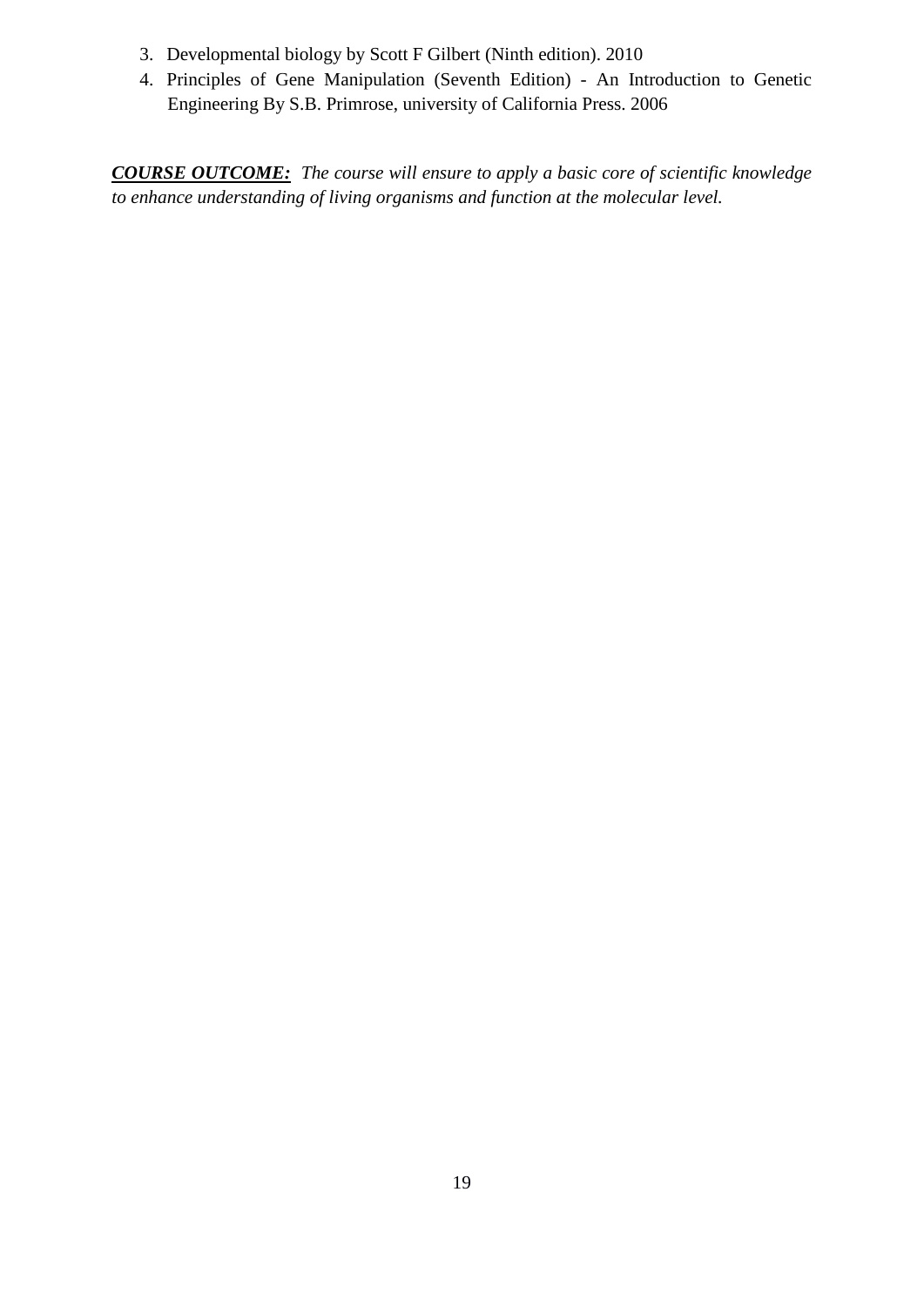3. Developmental biology by Scott F Gilbert (Ninth edition). 2010
4. Principles of Gene Manipulation (Seventh Edition) - An Introduction to Genetic Engineering By S.B. Primrose, university of California Press. 2006

***COURSE OUTCOME:*** *The course will ensure to apply a basic core of scientific knowledge to enhance understanding of living organisms and function at the molecular level.*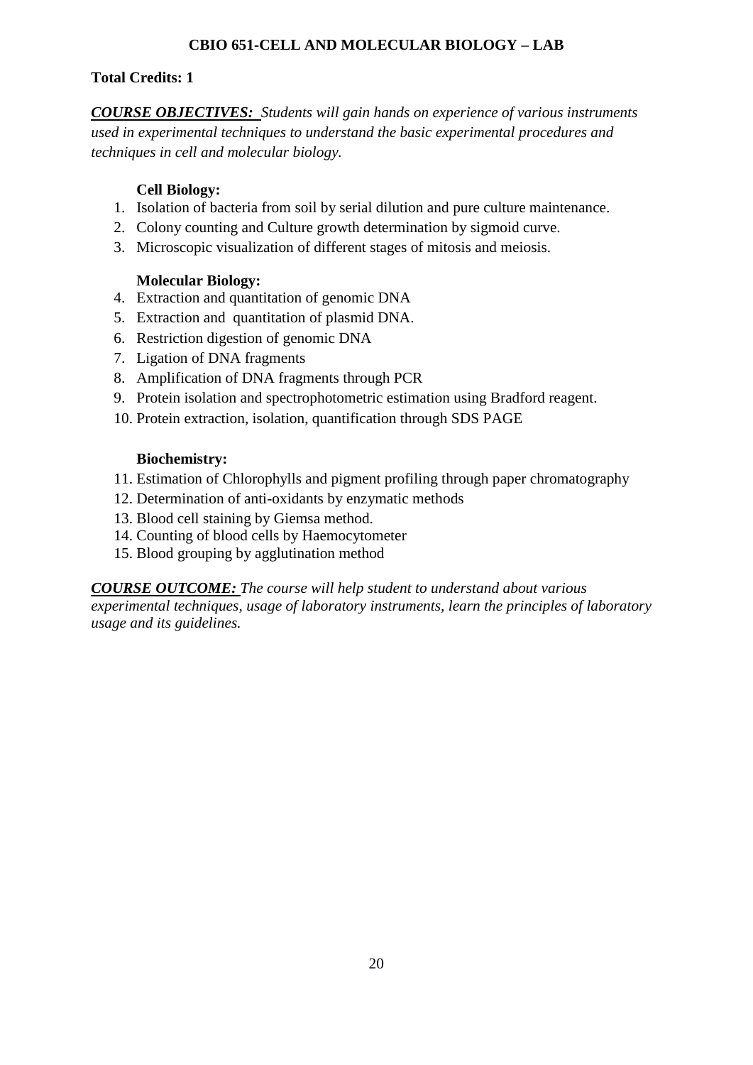# CBIO 651-CELL AND MOLECULAR BIOLOGY – LAB

**Total Credits: 1**

***COURSE OBJECTIVES:*** *Students will gain hands on experience of various instruments used in experimental techniques to understand the basic experimental procedures and techniques in cell and molecular biology.*

**Cell Biology:**

1. Isolation of bacteria from soil by serial dilution and pure culture maintenance.
2. Colony counting and Culture growth determination by sigmoid curve.
3. Microscopic visualization of different stages of mitosis and meiosis.

**Molecular Biology:**

4. Extraction and quantitation of genomic DNA
5. Extraction and quantitation of plasmid DNA.
6. Restriction digestion of genomic DNA
7. Ligation of DNA fragments
8. Amplification of DNA fragments through PCR
9. Protein isolation and spectrophotometric estimation using Bradford reagent.
10. Protein extraction, isolation, quantification through SDS PAGE

**Biochemistry:**

11. Estimation of Chlorophylls and pigment profiling through paper chromatography
12. Determination of anti-oxidants by enzymatic methods
13. Blood cell staining by Giemsa method.
14. Counting of blood cells by Haemocytometer
15. Blood grouping by agglutination method

***COURSE OUTCOME:*** *The course will help student to understand about various experimental techniques, usage of laboratory instruments, learn the principles of laboratory usage and its guidelines.*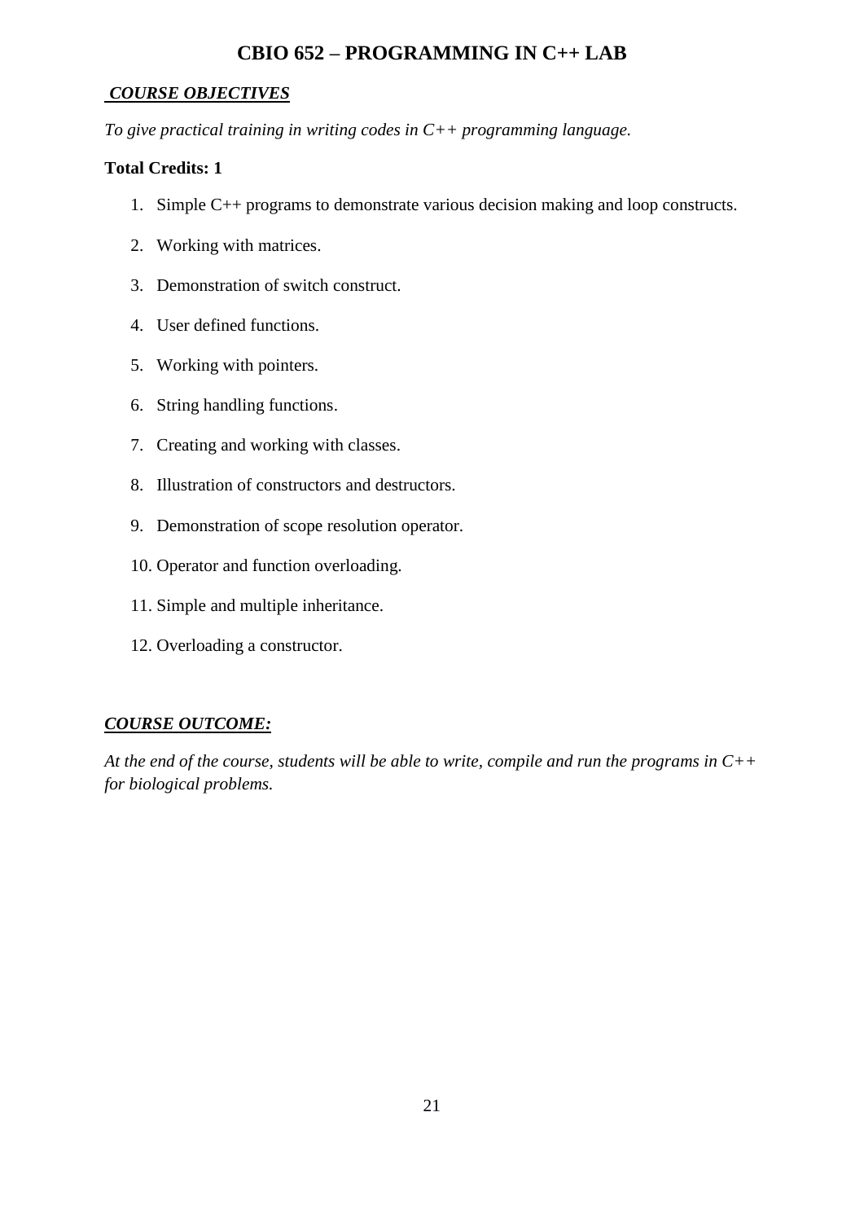# CBIO 652 – PROGRAMMING IN C++ LAB

***COURSE OBJECTIVES***

*To give practical training in writing codes in C++ programming language.*

**Total Credits: 1**

1. Simple C++ programs to demonstrate various decision making and loop constructs.
2. Working with matrices.
3. Demonstration of switch construct.
4. User defined functions.
5. Working with pointers.
6. String handling functions.
7. Creating and working with classes.
8. Illustration of constructors and destructors.
9. Demonstration of scope resolution operator.
10. Operator and function overloading.
11. Simple and multiple inheritance.
12. Overloading a constructor.

***COURSE OUTCOME:***

*At the end of the course, students will be able to write, compile and run the programs in C++ for biological problems.*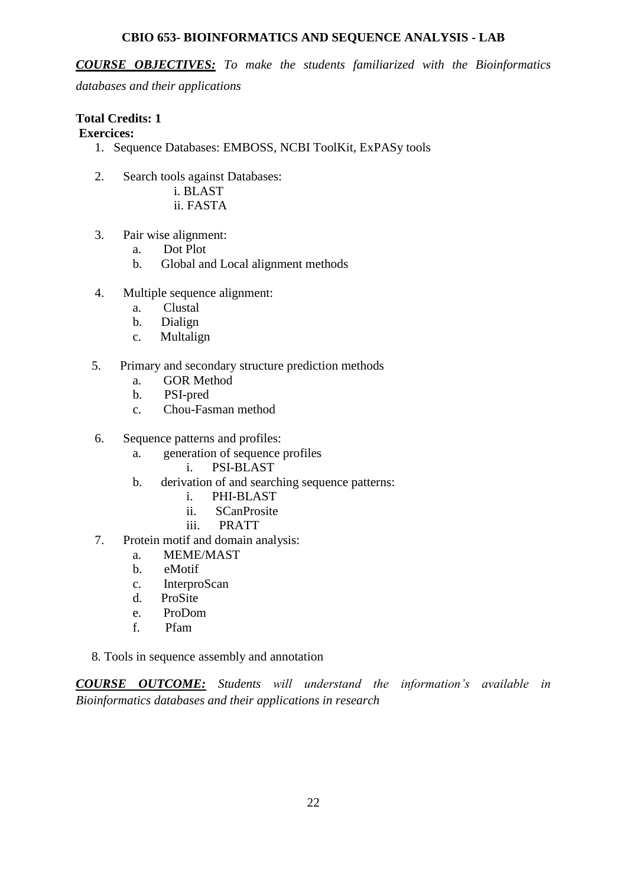**CBIO 653- BIOINFORMATICS AND SEQUENCE ANALYSIS - LAB**

***COURSE OBJECTIVES:*** *To make the students familiarized with the Bioinformatics databases and their applications*

**Total Credits: 1**

**Exercices:**

1. Sequence Databases: EMBOSS, NCBI ToolKit, ExPASy tools
2. Search tools against Databases:
   i. BLAST
   ii. FASTA
3. Pair wise alignment:
   a. Dot Plot
   b. Global and Local alignment methods
4. Multiple sequence alignment:
   a. Clustal
   b. Dialign
   c. Multalign
5. Primary and secondary structure prediction methods
   a. GOR Method
   b. PSI-pred
   c. Chou-Fasman method
6. Sequence patterns and profiles:
   a. generation of sequence profiles
      i. PSI-BLAST
   b. derivation of and searching sequence patterns:
      i. PHI-BLAST
      ii. SCanProsite
      iii. PRATT
7. Protein motif and domain analysis:
   a. MEME/MAST
   b. eMotif
   c. InterproScan
   d. ProSite
   e. ProDom
   f. Pfam
8. Tools in sequence assembly and annotation

***COURSE OUTCOME:*** *Students will understand the information's available in Bioinformatics databases and their applications in research*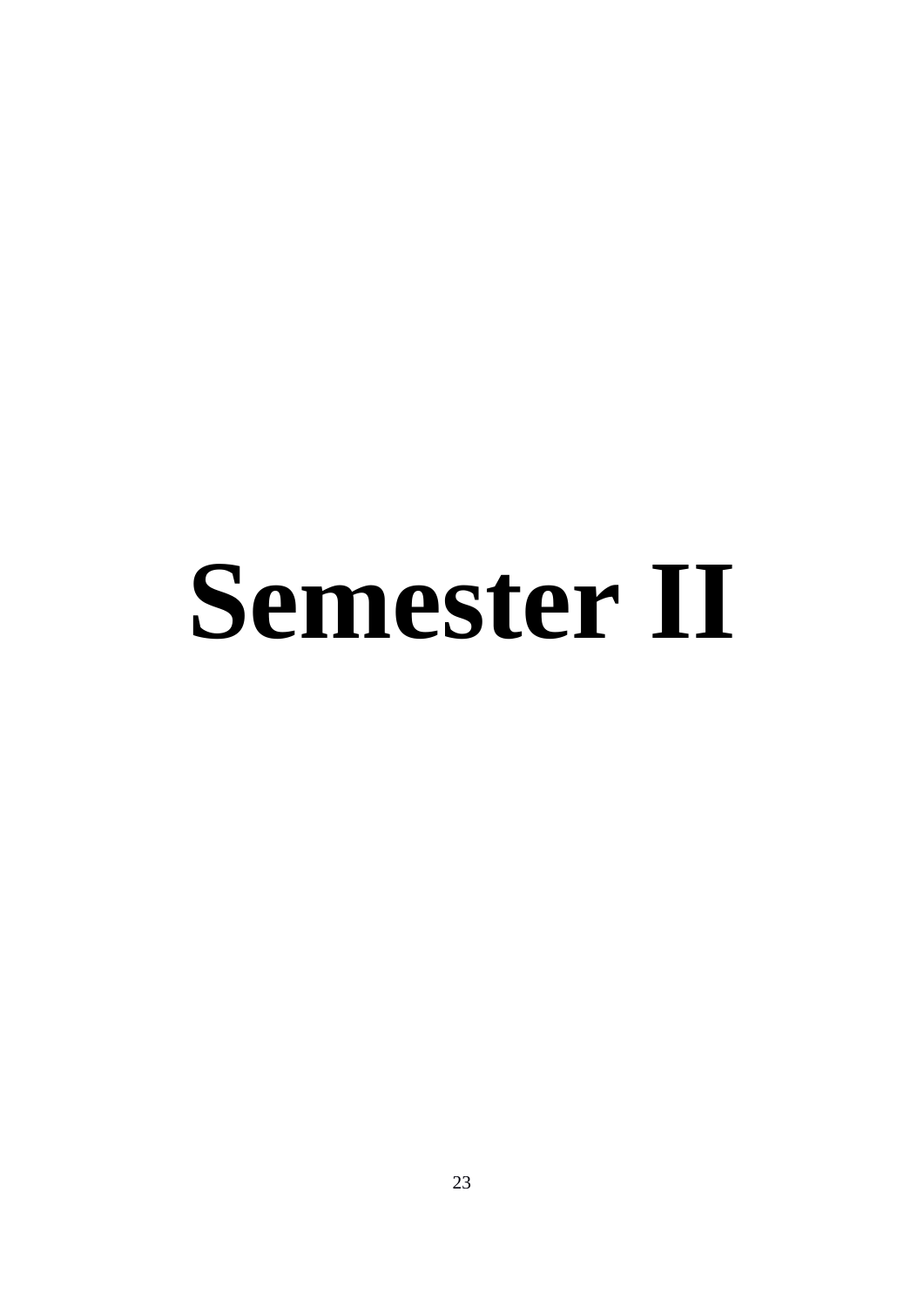# Semester II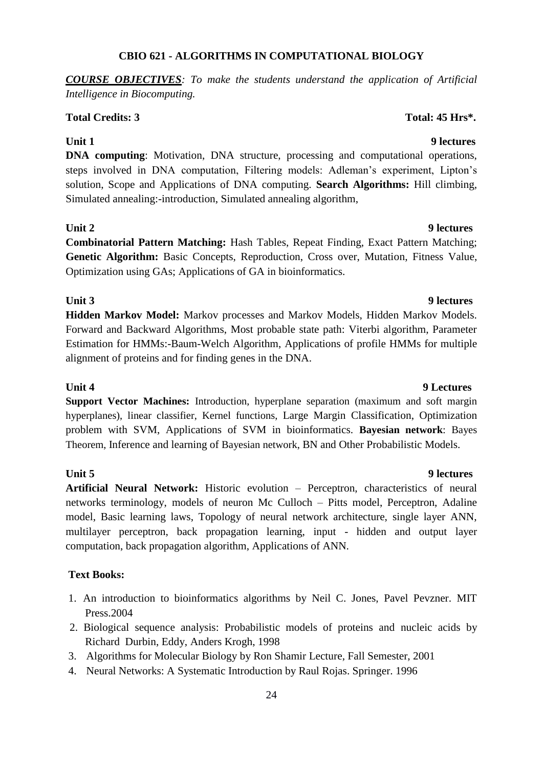# CBIO 621 - ALGORITHMS IN COMPUTATIONAL BIOLOGY

***COURSE OBJECTIVES**: To make the students understand the application of Artificial Intelligence in Biocomputing.*

**Total Credits: 3** **Total: 45 Hrs*.**

**Unit 1** **9 lectures**

**DNA computing**: Motivation, DNA structure, processing and computational operations, steps involved in DNA computation, Filtering models: Adleman's experiment, Lipton's solution, Scope and Applications of DNA computing. **Search Algorithms:** Hill climbing, Simulated annealing:-introduction, Simulated annealing algorithm,

**Unit 2** **9 lectures**

**Combinatorial Pattern Matching:** Hash Tables, Repeat Finding, Exact Pattern Matching; **Genetic Algorithm:** Basic Concepts, Reproduction, Cross over, Mutation, Fitness Value, Optimization using GAs; Applications of GA in bioinformatics.

**Unit 3** **9 lectures**

**Hidden Markov Model:** Markov processes and Markov Models, Hidden Markov Models. Forward and Backward Algorithms, Most probable state path: Viterbi algorithm, Parameter Estimation for HMMs:-Baum-Welch Algorithm, Applications of profile HMMs for multiple alignment of proteins and for finding genes in the DNA.

**Unit 4** **9 Lectures**

**Support Vector Machines:** Introduction, hyperplane separation (maximum and soft margin hyperplanes), linear classifier, Kernel functions, Large Margin Classification, Optimization problem with SVM, Applications of SVM in bioinformatics. **Bayesian network**: Bayes Theorem, Inference and learning of Bayesian network, BN and Other Probabilistic Models.

**Unit 5** **9 lectures**

**Artificial Neural Network:** Historic evolution – Perceptron, characteristics of neural networks terminology, models of neuron Mc Culloch – Pitts model, Perceptron, Adaline model, Basic learning laws, Topology of neural network architecture, single layer ANN, multilayer perceptron, back propagation learning, input - hidden and output layer computation, back propagation algorithm, Applications of ANN.

**Text Books:**

1. An introduction to bioinformatics algorithms by Neil C. Jones, Pavel Pevzner. MIT Press.2004
2. Biological sequence analysis: Probabilistic models of proteins and nucleic acids by Richard Durbin, Eddy, Anders Krogh, 1998
3. Algorithms for Molecular Biology by Ron Shamir Lecture, Fall Semester, 2001
4. Neural Networks: A Systematic Introduction by Raul Rojas. Springer. 1996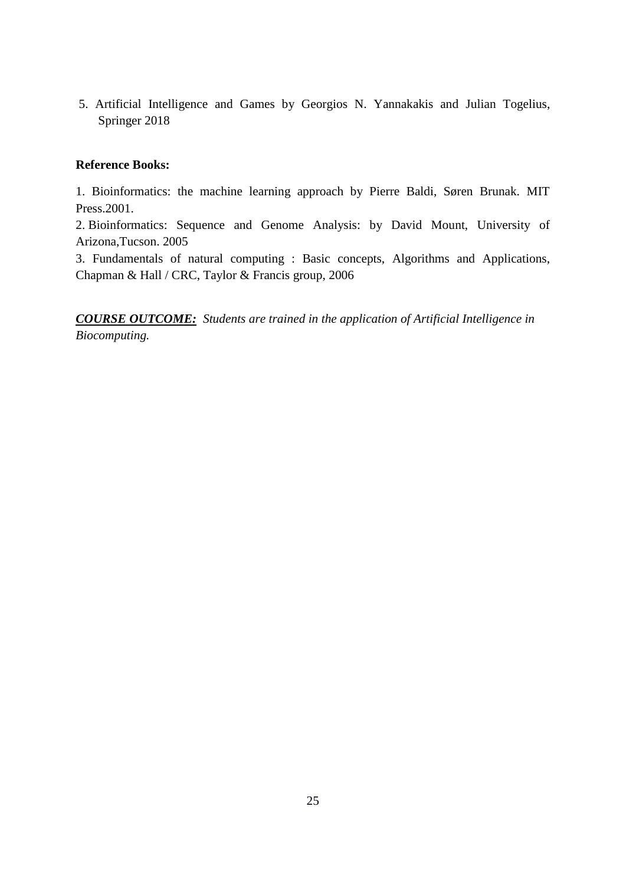5. Artificial Intelligence and Games by Georgios N. Yannakakis and Julian Togelius, Springer 2018

**Reference Books:**

1. Bioinformatics: the machine learning approach by Pierre Baldi, Søren Brunak. MIT Press.2001.
2. Bioinformatics: Sequence and Genome Analysis: by David Mount, University of Arizona,Tucson. 2005
3. Fundamentals of natural computing : Basic concepts, Algorithms and Applications, Chapman & Hall / CRC, Taylor & Francis group, 2006

***COURSE OUTCOME:*** *Students are trained in the application of Artificial Intelligence in Biocomputing.*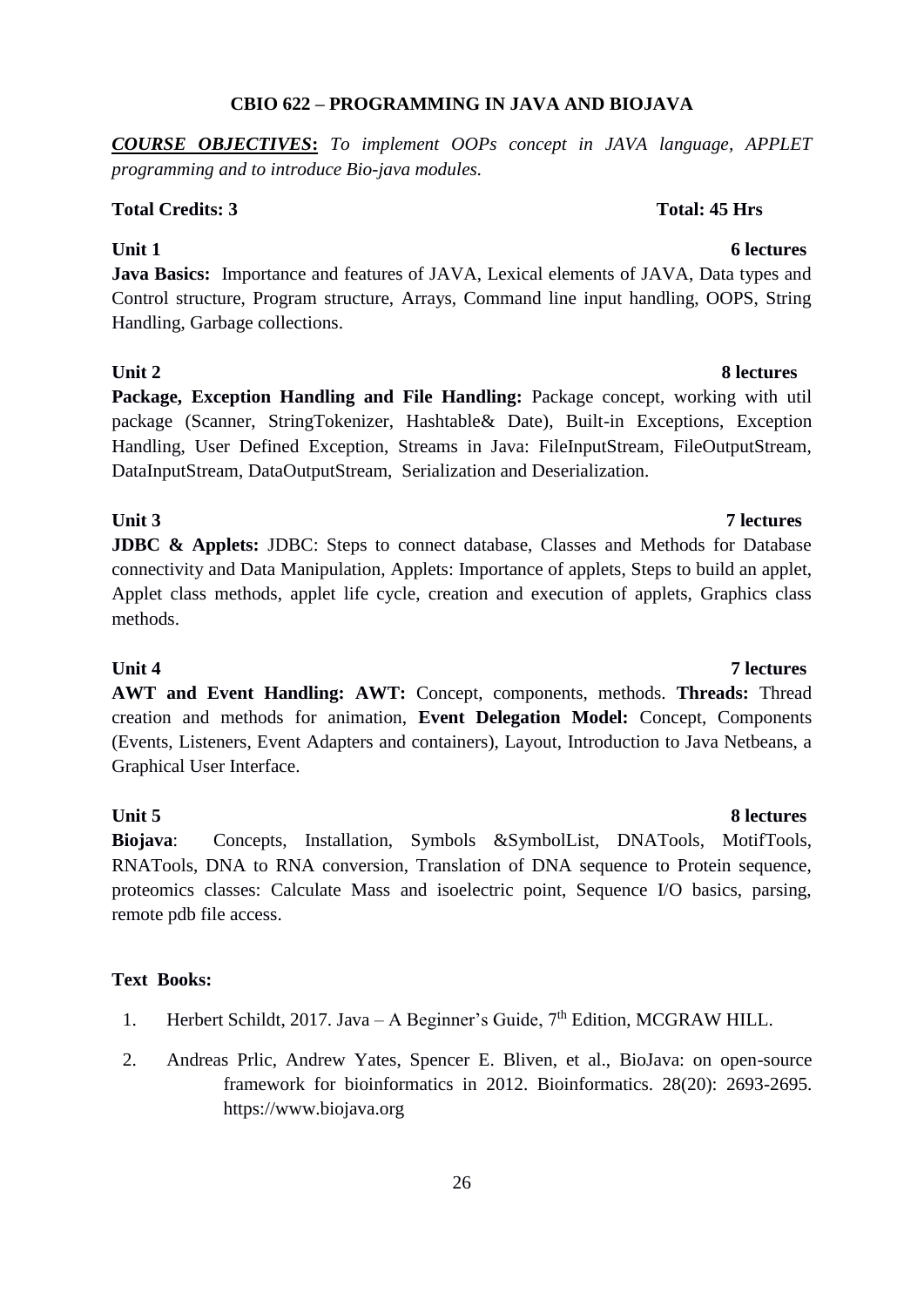# CBIO 622 – PROGRAMMING IN JAVA AND BIOJAVA

***COURSE OBJECTIVES*:** *To implement OOPs concept in JAVA language, APPLET programming and to introduce Bio-java modules.*

**Total Credits: 3** **Total: 45 Hrs**

**Unit 1** **6 lectures**

**Java Basics:** Importance and features of JAVA, Lexical elements of JAVA, Data types and Control structure, Program structure, Arrays, Command line input handling, OOPS, String Handling, Garbage collections.

**Unit 2** **8 lectures**

**Package, Exception Handling and File Handling:** Package concept, working with util package (Scanner, StringTokenizer, Hashtable& Date), Built-in Exceptions, Exception Handling, User Defined Exception, Streams in Java: FileInputStream, FileOutputStream, DataInputStream, DataOutputStream, Serialization and Deserialization.

**Unit 3** **7 lectures**

**JDBC & Applets:** JDBC: Steps to connect database, Classes and Methods for Database connectivity and Data Manipulation, Applets: Importance of applets, Steps to build an applet, Applet class methods, applet life cycle, creation and execution of applets, Graphics class methods.

**Unit 4** **7 lectures**

**AWT and Event Handling: AWT:** Concept, components, methods. **Threads:** Thread creation and methods for animation, **Event Delegation Model:** Concept, Components (Events, Listeners, Event Adapters and containers), Layout, Introduction to Java Netbeans, a Graphical User Interface.

**Unit 5** **8 lectures**

**Biojava**: Concepts, Installation, Symbols &SymbolList, DNATools, MotifTools, RNATools, DNA to RNA conversion, Translation of DNA sequence to Protein sequence, proteomics classes: Calculate Mass and isoelectric point, Sequence I/O basics, parsing, remote pdb file access.

**Text Books:**

1. Herbert Schildt, 2017. Java – A Beginner's Guide, 7th Edition, MCGRAW HILL.
2. Andreas Prlic, Andrew Yates, Spencer E. Bliven, et al., BioJava: on open-source framework for bioinformatics in 2012. Bioinformatics. 28(20): 2693-2695. https://www.biojava.org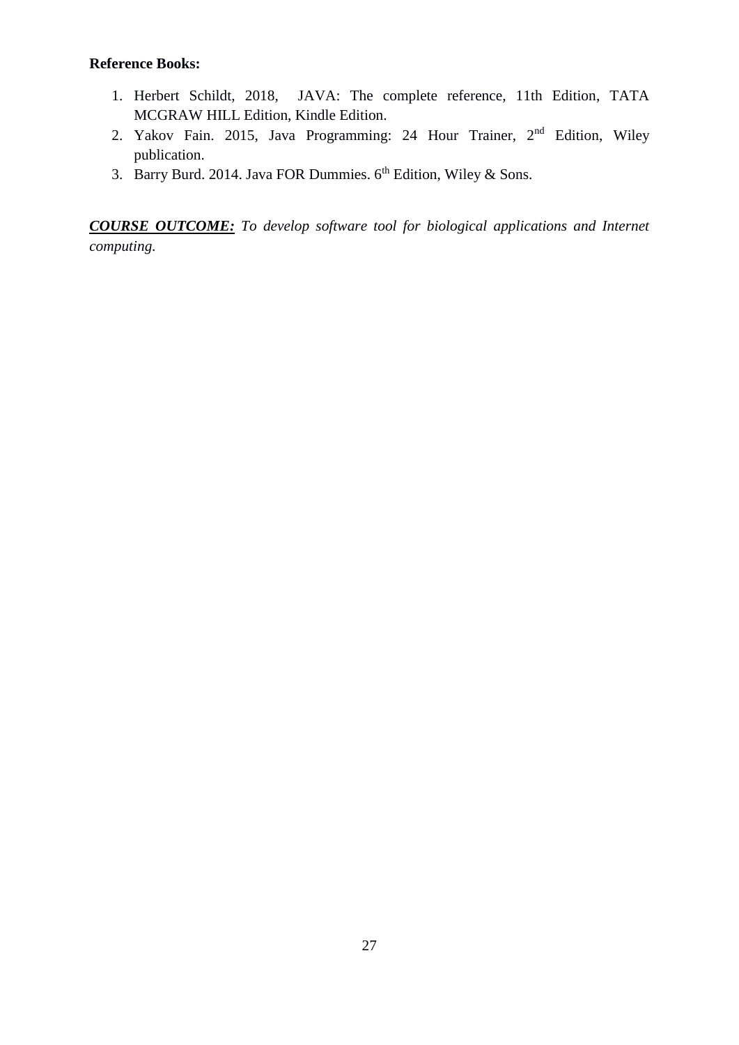**Reference Books:**

1. Herbert Schildt, 2018, JAVA: The complete reference, 11th Edition, TATA MCGRAW HILL Edition, Kindle Edition.
2. Yakov Fain. 2015, Java Programming: 24 Hour Trainer, 2nd Edition, Wiley publication.
3. Barry Burd. 2014. Java FOR Dummies. 6th Edition, Wiley & Sons.

***COURSE OUTCOME:*** *To develop software tool for biological applications and Internet computing.*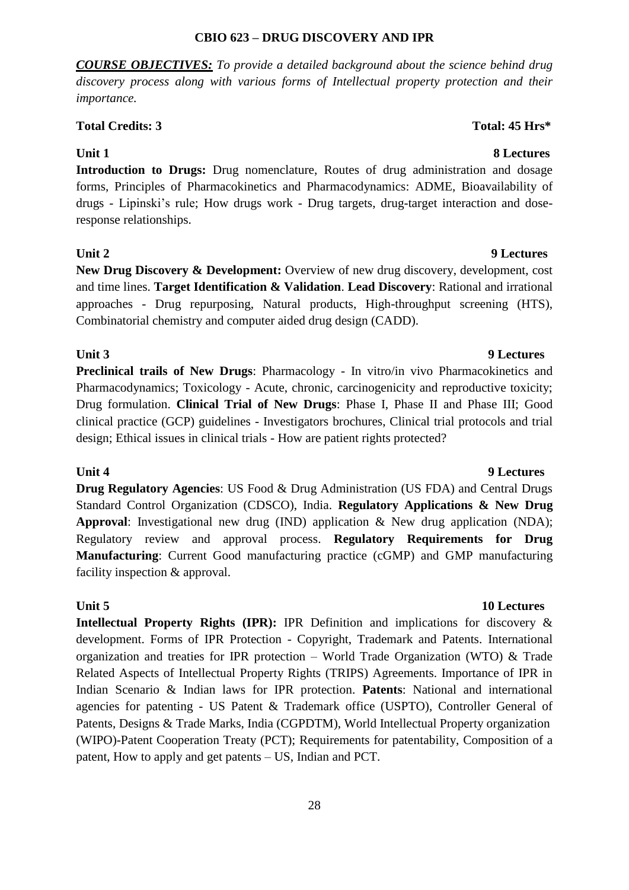# CBIO 623 – DRUG DISCOVERY AND IPR

***COURSE OBJECTIVES:*** *To provide a detailed background about the science behind drug discovery process along with various forms of Intellectual property protection and their importance.*

**Total Credits: 3** **Total: 45 Hrs***

**Unit 1** **8 Lectures**

**Introduction to Drugs:** Drug nomenclature, Routes of drug administration and dosage forms, Principles of Pharmacokinetics and Pharmacodynamics: ADME, Bioavailability of drugs - Lipinski's rule; How drugs work - Drug targets, drug-target interaction and dose-response relationships.

**Unit 2** **9 Lectures**

**New Drug Discovery & Development:** Overview of new drug discovery, development, cost and time lines. **Target Identification & Validation**. **Lead Discovery**: Rational and irrational approaches - Drug repurposing, Natural products, High-throughput screening (HTS), Combinatorial chemistry and computer aided drug design (CADD).

**Unit 3** **9 Lectures**

**Preclinical trails of New Drugs**: Pharmacology - In vitro/in vivo Pharmacokinetics and Pharmacodynamics; Toxicology - Acute, chronic, carcinogenicity and reproductive toxicity; Drug formulation. **Clinical Trial of New Drugs**: Phase I, Phase II and Phase III; Good clinical practice (GCP) guidelines - Investigators brochures, Clinical trial protocols and trial design; Ethical issues in clinical trials - How are patient rights protected?

**Unit 4** **9 Lectures**

**Drug Regulatory Agencies**: US Food & Drug Administration (US FDA) and Central Drugs Standard Control Organization (CDSCO), India. **Regulatory Applications & New Drug Approval**: Investigational new drug (IND) application & New drug application (NDA); Regulatory review and approval process. **Regulatory Requirements for Drug Manufacturing**: Current Good manufacturing practice (cGMP) and GMP manufacturing facility inspection & approval.

**Unit 5** **10 Lectures**

**Intellectual Property Rights (IPR):** IPR Definition and implications for discovery & development. Forms of IPR Protection - Copyright, Trademark and Patents. International organization and treaties for IPR protection – World Trade Organization (WTO) & Trade Related Aspects of Intellectual Property Rights (TRIPS) Agreements. Importance of IPR in Indian Scenario & Indian laws for IPR protection. **Patents**: National and international agencies for patenting - US Patent & Trademark office (USPTO), Controller General of Patents, Designs & Trade Marks, India (CGPDTM), World Intellectual Property organization (WIPO)-Patent Cooperation Treaty (PCT); Requirements for patentability, Composition of a patent, How to apply and get patents – US, Indian and PCT.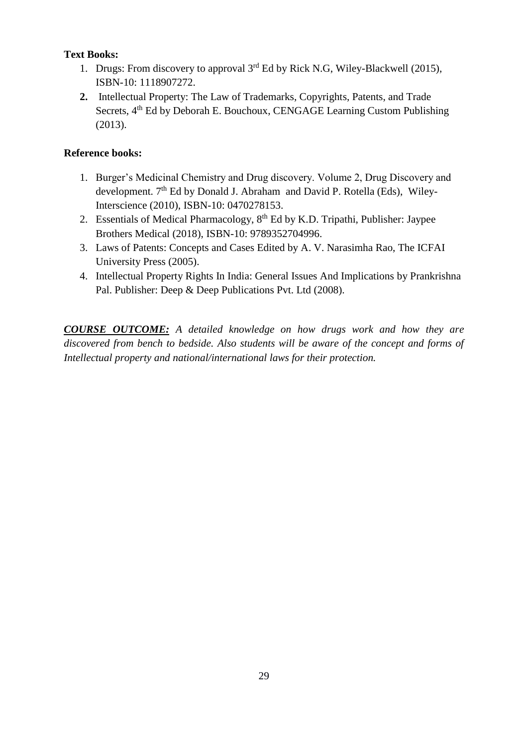**Text Books:**

1. Drugs: From discovery to approval 3rd Ed by Rick N.G, Wiley-Blackwell (2015), ISBN-10: 1118907272.
2. Intellectual Property: The Law of Trademarks, Copyrights, Patents, and Trade Secrets, 4th Ed by Deborah E. Bouchoux, CENGAGE Learning Custom Publishing (2013).

**Reference books:**

1. Burger's Medicinal Chemistry and Drug discovery. Volume 2, Drug Discovery and development. 7th Ed by Donald J. Abraham and David P. Rotella (Eds), Wiley-Interscience (2010), ISBN-10: 0470278153.
2. Essentials of Medical Pharmacology, 8th Ed by K.D. Tripathi, Publisher: Jaypee Brothers Medical (2018), ISBN-10: 9789352704996.
3. Laws of Patents: Concepts and Cases Edited by A. V. Narasimha Rao, The ICFAI University Press (2005).
4. Intellectual Property Rights In India: General Issues And Implications by Prankrishna Pal. Publisher: Deep & Deep Publications Pvt. Ltd (2008).

***COURSE OUTCOME:*** *A detailed knowledge on how drugs work and how they are discovered from bench to bedside. Also students will be aware of the concept and forms of Intellectual property and national/international laws for their protection.*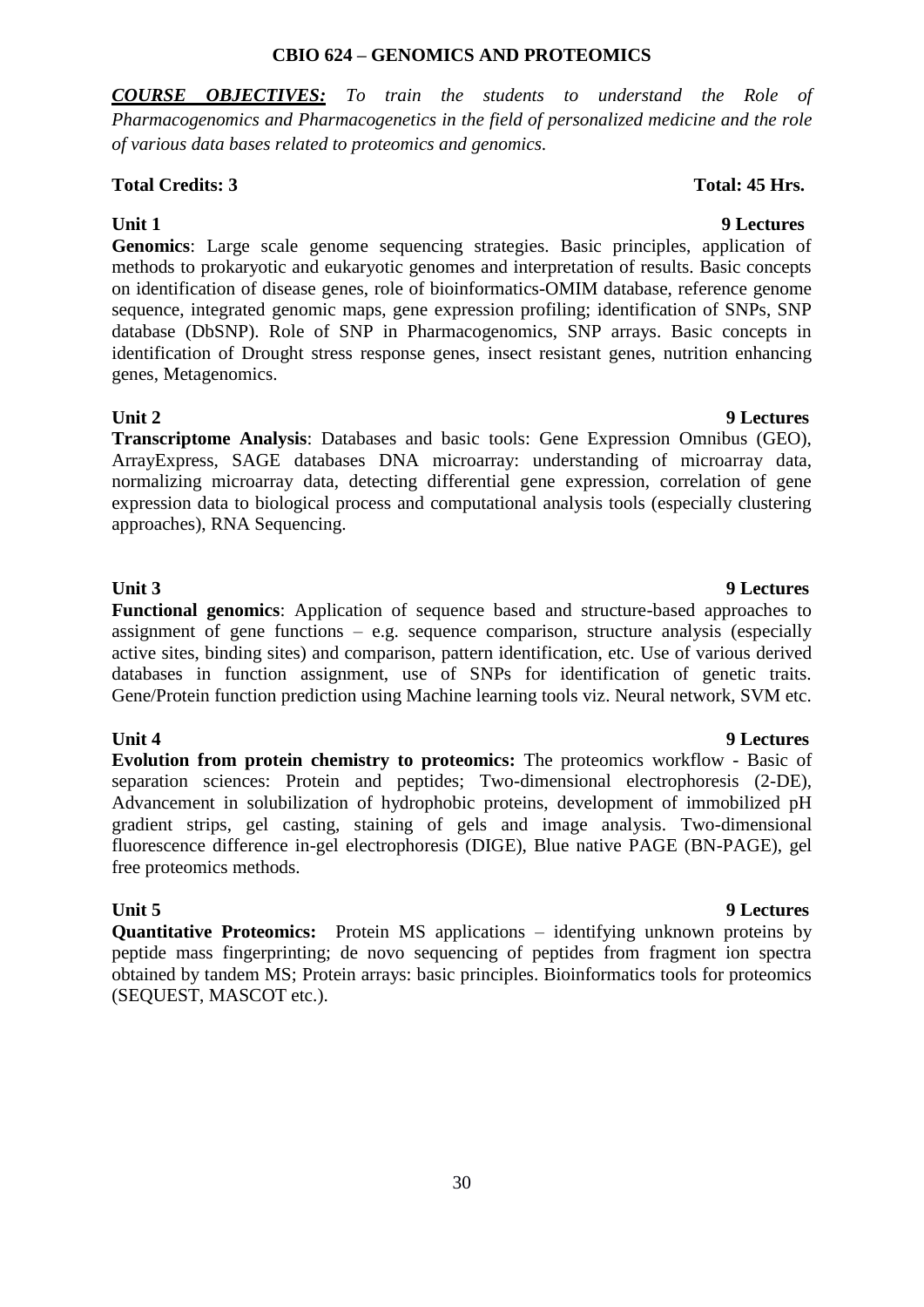# CBIO 624 – GENOMICS AND PROTEOMICS

***COURSE OBJECTIVES:*** *To train the students to understand the Role of Pharmacogenomics and Pharmacogenetics in the field of personalized medicine and the role of various data bases related to proteomics and genomics.*

**Total Credits: 3** **Total: 45 Hrs.**

**Unit 1** **9 Lectures**

**Genomics**: Large scale genome sequencing strategies. Basic principles, application of methods to prokaryotic and eukaryotic genomes and interpretation of results. Basic concepts on identification of disease genes, role of bioinformatics-OMIM database, reference genome sequence, integrated genomic maps, gene expression profiling; identification of SNPs, SNP database (DbSNP). Role of SNP in Pharmacogenomics, SNP arrays. Basic concepts in identification of Drought stress response genes, insect resistant genes, nutrition enhancing genes, Metagenomics.

**Unit 2** **9 Lectures**

**Transcriptome Analysis**: Databases and basic tools: Gene Expression Omnibus (GEO), ArrayExpress, SAGE databases DNA microarray: understanding of microarray data, normalizing microarray data, detecting differential gene expression, correlation of gene expression data to biological process and computational analysis tools (especially clustering approaches), RNA Sequencing.

**Unit 3** **9 Lectures**

**Functional genomics**: Application of sequence based and structure-based approaches to assignment of gene functions – e.g. sequence comparison, structure analysis (especially active sites, binding sites) and comparison, pattern identification, etc. Use of various derived databases in function assignment, use of SNPs for identification of genetic traits. Gene/Protein function prediction using Machine learning tools viz. Neural network, SVM etc.

**Unit 4** **9 Lectures**

**Evolution from protein chemistry to proteomics:** The proteomics workflow - Basic of separation sciences: Protein and peptides; Two-dimensional electrophoresis (2-DE), Advancement in solubilization of hydrophobic proteins, development of immobilized pH gradient strips, gel casting, staining of gels and image analysis. Two-dimensional fluorescence difference in-gel electrophoresis (DIGE), Blue native PAGE (BN-PAGE), gel free proteomics methods.

**Unit 5** **9 Lectures**

**Quantitative Proteomics:** Protein MS applications – identifying unknown proteins by peptide mass fingerprinting; de novo sequencing of peptides from fragment ion spectra obtained by tandem MS; Protein arrays: basic principles. Bioinformatics tools for proteomics (SEQUEST, MASCOT etc.).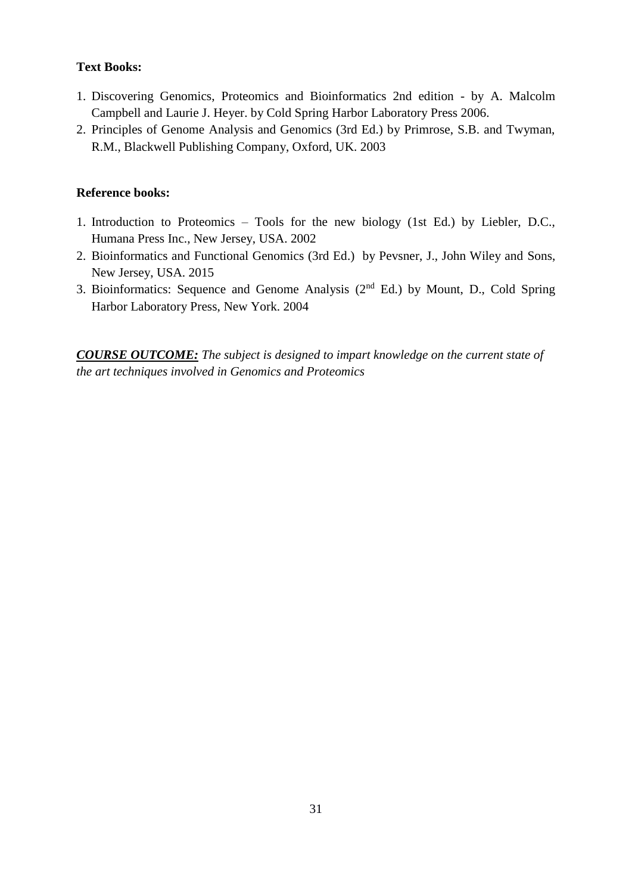**Text Books:**

1. Discovering Genomics, Proteomics and Bioinformatics 2nd edition - by A. Malcolm Campbell and Laurie J. Heyer. by Cold Spring Harbor Laboratory Press 2006.
2. Principles of Genome Analysis and Genomics (3rd Ed.) by Primrose, S.B. and Twyman, R.M., Blackwell Publishing Company, Oxford, UK. 2003

**Reference books:**

1. Introduction to Proteomics – Tools for the new biology (1st Ed.) by Liebler, D.C., Humana Press Inc., New Jersey, USA. 2002
2. Bioinformatics and Functional Genomics (3rd Ed.) by Pevsner, J., John Wiley and Sons, New Jersey, USA. 2015
3. Bioinformatics: Sequence and Genome Analysis (2nd Ed.) by Mount, D., Cold Spring Harbor Laboratory Press, New York. 2004

***COURSE OUTCOME:*** *The subject is designed to impart knowledge on the current state of the art techniques involved in Genomics and Proteomics*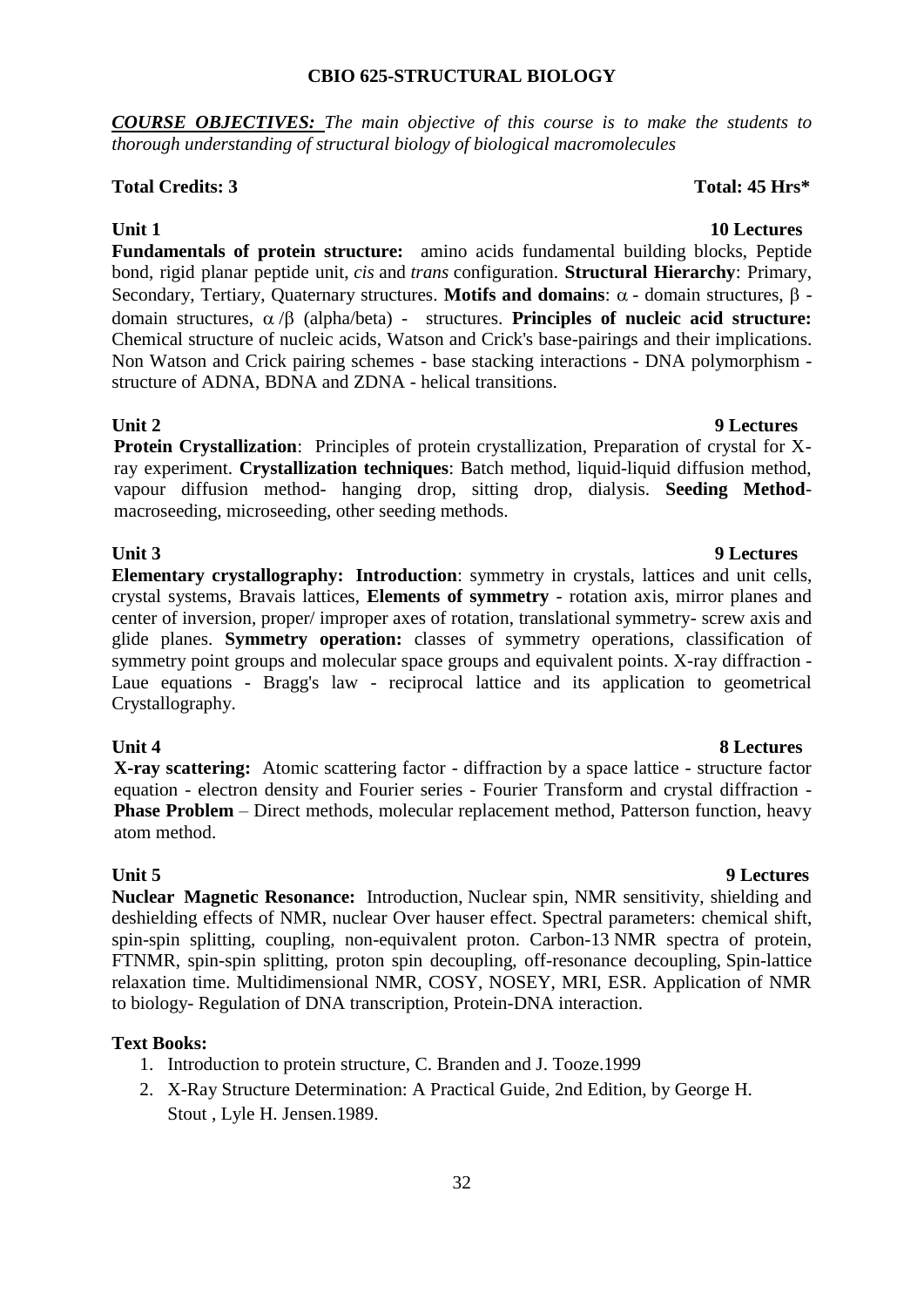## CBIO 625-STRUCTURAL BIOLOGY

***COURSE OBJECTIVES:*** *The main objective of this course is to make the students to thorough understanding of structural biology of biological macromolecules*

**Total Credits: 3** **Total: 45 Hrs***

**Unit 1** **10 Lectures**

**Fundamentals of protein structure:** amino acids fundamental building blocks, Peptide bond, rigid planar peptide unit, *cis* and *trans* configuration. **Structural Hierarchy**: Primary, Secondary, Tertiary, Quaternary structures. **Motifs and domains**: $\alpha$ - domain structures, $\beta$ - domain structures, $\alpha/\beta$ (alpha/beta) - structures. **Principles of nucleic acid structure:** Chemical structure of nucleic acids, Watson and Crick's base-pairings and their implications. Non Watson and Crick pairing schemes - base stacking interactions - DNA polymorphism - structure of ADNA, BDNA and ZDNA - helical transitions.

**Unit 2** **9 Lectures**

**Protein Crystallization**: Principles of protein crystallization, Preparation of crystal for X-ray experiment. **Crystallization techniques**: Batch method, liquid-liquid diffusion method, vapour diffusion method- hanging drop, sitting drop, dialysis. **Seeding Method**-macroseeding, microseeding, other seeding methods.

**Unit 3** **9 Lectures**

**Elementary crystallography: Introduction**: symmetry in crystals, lattices and unit cells, crystal systems, Bravais lattices, **Elements of symmetry** - rotation axis, mirror planes and center of inversion, proper/ improper axes of rotation, translational symmetry- screw axis and glide planes. **Symmetry operation:** classes of symmetry operations, classification of symmetry point groups and molecular space groups and equivalent points. X-ray diffraction - Laue equations - Bragg's law - reciprocal lattice and its application to geometrical Crystallography.

**Unit 4** **8 Lectures**

**X-ray scattering:** Atomic scattering factor - diffraction by a space lattice - structure factor equation - electron density and Fourier series - Fourier Transform and crystal diffraction - **Phase Problem** – Direct methods, molecular replacement method, Patterson function, heavy atom method.

**Unit 5** **9 Lectures**

**Nuclear Magnetic Resonance:** Introduction, Nuclear spin, NMR sensitivity, shielding and deshielding effects of NMR, nuclear Over hauser effect. Spectral parameters: chemical shift, spin-spin splitting, coupling, non-equivalent proton. Carbon-13 NMR spectra of protein, FTNMR, spin-spin splitting, proton spin decoupling, off-resonance decoupling, Spin-lattice relaxation time. Multidimensional NMR, COSY, NOSEY, MRI, ESR. Application of NMR to biology- Regulation of DNA transcription, Protein-DNA interaction.

**Text Books:**

1. Introduction to protein structure, C. Branden and J. Tooze.1999
2. X-Ray Structure Determination: A Practical Guide, 2nd Edition, by George H. Stout , Lyle H. Jensen.1989.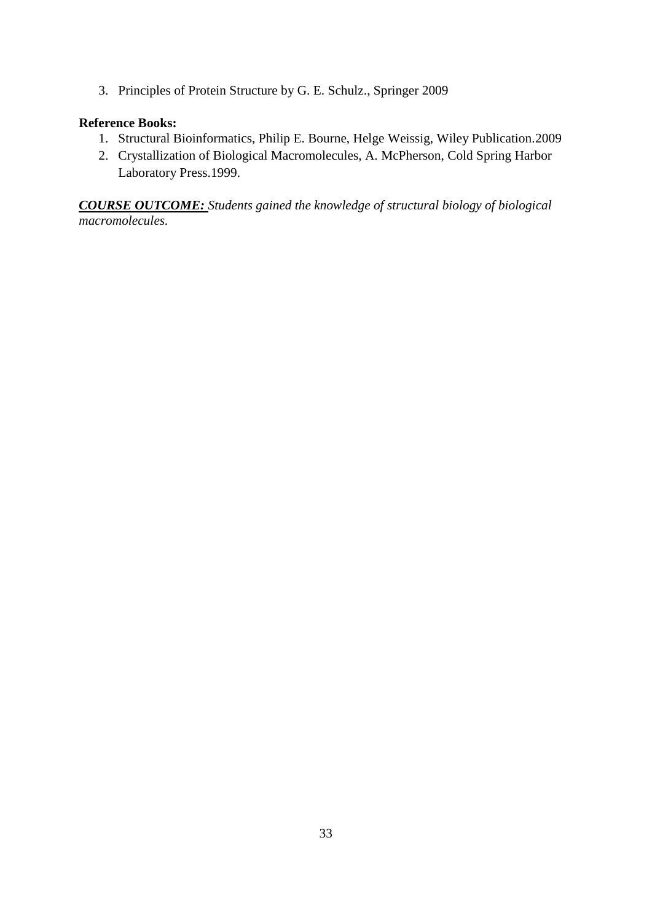3. Principles of Protein Structure by G. E. Schulz., Springer 2009

**Reference Books:**

1. Structural Bioinformatics, Philip E. Bourne, Helge Weissig, Wiley Publication.2009
2. Crystallization of Biological Macromolecules, A. McPherson, Cold Spring Harbor Laboratory Press.1999.

***COURSE OUTCOME:*** *Students gained the knowledge of structural biology of biological macromolecules.*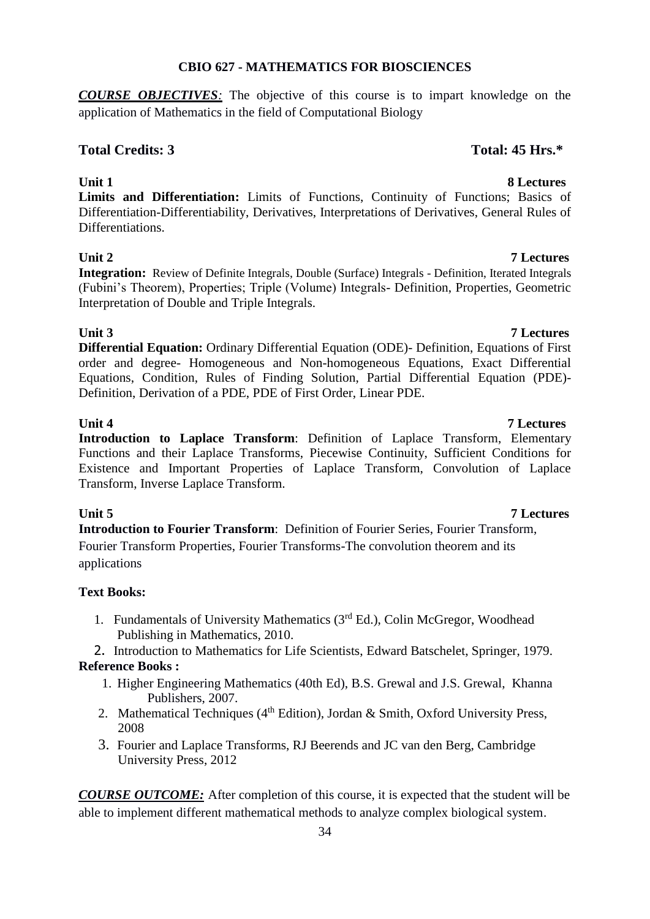# CBIO 627 - MATHEMATICS FOR BIOSCIENCES

***COURSE OBJECTIVES**:* The objective of this course is to impart knowledge on the application of Mathematics in the field of Computational Biology

**Total Credits: 3** **Total: 45 Hrs.***

**Unit 1** **8 Lectures**

**Limits and Differentiation:** Limits of Functions, Continuity of Functions; Basics of Differentiation-Differentiability, Derivatives, Interpretations of Derivatives, General Rules of Differentiations.

**Unit 2** **7 Lectures**

**Integration:** Review of Definite Integrals, Double (Surface) Integrals - Definition, Iterated Integrals (Fubini's Theorem), Properties; Triple (Volume) Integrals- Definition, Properties, Geometric Interpretation of Double and Triple Integrals.

**Unit 3** **7 Lectures**

**Differential Equation:** Ordinary Differential Equation (ODE)- Definition, Equations of First order and degree- Homogeneous and Non-homogeneous Equations, Exact Differential Equations, Condition, Rules of Finding Solution, Partial Differential Equation (PDE)- Definition, Derivation of a PDE, PDE of First Order, Linear PDE.

**Unit 4** **7 Lectures**

**Introduction to Laplace Transform**: Definition of Laplace Transform, Elementary Functions and their Laplace Transforms, Piecewise Continuity, Sufficient Conditions for Existence and Important Properties of Laplace Transform, Convolution of Laplace Transform, Inverse Laplace Transform.

**Unit 5** **7 Lectures**

**Introduction to Fourier Transform**: Definition of Fourier Series, Fourier Transform, Fourier Transform Properties, Fourier Transforms-The convolution theorem and its applications

**Text Books:**

1. Fundamentals of University Mathematics (3rd Ed.), Colin McGregor, Woodhead Publishing in Mathematics, 2010.
2. Introduction to Mathematics for Life Scientists, Edward Batschelet, Springer, 1979.

**Reference Books :**

1. Higher Engineering Mathematics (40th Ed), B.S. Grewal and J.S. Grewal, Khanna Publishers, 2007.
2. Mathematical Techniques (4th Edition), Jordan & Smith, Oxford University Press, 2008
3. Fourier and Laplace Transforms, RJ Beerends and JC van den Berg, Cambridge University Press, 2012

***COURSE OUTCOME:*** After completion of this course, it is expected that the student will be able to implement different mathematical methods to analyze complex biological system.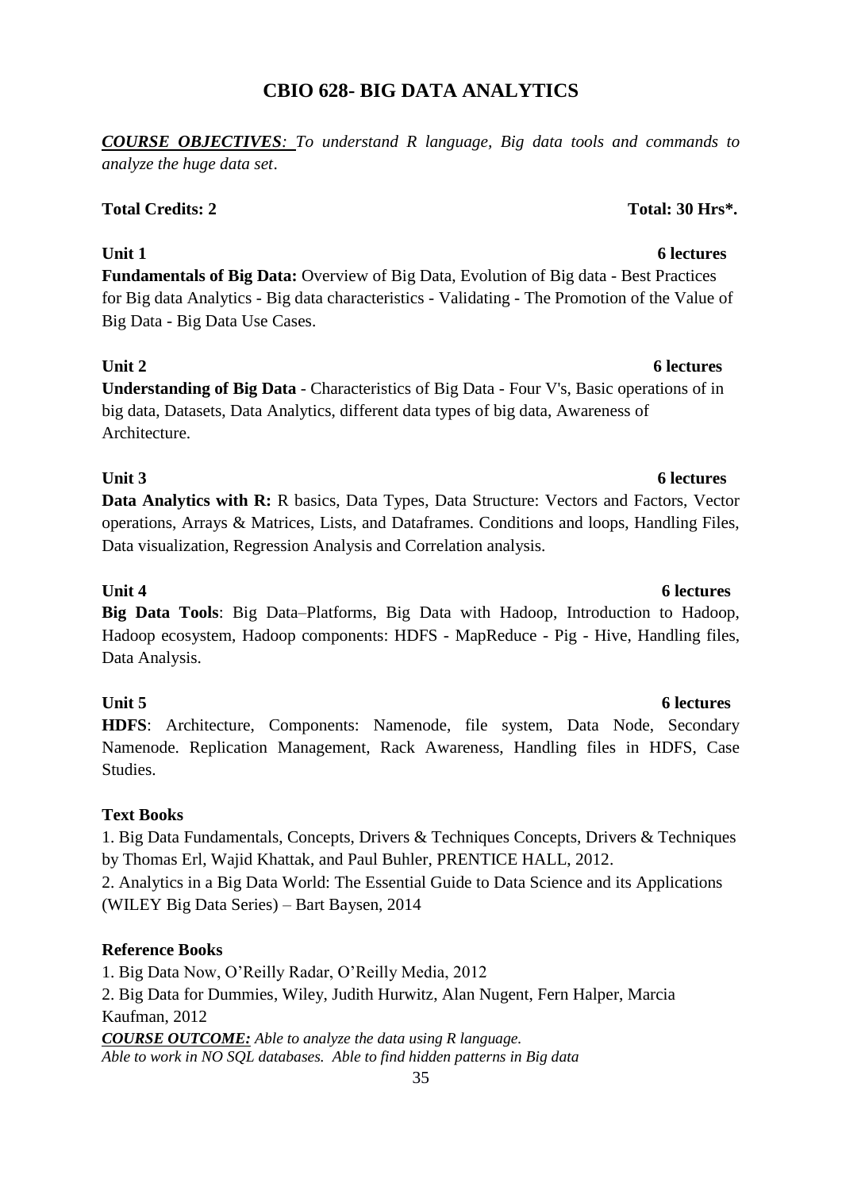# CBIO 628- BIG DATA ANALYTICS

***COURSE OBJECTIVES**: To understand R language, Big data tools and commands to analyze the huge data set.*

**Total Credits: 2** **Total: 30 Hrs\*.**

**Unit 1** **6 lectures**

**Fundamentals of Big Data:** Overview of Big Data, Evolution of Big data - Best Practices for Big data Analytics - Big data characteristics - Validating - The Promotion of the Value of Big Data - Big Data Use Cases.

**Unit 2** **6 lectures**

**Understanding of Big Data** - Characteristics of Big Data - Four V's, Basic operations of in big data, Datasets, Data Analytics, different data types of big data, Awareness of Architecture.

**Unit 3** **6 lectures**

**Data Analytics with R:** R basics, Data Types, Data Structure: Vectors and Factors, Vector operations, Arrays & Matrices, Lists, and Dataframes. Conditions and loops, Handling Files, Data visualization, Regression Analysis and Correlation analysis.

**Unit 4** **6 lectures**

**Big Data Tools**: Big Data–Platforms, Big Data with Hadoop, Introduction to Hadoop, Hadoop ecosystem, Hadoop components: HDFS - MapReduce - Pig - Hive, Handling files, Data Analysis.

**Unit 5** **6 lectures**

**HDFS**: Architecture, Components: Namenode, file system, Data Node, Secondary Namenode. Replication Management, Rack Awareness, Handling files in HDFS, Case Studies.

**Text Books**

1. Big Data Fundamentals, Concepts, Drivers & Techniques Concepts, Drivers & Techniques by Thomas Erl, Wajid Khattak, and Paul Buhler, PRENTICE HALL, 2012.
2. Analytics in a Big Data World: The Essential Guide to Data Science and its Applications (WILEY Big Data Series) – Bart Baysen, 2014

**Reference Books**

1. Big Data Now, O'Reilly Radar, O'Reilly Media, 2012
2. Big Data for Dummies, Wiley, Judith Hurwitz, Alan Nugent, Fern Halper, Marcia Kaufman, 2012

***COURSE OUTCOME:** Able to analyze the data using R language.*
*Able to work in NO SQL databases. Able to find hidden patterns in Big data*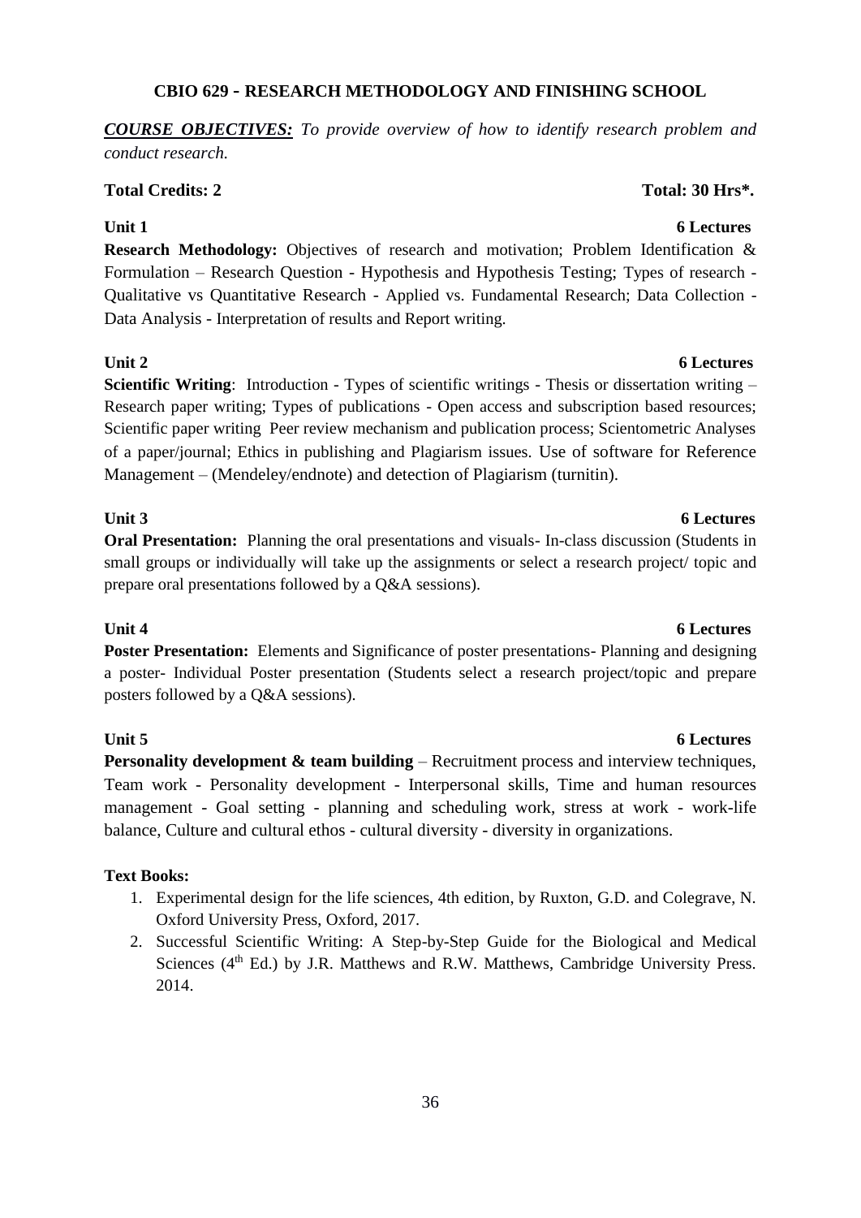## CBIO 629 - RESEARCH METHODOLOGY AND FINISHING SCHOOL

***COURSE OBJECTIVES:*** *To provide overview of how to identify research problem and conduct research.*

**Total Credits: 2** **Total: 30 Hrs*.**

**Unit 1** **6 Lectures**

**Research Methodology:** Objectives of research and motivation; Problem Identification & Formulation – Research Question - Hypothesis and Hypothesis Testing; Types of research - Qualitative vs Quantitative Research - Applied vs. Fundamental Research; Data Collection - Data Analysis - Interpretation of results and Report writing.

**Unit 2** **6 Lectures**

**Scientific Writing**: Introduction - Types of scientific writings - Thesis or dissertation writing – Research paper writing; Types of publications - Open access and subscription based resources; Scientific paper writing Peer review mechanism and publication process; Scientometric Analyses of a paper/journal; Ethics in publishing and Plagiarism issues. Use of software for Reference Management – (Mendeley/endnote) and detection of Plagiarism (turnitin).

**Unit 3** **6 Lectures**

**Oral Presentation:** Planning the oral presentations and visuals- In-class discussion (Students in small groups or individually will take up the assignments or select a research project/ topic and prepare oral presentations followed by a Q&A sessions).

**Unit 4** **6 Lectures**

**Poster Presentation:** Elements and Significance of poster presentations- Planning and designing a poster- Individual Poster presentation (Students select a research project/topic and prepare posters followed by a Q&A sessions).

**Unit 5** **6 Lectures**

**Personality development & team building** – Recruitment process and interview techniques, Team work - Personality development - Interpersonal skills, Time and human resources management - Goal setting - planning and scheduling work, stress at work - work-life balance, Culture and cultural ethos - cultural diversity - diversity in organizations.

**Text Books:**

1. Experimental design for the life sciences, 4th edition, by Ruxton, G.D. and Colegrave, N. Oxford University Press, Oxford, 2017.
2. Successful Scientific Writing: A Step-by-Step Guide for the Biological and Medical Sciences (4th Ed.) by J.R. Matthews and R.W. Matthews, Cambridge University Press. 2014.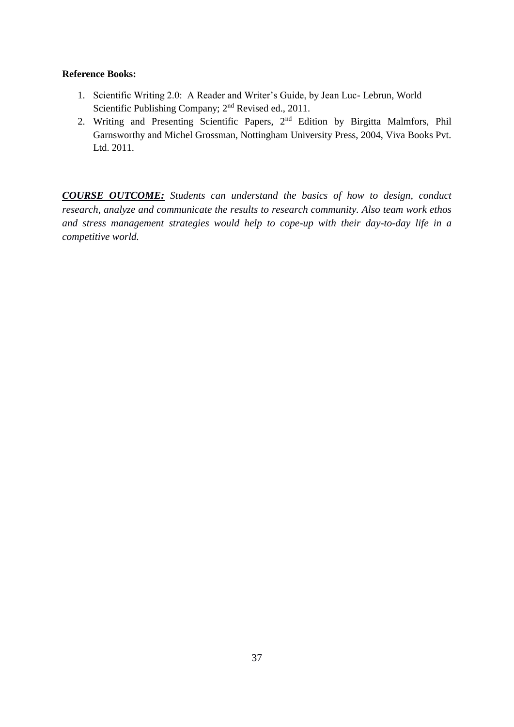**Reference Books:**

1. Scientific Writing 2.0: A Reader and Writer's Guide, by Jean Luc- Lebrun, World Scientific Publishing Company; 2nd Revised ed., 2011.
2. Writing and Presenting Scientific Papers, 2nd Edition by Birgitta Malmfors, Phil Garnsworthy and Michel Grossman, Nottingham University Press, 2004, Viva Books Pvt. Ltd. 2011.

***COURSE OUTCOME:*** *Students can understand the basics of how to design, conduct research, analyze and communicate the results to research community. Also team work ethos and stress management strategies would help to cope-up with their day-to-day life in a competitive world.*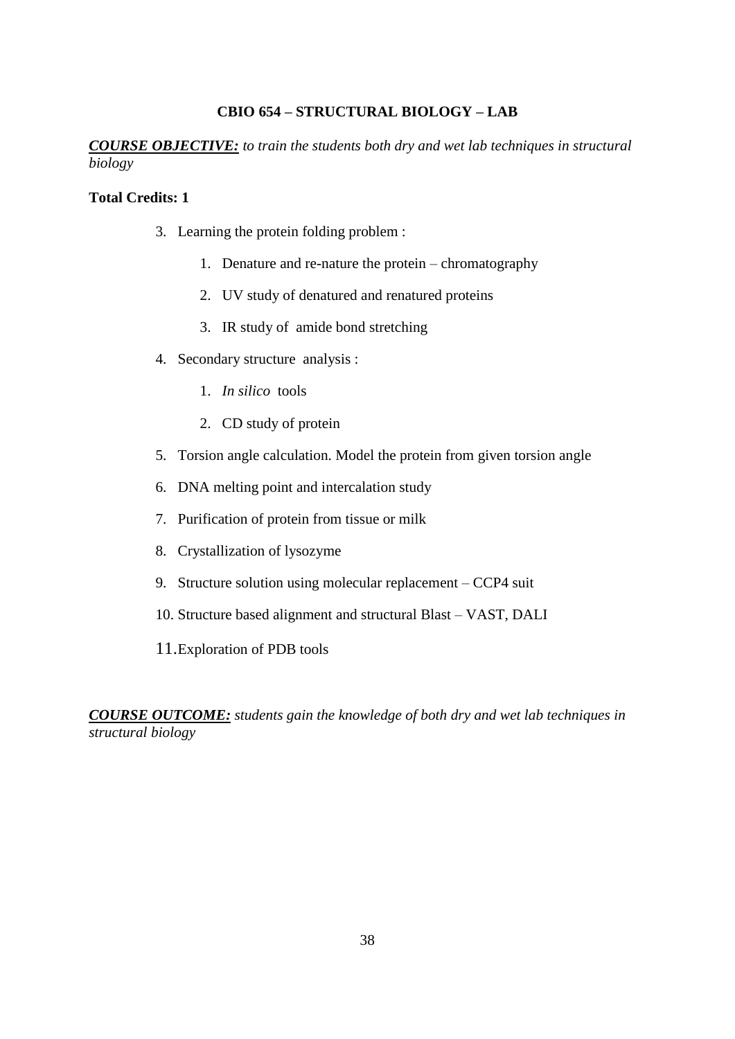**CBIO 654 – STRUCTURAL BIOLOGY – LAB**

***COURSE OBJECTIVE:*** *to train the students both dry and wet lab techniques in structural biology*

**Total Credits: 1**

3. Learning the protein folding problem :
    1. Denature and re-nature the protein – chromatography
    2. UV study of denatured and renatured proteins
    3. IR study of amide bond stretching
4. Secondary structure analysis :
    1. *In silico* tools
    2. CD study of protein
5. Torsion angle calculation. Model the protein from given torsion angle
6. DNA melting point and intercalation study
7. Purification of protein from tissue or milk
8. Crystallization of lysozyme
9. Structure solution using molecular replacement – CCP4 suit
10. Structure based alignment and structural Blast – VAST, DALI
11. Exploration of PDB tools

***COURSE OUTCOME:*** *students gain the knowledge of both dry and wet lab techniques in structural biology*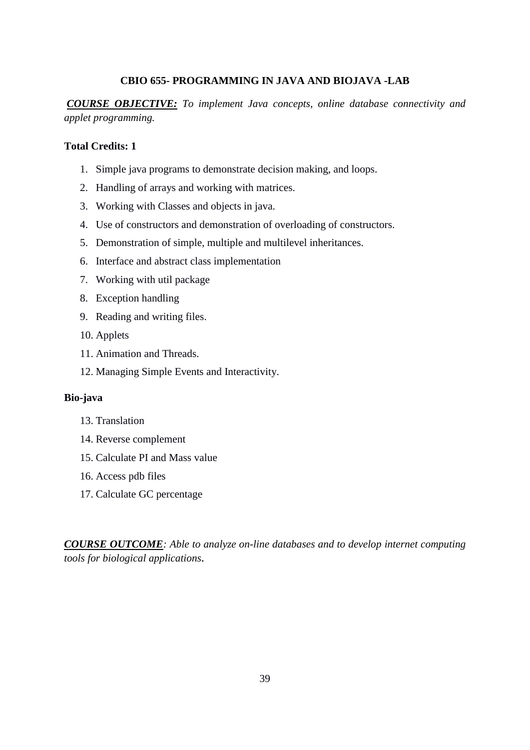## CBIO 655- PROGRAMMING IN JAVA AND BIOJAVA -LAB

***COURSE OBJECTIVE:*** *To implement Java concepts, online database connectivity and applet programming.*

**Total Credits: 1**

1. Simple java programs to demonstrate decision making, and loops.
2. Handling of arrays and working with matrices.
3. Working with Classes and objects in java.
4. Use of constructors and demonstration of overloading of constructors.
5. Demonstration of simple, multiple and multilevel inheritances.
6. Interface and abstract class implementation
7. Working with util package
8. Exception handling
9. Reading and writing files.
10. Applets
11. Animation and Threads.
12. Managing Simple Events and Interactivity.

**Bio-java**

13. Translation
14. Reverse complement
15. Calculate PI and Mass value
16. Access pdb files
17. Calculate GC percentage

***COURSE OUTCOME****: Able to analyze on-line databases and to develop internet computing tools for biological applications*.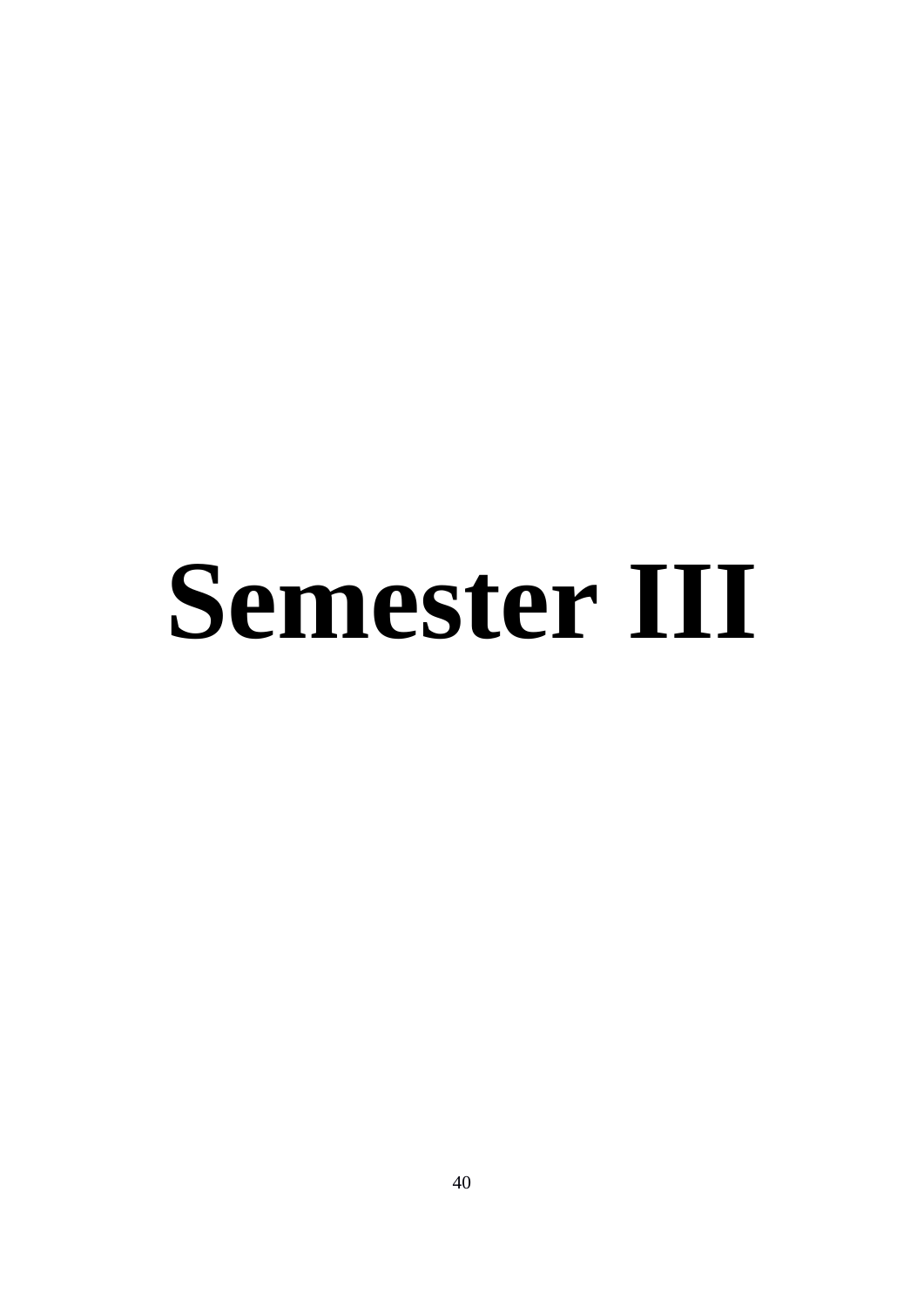# Semester III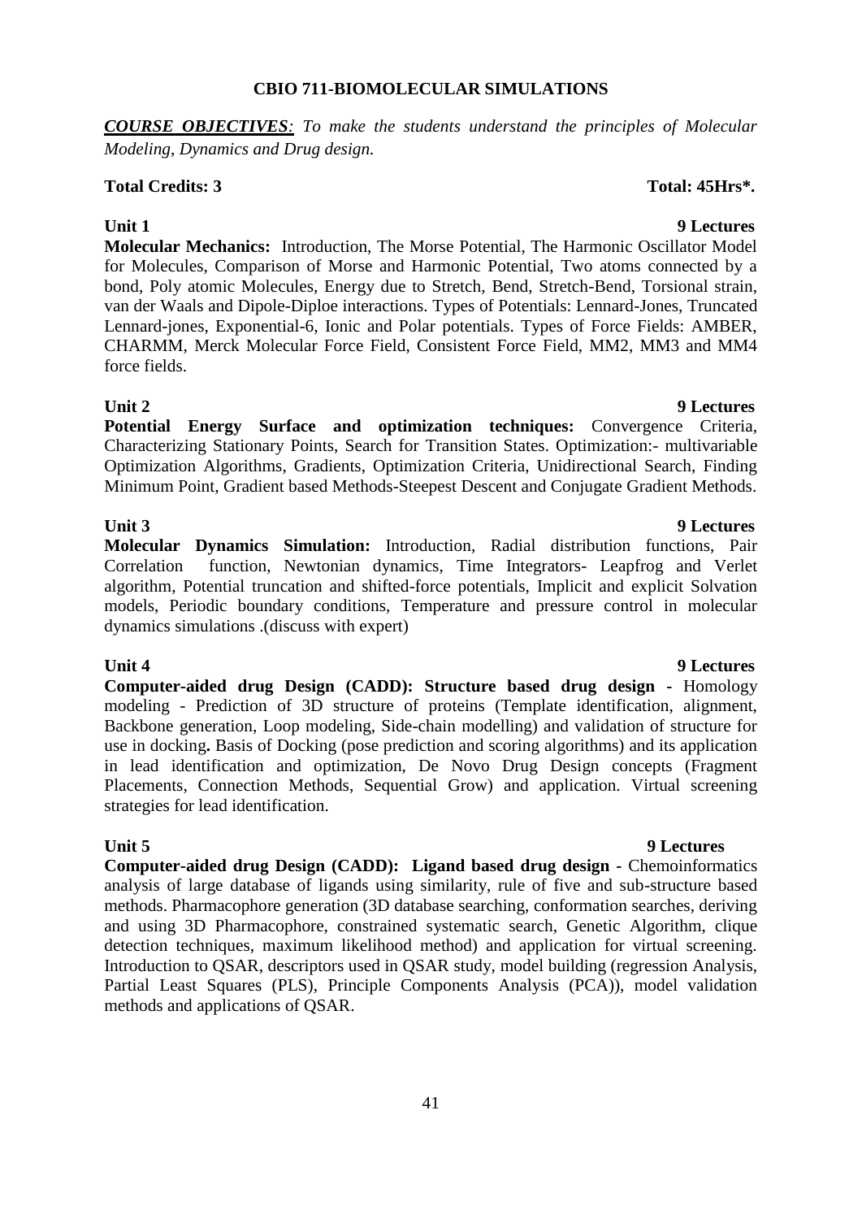# CBIO 711-BIOMOLECULAR SIMULATIONS

***COURSE OBJECTIVES****: To make the students understand the principles of Molecular Modeling, Dynamics and Drug design.*

**Total Credits: 3** **Total: 45Hrs\*.**

**Unit 1** **9 Lectures**

**Molecular Mechanics:** Introduction, The Morse Potential, The Harmonic Oscillator Model for Molecules, Comparison of Morse and Harmonic Potential, Two atoms connected by a bond, Poly atomic Molecules, Energy due to Stretch, Bend, Stretch-Bend, Torsional strain, van der Waals and Dipole-Diploe interactions. Types of Potentials: Lennard-Jones, Truncated Lennard-jones, Exponential-6, Ionic and Polar potentials. Types of Force Fields: AMBER, CHARMM, Merck Molecular Force Field, Consistent Force Field, MM2, MM3 and MM4 force fields.

**Unit 2** **9 Lectures**

**Potential Energy Surface and optimization techniques:** Convergence Criteria, Characterizing Stationary Points, Search for Transition States. Optimization:- multivariable Optimization Algorithms, Gradients, Optimization Criteria, Unidirectional Search, Finding Minimum Point, Gradient based Methods-Steepest Descent and Conjugate Gradient Methods.

**Unit 3** **9 Lectures**

**Molecular Dynamics Simulation:** Introduction, Radial distribution functions, Pair Correlation function, Newtonian dynamics, Time Integrators- Leapfrog and Verlet algorithm, Potential truncation and shifted-force potentials, Implicit and explicit Solvation models, Periodic boundary conditions, Temperature and pressure control in molecular dynamics simulations .(discuss with expert)

**Unit 4** **9 Lectures**

**Computer-aided drug Design (CADD): Structure based drug design** - Homology modeling - Prediction of 3D structure of proteins (Template identification, alignment, Backbone generation, Loop modeling, Side-chain modelling) and validation of structure for use in docking**.** Basis of Docking (pose prediction and scoring algorithms) and its application in lead identification and optimization, De Novo Drug Design concepts (Fragment Placements, Connection Methods, Sequential Grow) and application. Virtual screening strategies for lead identification.

**Unit 5** **9 Lectures**

**Computer-aided drug Design (CADD): Ligand based drug design -** Chemoinformatics analysis of large database of ligands using similarity, rule of five and sub-structure based methods. Pharmacophore generation (3D database searching, conformation searches, deriving and using 3D Pharmacophore, constrained systematic search, Genetic Algorithm, clique detection techniques, maximum likelihood method) and application for virtual screening. Introduction to QSAR, descriptors used in QSAR study, model building (regression Analysis, Partial Least Squares (PLS), Principle Components Analysis (PCA)), model validation methods and applications of QSAR.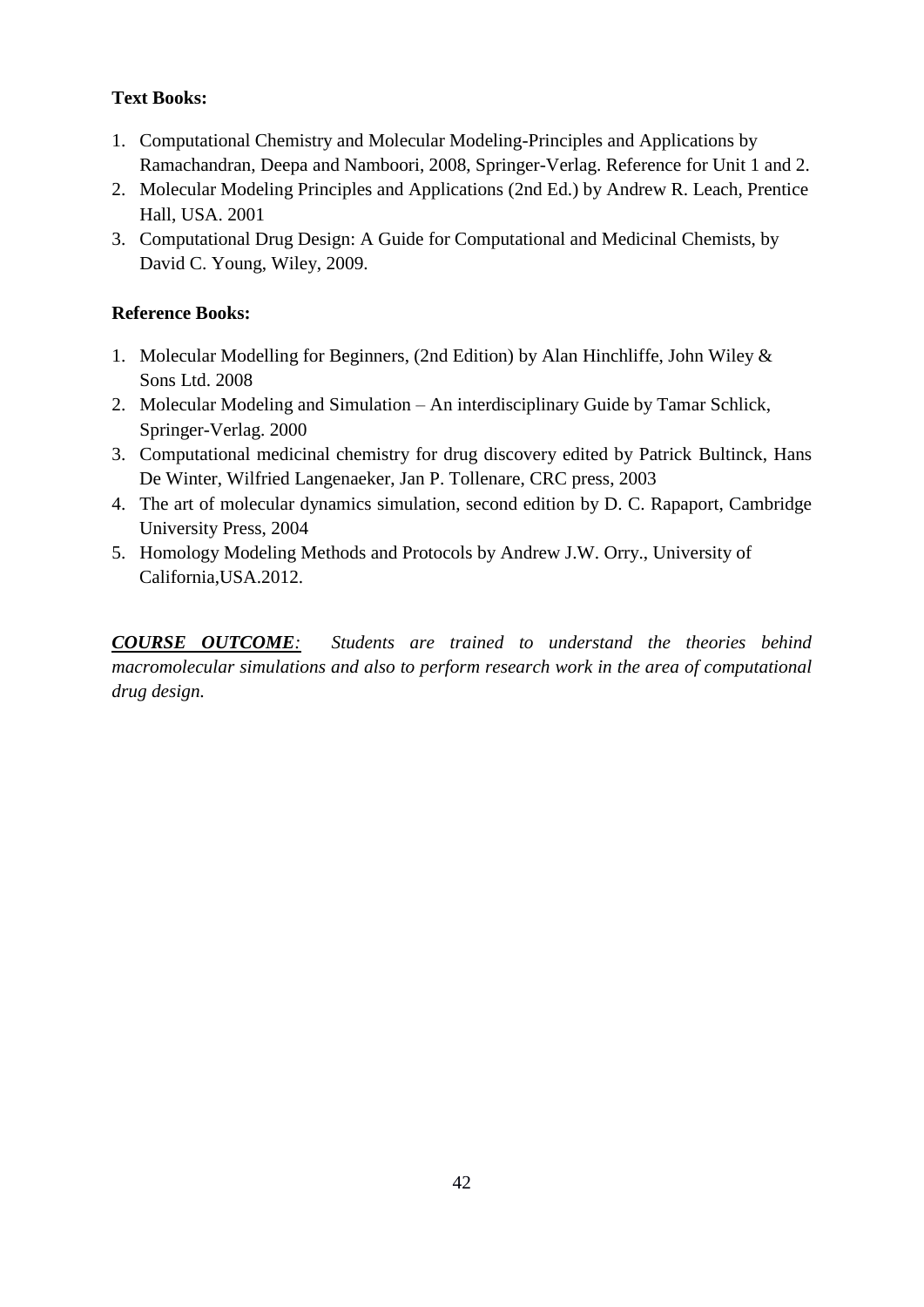**Text Books:**

1. Computational Chemistry and Molecular Modeling-Principles and Applications by Ramachandran, Deepa and Namboori, 2008, Springer-Verlag. Reference for Unit 1 and 2.
2. Molecular Modeling Principles and Applications (2nd Ed.) by Andrew R. Leach, Prentice Hall, USA. 2001
3. Computational Drug Design: A Guide for Computational and Medicinal Chemists, by David C. Young, Wiley, 2009.

**Reference Books:**

1. Molecular Modelling for Beginners, (2nd Edition) by Alan Hinchliffe, John Wiley & Sons Ltd. 2008
2. Molecular Modeling and Simulation – An interdisciplinary Guide by Tamar Schlick, Springer-Verlag. 2000
3. Computational medicinal chemistry for drug discovery edited by Patrick Bultinck, Hans De Winter, Wilfried Langenaeker, Jan P. Tollenare, CRC press, 2003
4. The art of molecular dynamics simulation, second edition by D. C. Rapaport, Cambridge University Press, 2004
5. Homology Modeling Methods and Protocols by Andrew J.W. Orry., University of California,USA.2012.

***COURSE OUTCOME:*** *Students are trained to understand the theories behind macromolecular simulations and also to perform research work in the area of computational drug design.*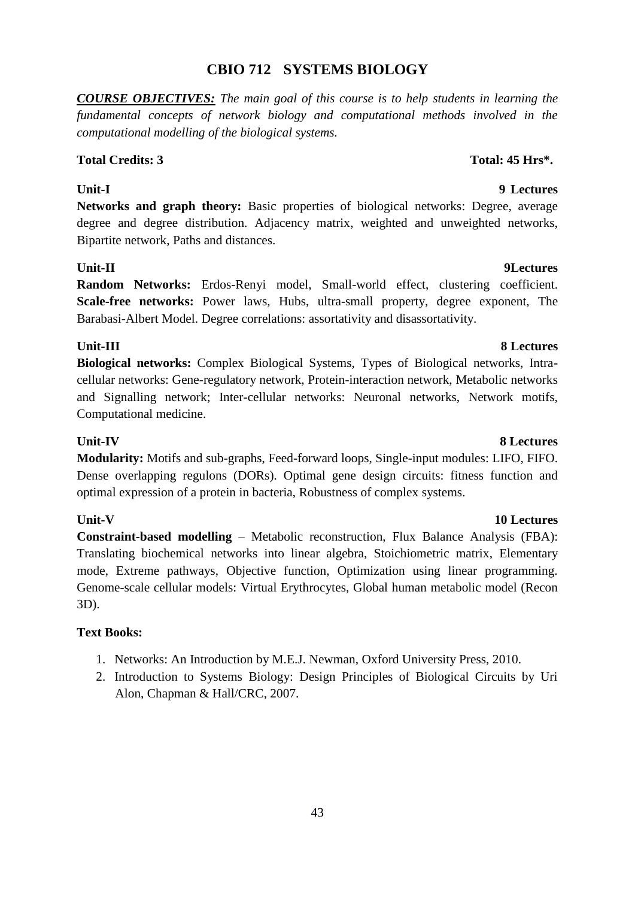# CBIO 712 SYSTEMS BIOLOGY

***COURSE OBJECTIVES:*** *The main goal of this course is to help students in learning the fundamental concepts of network biology and computational methods involved in the computational modelling of the biological systems.*

**Total Credits: 3** **Total: 45 Hrs*.**

**Unit-I** **9 Lectures**

**Networks and graph theory:** Basic properties of biological networks: Degree, average degree and degree distribution. Adjacency matrix, weighted and unweighted networks, Bipartite network, Paths and distances.

**Unit-II** **9Lectures**

**Random Networks:** Erdos-Renyi model, Small-world effect, clustering coefficient. **Scale-free networks:** Power laws, Hubs, ultra-small property, degree exponent, The Barabasi-Albert Model. Degree correlations: assortativity and disassortativity.

**Unit-III** **8 Lectures**

**Biological networks:** Complex Biological Systems, Types of Biological networks, Intra-cellular networks: Gene-regulatory network, Protein-interaction network, Metabolic networks and Signalling network; Inter-cellular networks: Neuronal networks, Network motifs, Computational medicine.

**Unit-IV** **8 Lectures**

**Modularity:** Motifs and sub-graphs, Feed-forward loops, Single-input modules: LIFO, FIFO. Dense overlapping regulons (DORs). Optimal gene design circuits: fitness function and optimal expression of a protein in bacteria, Robustness of complex systems.

**Unit-V** **10 Lectures**

**Constraint-based modelling** – Metabolic reconstruction, Flux Balance Analysis (FBA): Translating biochemical networks into linear algebra, Stoichiometric matrix, Elementary mode, Extreme pathways, Objective function, Optimization using linear programming. Genome-scale cellular models: Virtual Erythrocytes, Global human metabolic model (Recon 3D).

**Text Books:**

1. Networks: An Introduction by M.E.J. Newman, Oxford University Press, 2010.
2. Introduction to Systems Biology: Design Principles of Biological Circuits by Uri Alon, Chapman & Hall/CRC, 2007.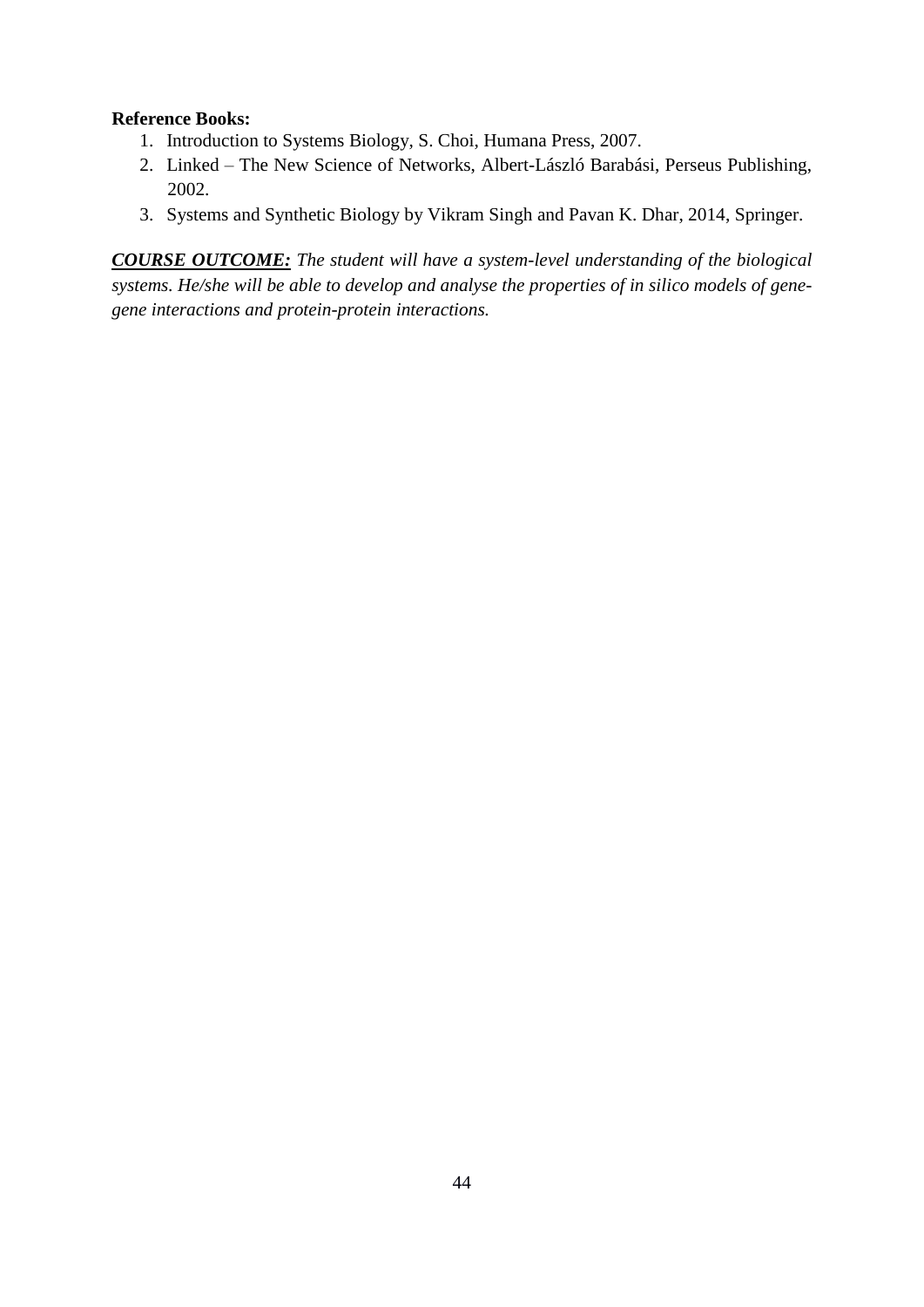**Reference Books:**

1. Introduction to Systems Biology, S. Choi, Humana Press, 2007.
2. Linked – The New Science of Networks, Albert-László Barabási, Perseus Publishing, 2002.
3. Systems and Synthetic Biology by Vikram Singh and Pavan K. Dhar, 2014, Springer.

***COURSE OUTCOME:*** *The student will have a system-level understanding of the biological systems. He/she will be able to develop and analyse the properties of in silico models of gene-gene interactions and protein-protein interactions.*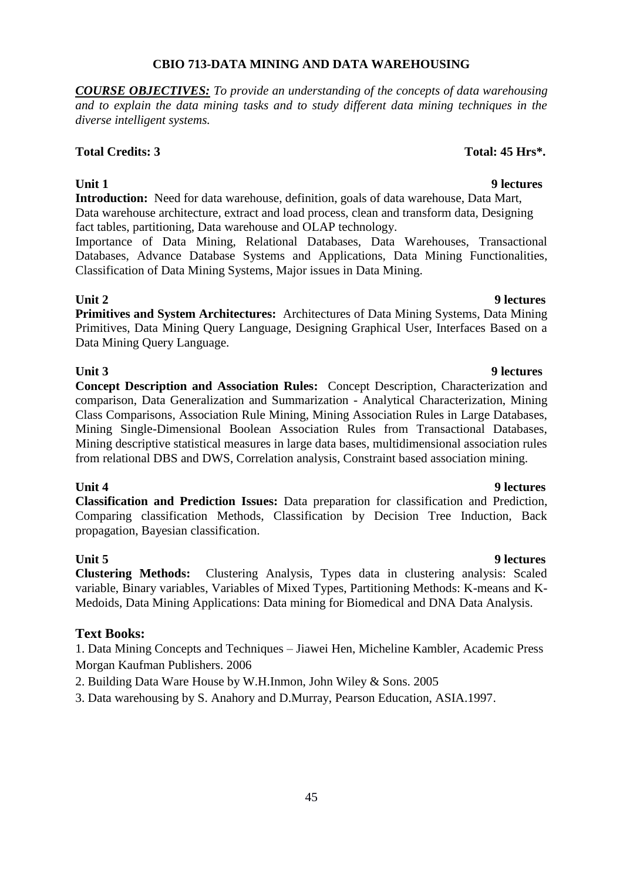# CBIO 713-DATA MINING AND DATA WAREHOUSING

***COURSE OBJECTIVES:*** *To provide an understanding of the concepts of data warehousing and to explain the data mining tasks and to study different data mining techniques in the diverse intelligent systems.*

**Total Credits: 3** **Total: 45 Hrs*.**

**Unit 1** **9 lectures**

**Introduction:** Need for data warehouse, definition, goals of data warehouse, Data Mart, Data warehouse architecture, extract and load process, clean and transform data, Designing fact tables, partitioning, Data warehouse and OLAP technology.

Importance of Data Mining, Relational Databases, Data Warehouses, Transactional Databases, Advance Database Systems and Applications, Data Mining Functionalities, Classification of Data Mining Systems, Major issues in Data Mining.

**Unit 2** **9 lectures**

**Primitives and System Architectures:** Architectures of Data Mining Systems, Data Mining Primitives, Data Mining Query Language, Designing Graphical User, Interfaces Based on a Data Mining Query Language.

**Unit 3** **9 lectures**

**Concept Description and Association Rules:** Concept Description, Characterization and comparison, Data Generalization and Summarization - Analytical Characterization, Mining Class Comparisons, Association Rule Mining, Mining Association Rules in Large Databases, Mining Single-Dimensional Boolean Association Rules from Transactional Databases, Mining descriptive statistical measures in large data bases, multidimensional association rules from relational DBS and DWS, Correlation analysis, Constraint based association mining.

**Unit 4** **9 lectures**

**Classification and Prediction Issues:** Data preparation for classification and Prediction, Comparing classification Methods, Classification by Decision Tree Induction, Back propagation, Bayesian classification.

**Unit 5** **9 lectures**

**Clustering Methods:** Clustering Analysis, Types data in clustering analysis: Scaled variable, Binary variables, Variables of Mixed Types, Partitioning Methods: K-means and K-Medoids, Data Mining Applications: Data mining for Biomedical and DNA Data Analysis.

## Text Books:

1. Data Mining Concepts and Techniques – Jiawei Hen, Micheline Kambler, Academic Press Morgan Kaufman Publishers. 2006
2. Building Data Ware House by W.H.Inmon, John Wiley & Sons. 2005
3. Data warehousing by S. Anahory and D.Murray, Pearson Education, ASIA.1997.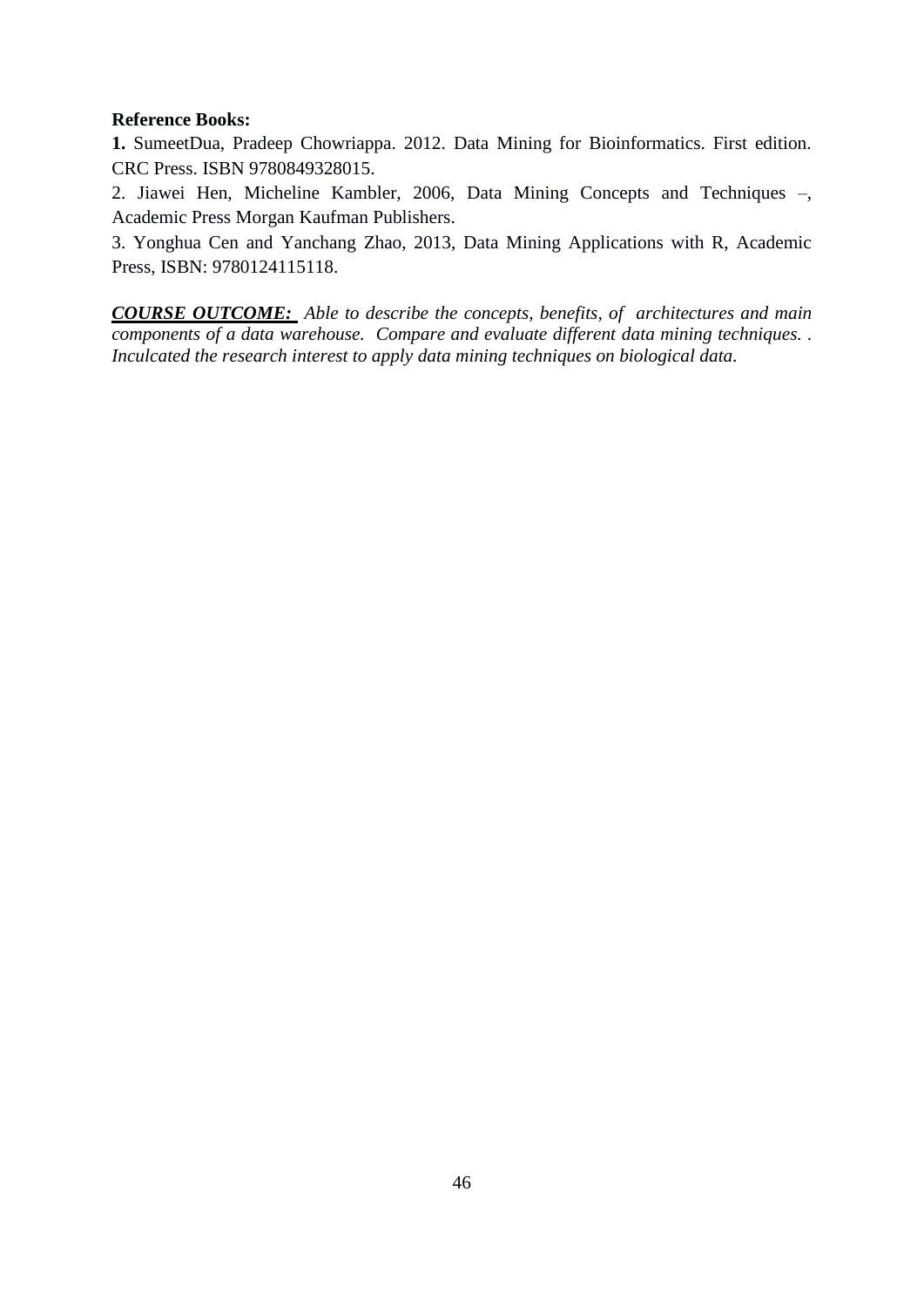**Reference Books:**

**1.** SumeetDua, Pradeep Chowriappa. 2012. Data Mining for Bioinformatics. First edition. CRC Press. ISBN 9780849328015.

2. Jiawei Hen, Micheline Kambler, 2006, Data Mining Concepts and Techniques –, Academic Press Morgan Kaufman Publishers.

3. Yonghua Cen and Yanchang Zhao, 2013, Data Mining Applications with R, Academic Press, ISBN: 9780124115118.

***COURSE OUTCOME:*** *Able to describe the concepts, benefits, of architectures and main components of a data warehouse. Compare and evaluate different data mining techniques. . Inculcated the research interest to apply data mining techniques on biological data.*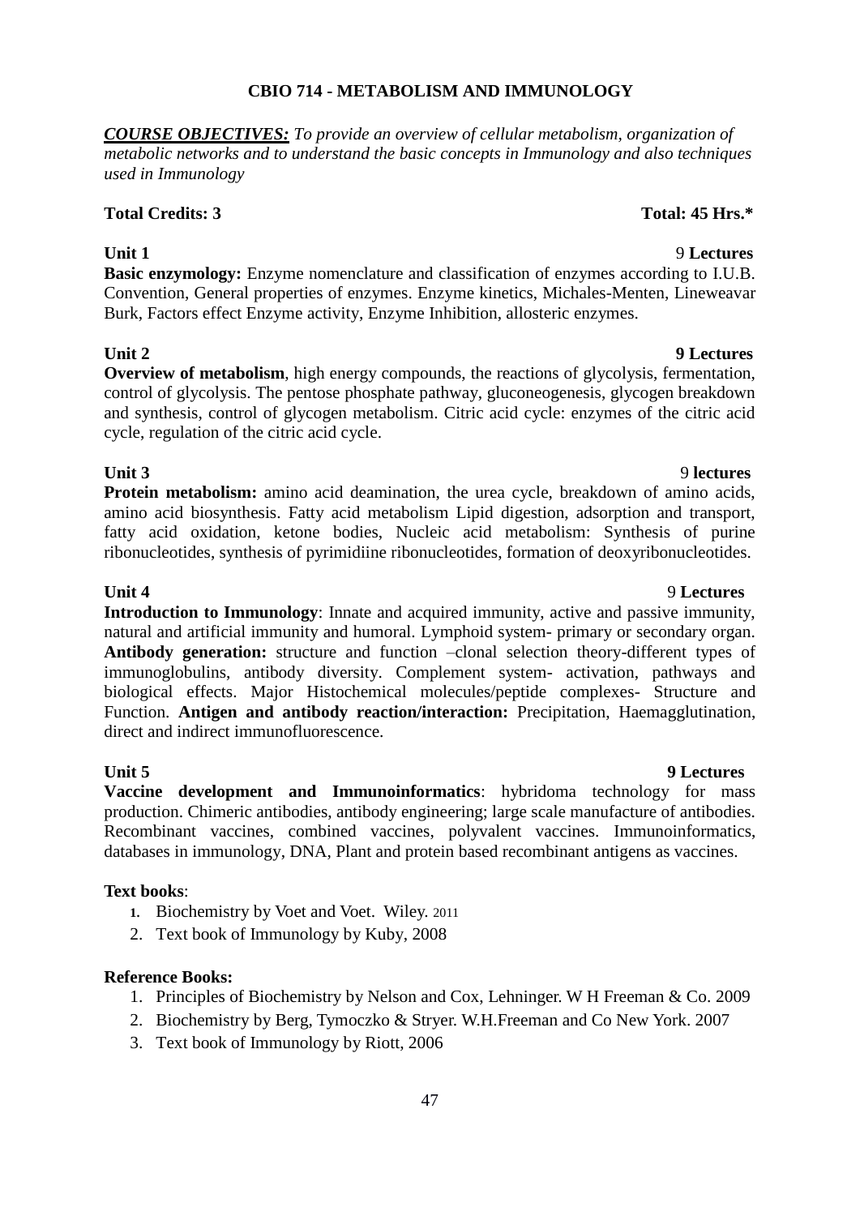## CBIO 714 - METABOLISM AND IMMUNOLOGY

***COURSE OBJECTIVES:*** *To provide an overview of cellular metabolism, organization of metabolic networks and to understand the basic concepts in Immunology and also techniques used in Immunology*

**Total Credits: 3** **Total: 45 Hrs.***

**Unit 1** 9 **Lectures**

**Basic enzymology:** Enzyme nomenclature and classification of enzymes according to I.U.B. Convention, General properties of enzymes. Enzyme kinetics, Michales-Menten, Lineweavar Burk, Factors effect Enzyme activity, Enzyme Inhibition, allosteric enzymes.

**Unit 2** **9 Lectures**

**Overview of metabolism**, high energy compounds, the reactions of glycolysis, fermentation, control of glycolysis. The pentose phosphate pathway, gluconeogenesis, glycogen breakdown and synthesis, control of glycogen metabolism. Citric acid cycle: enzymes of the citric acid cycle, regulation of the citric acid cycle.

**Unit 3** 9 **lectures**

**Protein metabolism:** amino acid deamination, the urea cycle, breakdown of amino acids, amino acid biosynthesis. Fatty acid metabolism Lipid digestion, adsorption and transport, fatty acid oxidation, ketone bodies, Nucleic acid metabolism: Synthesis of purine ribonucleotides, synthesis of pyrimidiine ribonucleotides, formation of deoxyribonucleotides.

**Unit 4** 9 **Lectures**

**Introduction to Immunology**: Innate and acquired immunity, active and passive immunity, natural and artificial immunity and humoral. Lymphoid system- primary or secondary organ. **Antibody generation:** structure and function –clonal selection theory-different types of immunoglobulins, antibody diversity. Complement system- activation, pathways and biological effects. Major Histochemical molecules/peptide complexes- Structure and Function. **Antigen and antibody reaction/interaction:** Precipitation, Haemagglutination, direct and indirect immunofluorescence.

**Unit 5** **9 Lectures**

**Vaccine development and Immunoinformatics**: hybridoma technology for mass production. Chimeric antibodies, antibody engineering; large scale manufacture of antibodies. Recombinant vaccines, combined vaccines, polyvalent vaccines. Immunoinformatics, databases in immunology, DNA, Plant and protein based recombinant antigens as vaccines.

**Text books**:

1. Biochemistry by Voet and Voet. Wiley. 2011
2. Text book of Immunology by Kuby, 2008

**Reference Books:**

1. Principles of Biochemistry by Nelson and Cox, Lehninger. W H Freeman & Co. 2009
2. Biochemistry by Berg, Tymoczko & Stryer. W.H.Freeman and Co New York. 2007
3. Text book of Immunology by Riott, 2006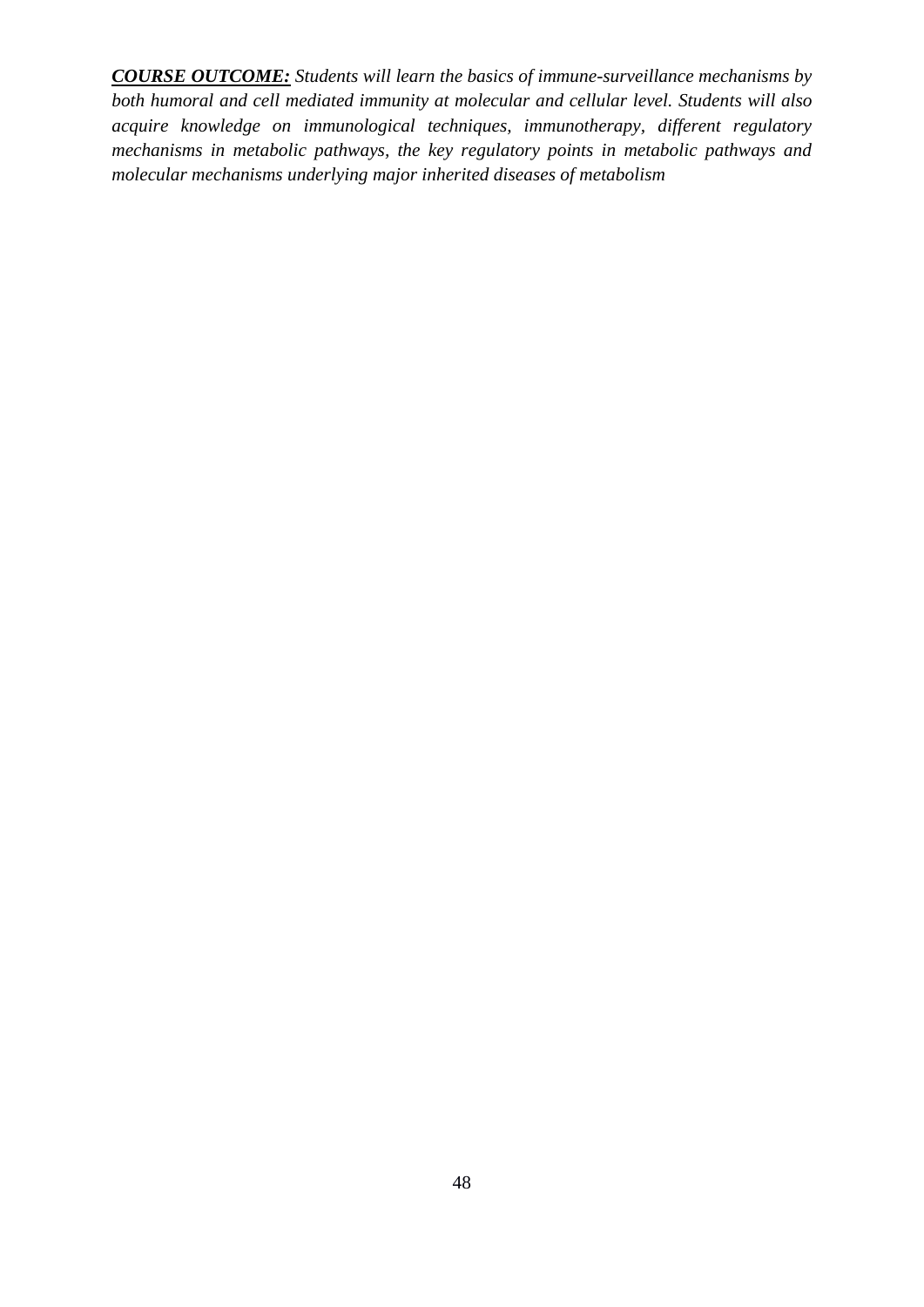***<u>COURSE OUTCOME:</u>*** *Students will learn the basics of immune-surveillance mechanisms by both humoral and cell mediated immunity at molecular and cellular level. Students will also acquire knowledge on immunological techniques, immunotherapy, different regulatory mechanisms in metabolic pathways, the key regulatory points in metabolic pathways and molecular mechanisms underlying major inherited diseases of metabolism*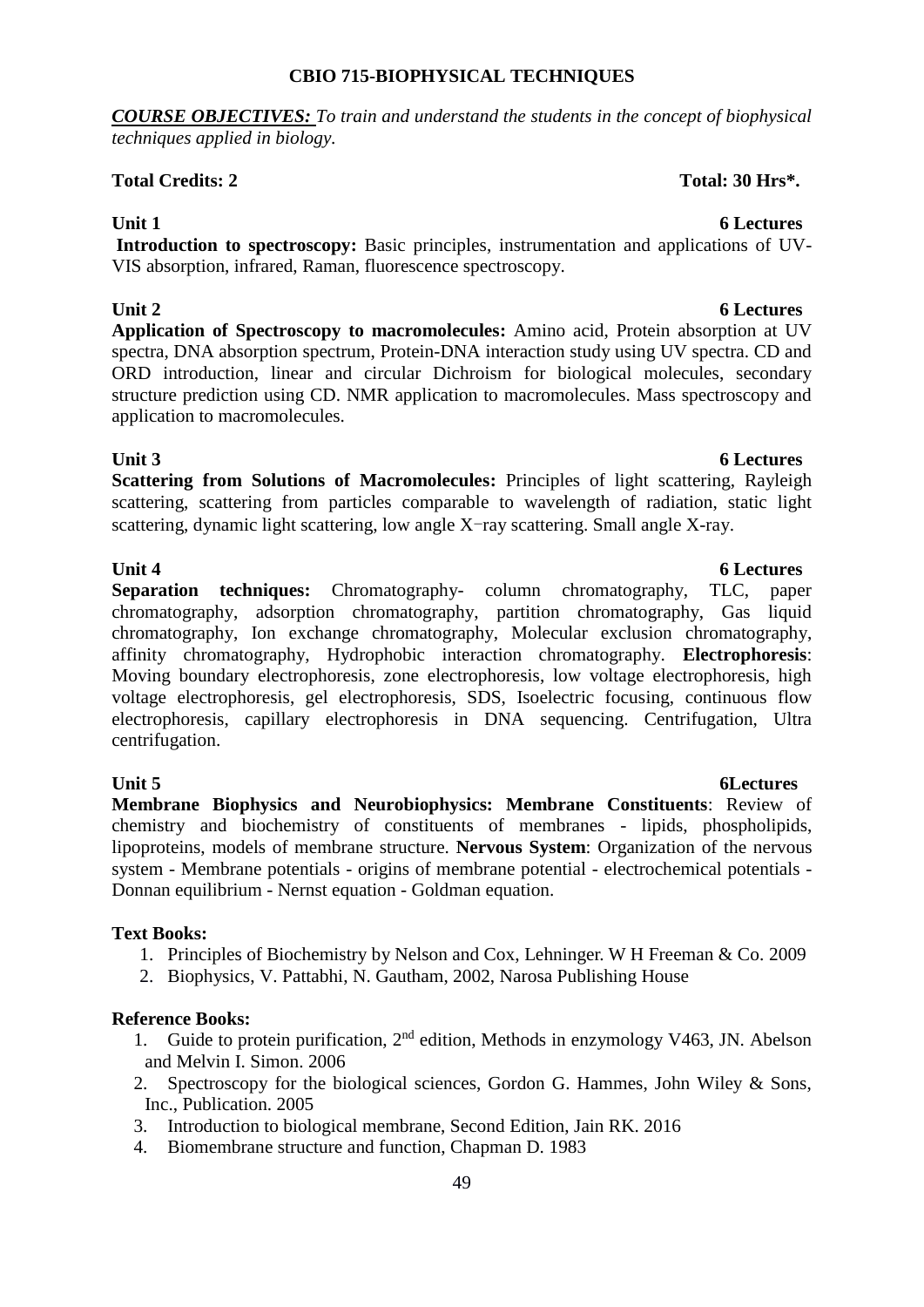# CBIO 715-BIOPHYSICAL TECHNIQUES

***COURSE OBJECTIVES:*** *To train and understand the students in the concept of biophysical techniques applied in biology.*

**Total Credits: 2** **Total: 30 Hrs\*.**

**Unit 1** **6 Lectures**

**Introduction to spectroscopy:** Basic principles, instrumentation and applications of UV-VIS absorption, infrared, Raman, fluorescence spectroscopy.

**Unit 2** **6 Lectures**

**Application of Spectroscopy to macromolecules:** Amino acid, Protein absorption at UV spectra, DNA absorption spectrum, Protein-DNA interaction study using UV spectra. CD and ORD introduction, linear and circular Dichroism for biological molecules, secondary structure prediction using CD. NMR application to macromolecules. Mass spectroscopy and application to macromolecules.

**Unit 3** **6 Lectures**

**Scattering from Solutions of Macromolecules:** Principles of light scattering, Rayleigh scattering, scattering from particles comparable to wavelength of radiation, static light scattering, dynamic light scattering, low angle X−ray scattering. Small angle X-ray.

**Unit 4** **6 Lectures**

**Separation techniques:** Chromatography- column chromatography, TLC, paper chromatography, adsorption chromatography, partition chromatography, Gas liquid chromatography, Ion exchange chromatography, Molecular exclusion chromatography, affinity chromatography, Hydrophobic interaction chromatography. **Electrophoresis**: Moving boundary electrophoresis, zone electrophoresis, low voltage electrophoresis, high voltage electrophoresis, gel electrophoresis, SDS, Isoelectric focusing, continuous flow electrophoresis, capillary electrophoresis in DNA sequencing. Centrifugation, Ultra centrifugation.

**Unit 5** **6Lectures**

**Membrane Biophysics and Neurobiophysics: Membrane Constituents**: Review of chemistry and biochemistry of constituents of membranes - lipids, phospholipids, lipoproteins, models of membrane structure. **Nervous System**: Organization of the nervous system - Membrane potentials - origins of membrane potential - electrochemical potentials - Donnan equilibrium - Nernst equation - Goldman equation.

**Text Books:**

1. Principles of Biochemistry by Nelson and Cox, Lehninger. W H Freeman & Co. 2009
2. Biophysics, V. Pattabhi, N. Gautham, 2002, Narosa Publishing House

**Reference Books:**

1. Guide to protein purification, 2nd edition, Methods in enzymology V463, JN. Abelson and Melvin I. Simon. 2006
2. Spectroscopy for the biological sciences, Gordon G. Hammes, John Wiley & Sons, Inc., Publication. 2005
3. Introduction to biological membrane, Second Edition, Jain RK. 2016
4. Biomembrane structure and function, Chapman D. 1983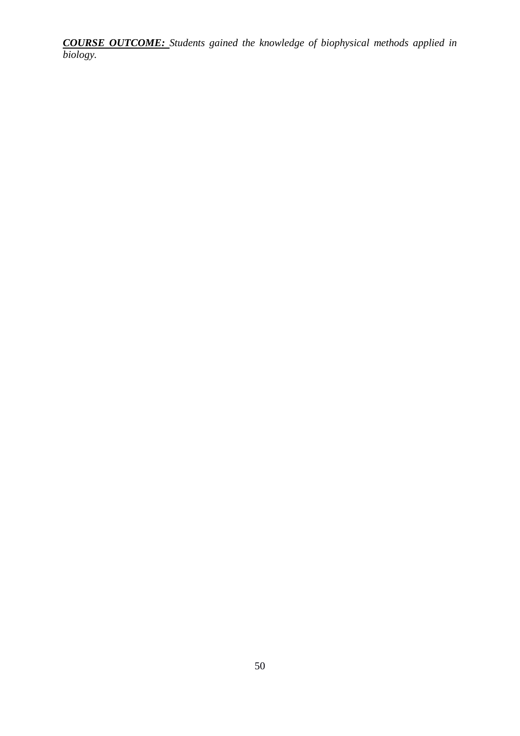***COURSE OUTCOME:*** *Students gained the knowledge of biophysical methods applied in biology.*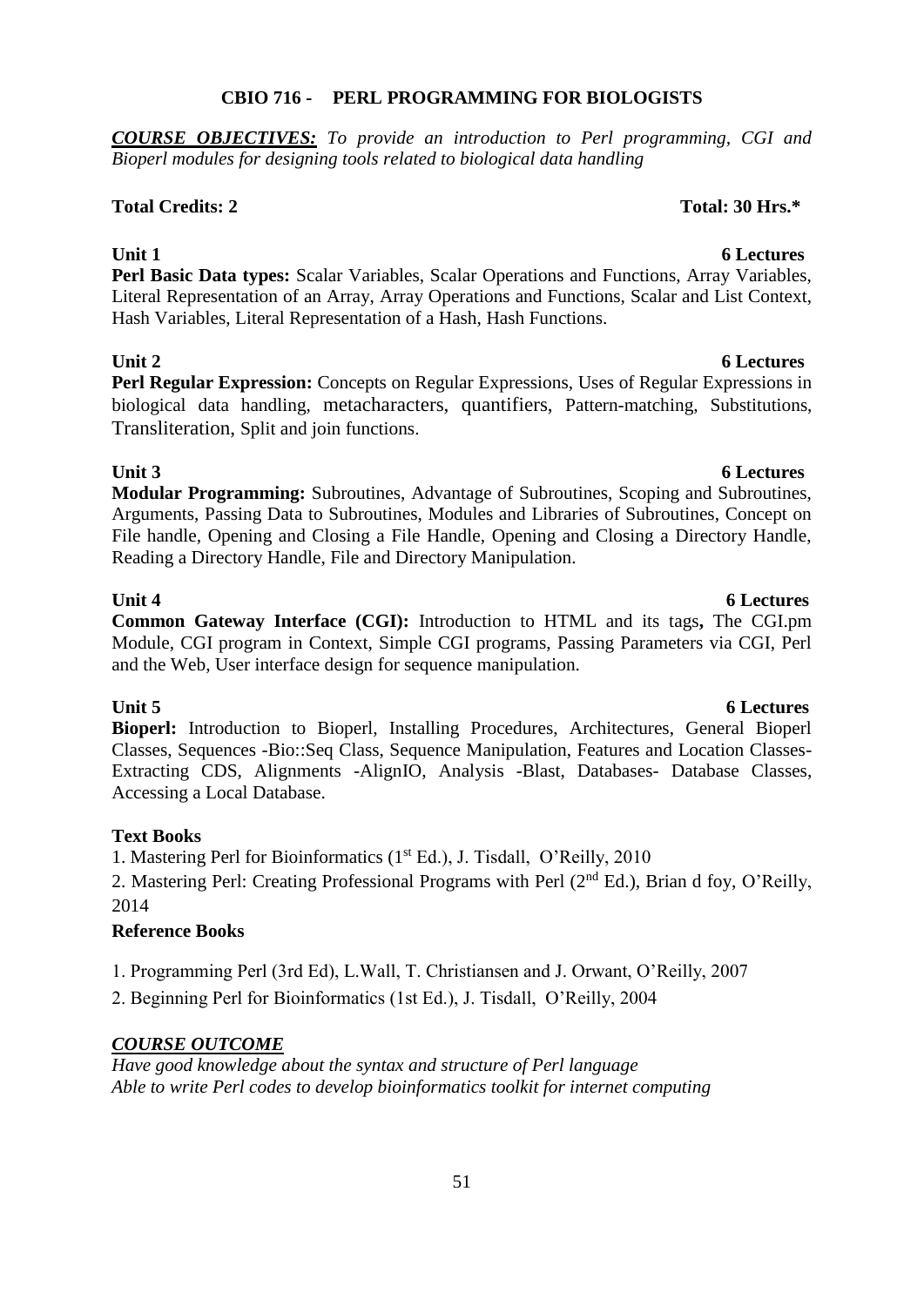# CBIO 716 - PERL PROGRAMMING FOR BIOLOGISTS

***COURSE OBJECTIVES:*** *To provide an introduction to Perl programming, CGI and Bioperl modules for designing tools related to biological data handling*

**Total Credits: 2** **Total: 30 Hrs.\***

**Unit 1** **6 Lectures**

**Perl Basic Data types:** Scalar Variables, Scalar Operations and Functions, Array Variables, Literal Representation of an Array, Array Operations and Functions, Scalar and List Context, Hash Variables, Literal Representation of a Hash, Hash Functions.

**Unit 2** **6 Lectures**

**Perl Regular Expression:** Concepts on Regular Expressions, Uses of Regular Expressions in biological data handling, metacharacters, quantifiers, Pattern-matching, Substitutions, Transliteration, Split and join functions.

**Unit 3** **6 Lectures**

**Modular Programming:** Subroutines, Advantage of Subroutines, Scoping and Subroutines, Arguments, Passing Data to Subroutines, Modules and Libraries of Subroutines, Concept on File handle, Opening and Closing a File Handle, Opening and Closing a Directory Handle, Reading a Directory Handle, File and Directory Manipulation.

**Unit 4** **6 Lectures**

**Common Gateway Interface (CGI):** Introduction to HTML and its tags**,** The CGI.pm Module, CGI program in Context, Simple CGI programs, Passing Parameters via CGI, Perl and the Web, User interface design for sequence manipulation.

**Unit 5** **6 Lectures**

**Bioperl:** Introduction to Bioperl, Installing Procedures, Architectures, General Bioperl Classes, Sequences -Bio::Seq Class, Sequence Manipulation, Features and Location Classes-Extracting CDS, Alignments -AlignIO, Analysis -Blast, Databases- Database Classes, Accessing a Local Database.

**Text Books**

1. Mastering Perl for Bioinformatics (1st Ed.), J. Tisdall, O'Reilly, 2010
2. Mastering Perl: Creating Professional Programs with Perl (2nd Ed.), Brian d foy, O'Reilly, 2014

**Reference Books**

1. Programming Perl (3rd Ed), L.Wall, T. Christiansen and J. Orwant, O'Reilly, 2007
2. Beginning Perl for Bioinformatics (1st Ed.), J. Tisdall, O'Reilly, 2004

***COURSE OUTCOME***

*Have good knowledge about the syntax and structure of Perl language*
*Able to write Perl codes to develop bioinformatics toolkit for internet computing*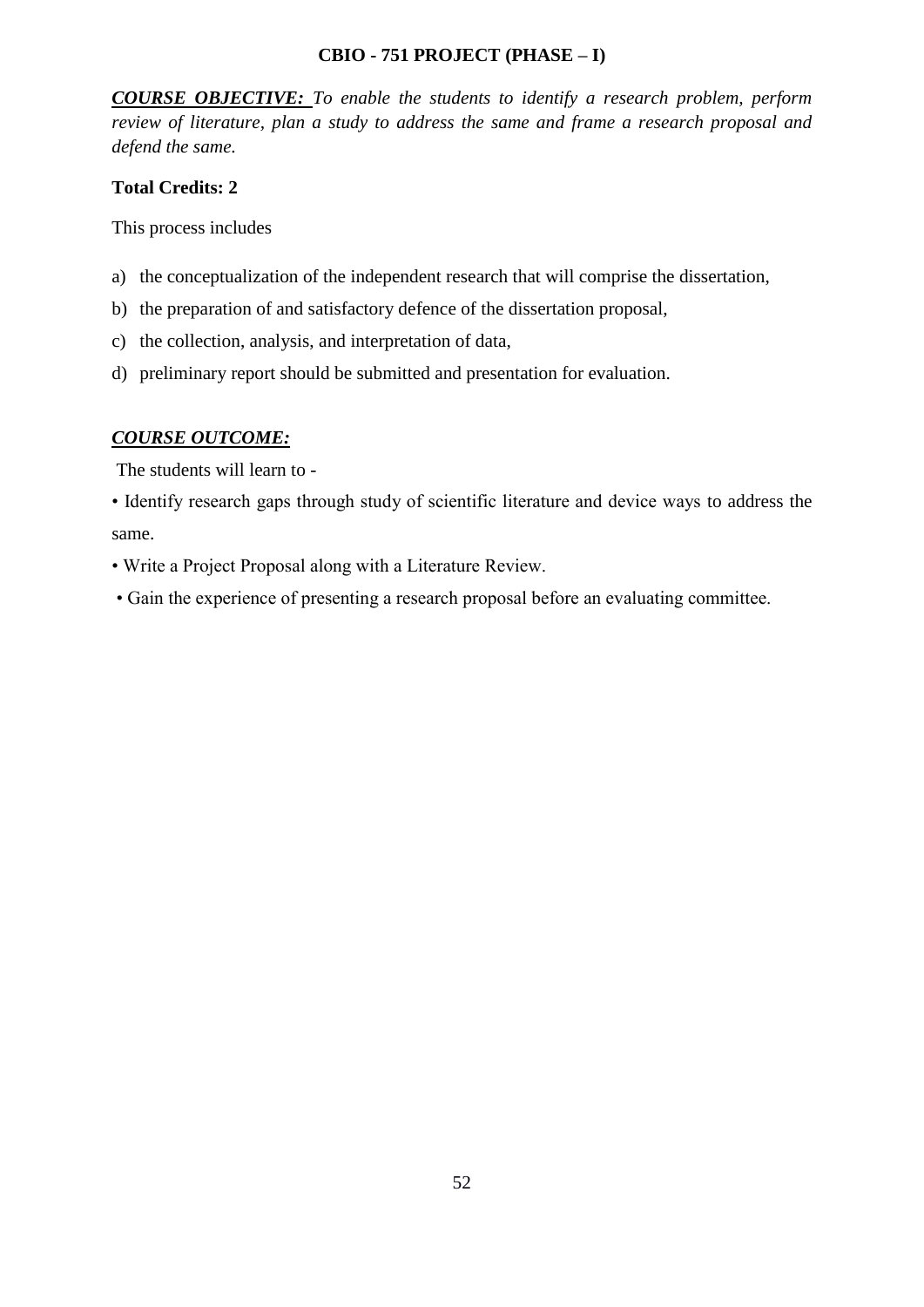## CBIO - 751 PROJECT (PHASE – I)

***COURSE OBJECTIVE:*** *To enable the students to identify a research problem, perform review of literature, plan a study to address the same and frame a research proposal and defend the same.*

**Total Credits: 2**

This process includes

a) the conceptualization of the independent research that will comprise the dissertation,

b) the preparation of and satisfactory defence of the dissertation proposal,

c) the collection, analysis, and interpretation of data,

d) preliminary report should be submitted and presentation for evaluation.

***COURSE OUTCOME:***

The students will learn to -

- Identify research gaps through study of scientific literature and device ways to address the same.
- Write a Project Proposal along with a Literature Review.
- Gain the experience of presenting a research proposal before an evaluating committee.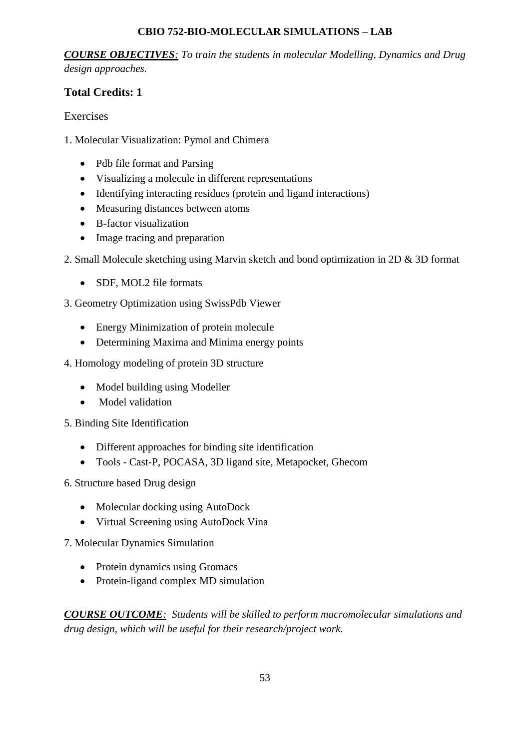# CBIO 752-BIO-MOLECULAR SIMULATIONS – LAB

***COURSE OBJECTIVES**: To train the students in molecular Modelling, Dynamics and Drug design approaches.*

## Total Credits: 1

Exercises

1. Molecular Visualization: Pymol and Chimera
   - Pdb file format and Parsing
   - Visualizing a molecule in different representations
   - Identifying interacting residues (protein and ligand interactions)
   - Measuring distances between atoms
   - B-factor visualization
   - Image tracing and preparation
2. Small Molecule sketching using Marvin sketch and bond optimization in 2D & 3D format
   - SDF, MOL2 file formats
3. Geometry Optimization using SwissPdb Viewer
   - Energy Minimization of protein molecule
   - Determining Maxima and Minima energy points
4. Homology modeling of protein 3D structure
   - Model building using Modeller
   - Model validation
5. Binding Site Identification
   - Different approaches for binding site identification
   - Tools - Cast-P, POCASA, 3D ligand site, Metapocket, Ghecom
6. Structure based Drug design
   - Molecular docking using AutoDock
   - Virtual Screening using AutoDock Vina
7. Molecular Dynamics Simulation
   - Protein dynamics using Gromacs
   - Protein-ligand complex MD simulation

***COURSE OUTCOME**: Students will be skilled to perform macromolecular simulations and drug design, which will be useful for their research/project work.*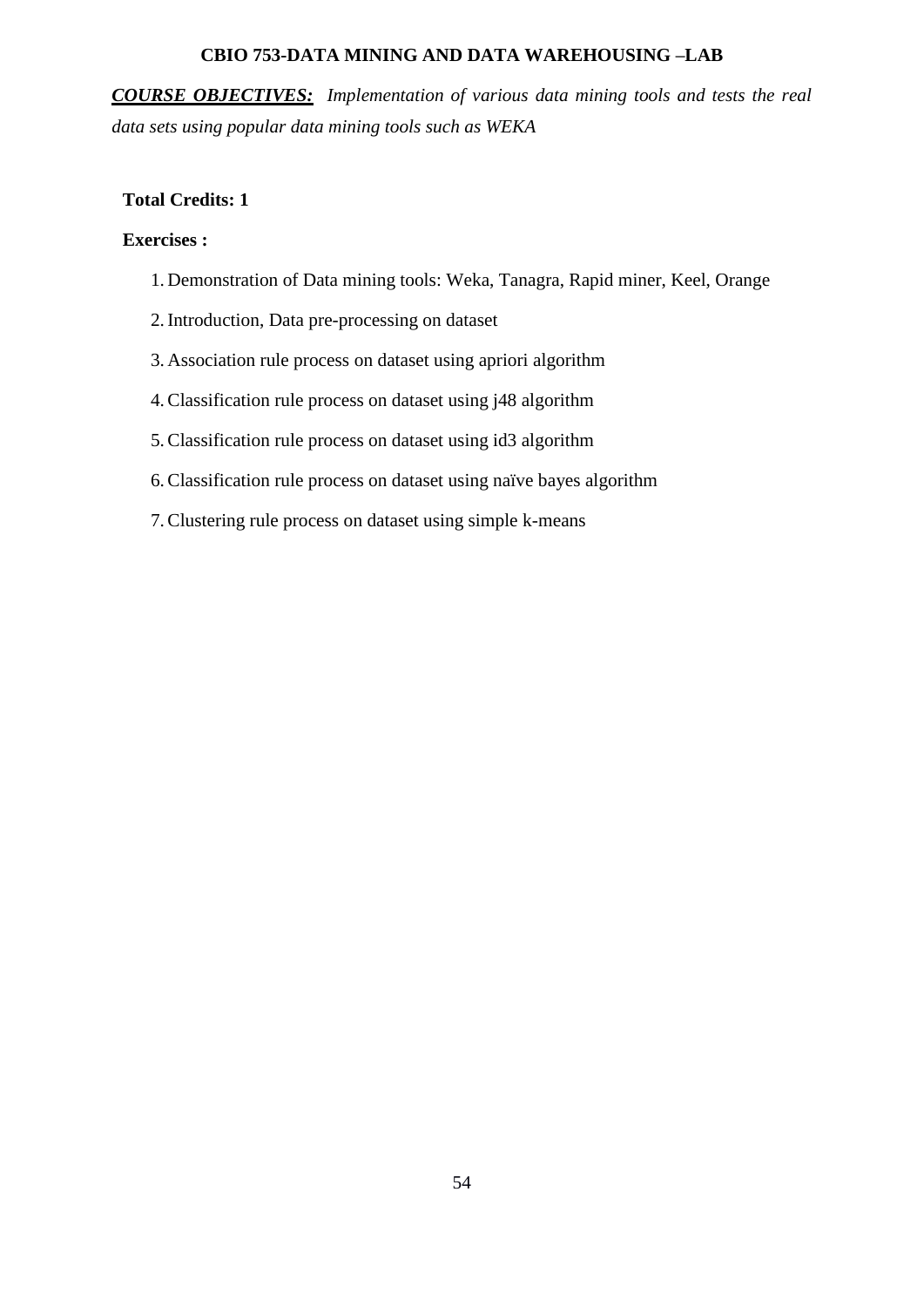# CBIO 753-DATA MINING AND DATA WAREHOUSING –LAB

***COURSE OBJECTIVES:*** *Implementation of various data mining tools and tests the real data sets using popular data mining tools such as WEKA*

**Total Credits: 1**

**Exercises :**

1. Demonstration of Data mining tools: Weka, Tanagra, Rapid miner, Keel, Orange
2. Introduction, Data pre-processing on dataset
3. Association rule process on dataset using apriori algorithm
4. Classification rule process on dataset using j48 algorithm
5. Classification rule process on dataset using id3 algorithm
6. Classification rule process on dataset using naïve bayes algorithm
7. Clustering rule process on dataset using simple k-means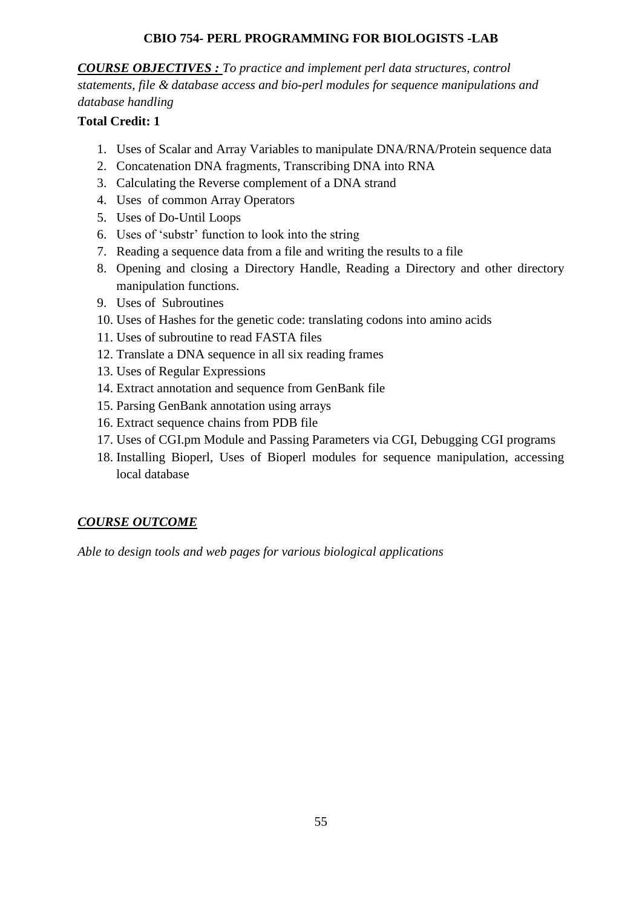**CBIO 754- PERL PROGRAMMING FOR BIOLOGISTS -LAB**

***COURSE OBJECTIVES :*** *To practice and implement perl data structures, control statements, file & database access and bio-perl modules for sequence manipulations and database handling*

**Total Credit: 1**

1. Uses of Scalar and Array Variables to manipulate DNA/RNA/Protein sequence data
2. Concatenation DNA fragments, Transcribing DNA into RNA
3. Calculating the Reverse complement of a DNA strand
4. Uses of common Array Operators
5. Uses of Do-Until Loops
6. Uses of 'substr' function to look into the string
7. Reading a sequence data from a file and writing the results to a file
8. Opening and closing a Directory Handle, Reading a Directory and other directory manipulation functions.
9. Uses of Subroutines
10. Uses of Hashes for the genetic code: translating codons into amino acids
11. Uses of subroutine to read FASTA files
12. Translate a DNA sequence in all six reading frames
13. Uses of Regular Expressions
14. Extract annotation and sequence from GenBank file
15. Parsing GenBank annotation using arrays
16. Extract sequence chains from PDB file
17. Uses of CGI.pm Module and Passing Parameters via CGI, Debugging CGI programs
18. Installing Bioperl, Uses of Bioperl modules for sequence manipulation, accessing local database

***COURSE OUTCOME***

*Able to design tools and web pages for various biological applications*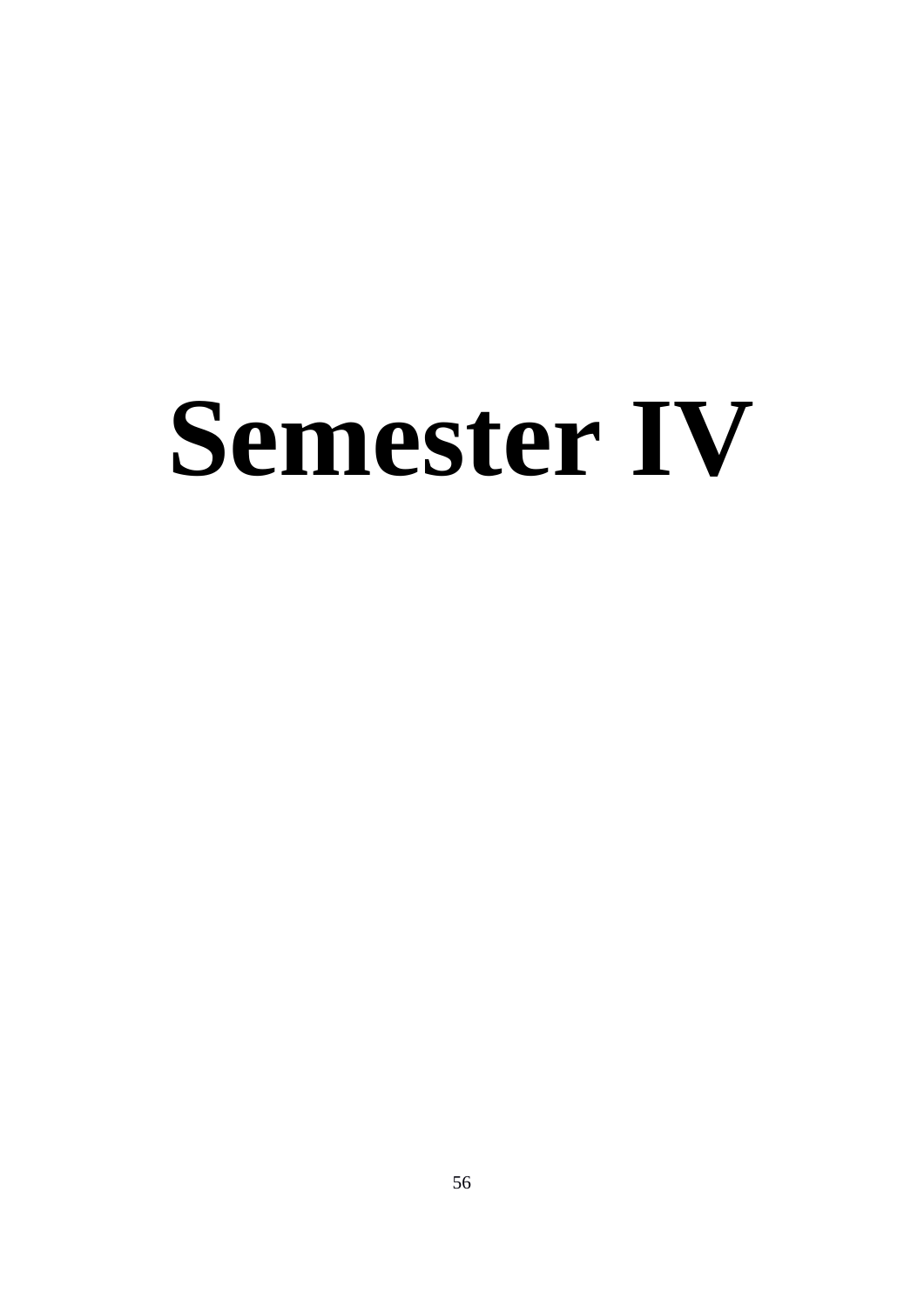# Semester IV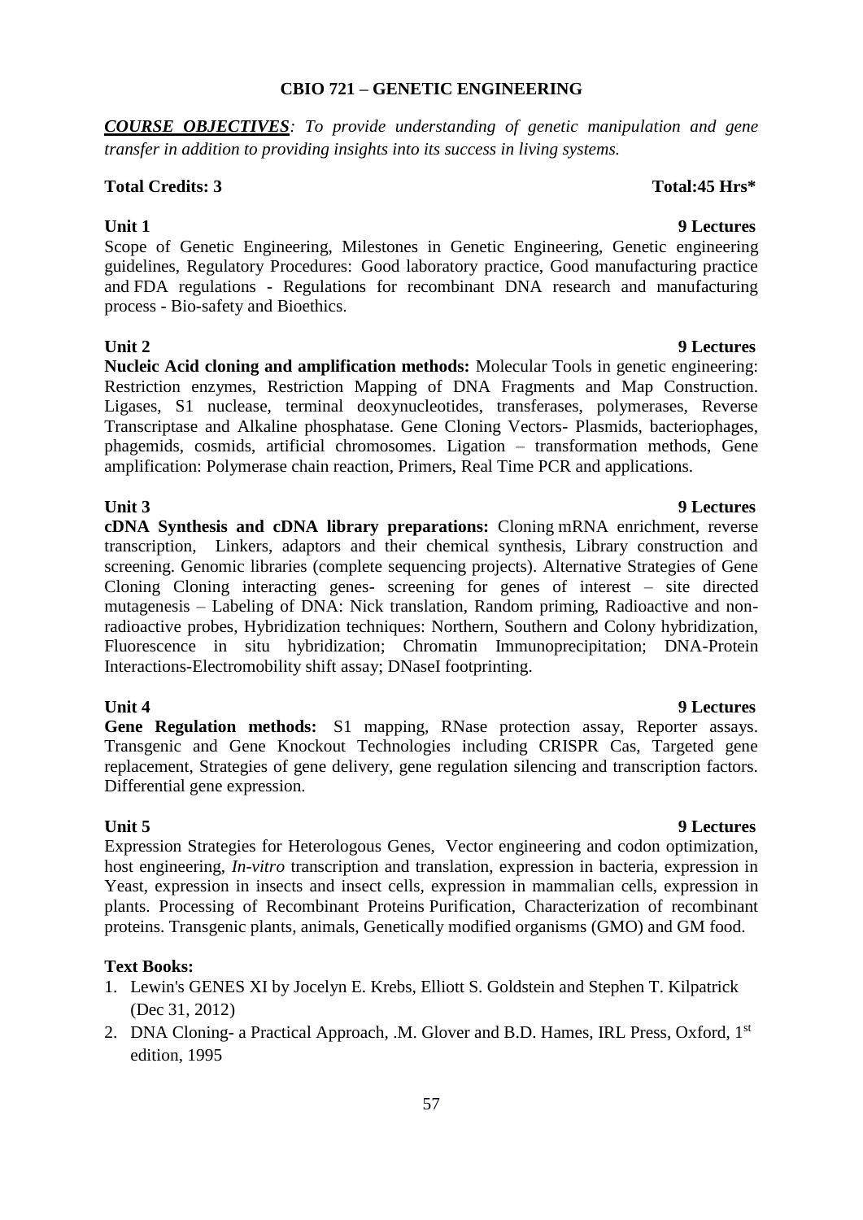# CBIO 721 – GENETIC ENGINEERING

***COURSE OBJECTIVES****: To provide understanding of genetic manipulation and gene transfer in addition to providing insights into its success in living systems.*

**Total Credits: 3** **Total:45 Hrs***

**Unit 1** **9 Lectures**

Scope of Genetic Engineering, Milestones in Genetic Engineering, Genetic engineering guidelines, Regulatory Procedures: Good laboratory practice, Good manufacturing practice and FDA regulations - Regulations for recombinant DNA research and manufacturing process - Bio-safety and Bioethics.

**Unit 2** **9 Lectures**

**Nucleic Acid cloning and amplification methods:** Molecular Tools in genetic engineering: Restriction enzymes, Restriction Mapping of DNA Fragments and Map Construction. Ligases, S1 nuclease, terminal deoxynucleotides, transferases, polymerases, Reverse Transcriptase and Alkaline phosphatase. Gene Cloning Vectors- Plasmids, bacteriophages, phagemids, cosmids, artificial chromosomes. Ligation – transformation methods, Gene amplification: Polymerase chain reaction, Primers, Real Time PCR and applications.

**Unit 3** **9 Lectures**

**cDNA Synthesis and cDNA library preparations:** Cloning mRNA enrichment, reverse transcription, Linkers, adaptors and their chemical synthesis, Library construction and screening. Genomic libraries (complete sequencing projects). Alternative Strategies of Gene Cloning Cloning interacting genes- screening for genes of interest – site directed mutagenesis – Labeling of DNA: Nick translation, Random priming, Radioactive and non-radioactive probes, Hybridization techniques: Northern, Southern and Colony hybridization, Fluorescence in situ hybridization; Chromatin Immunoprecipitation; DNA-Protein Interactions-Electromobility shift assay; DNaseI footprinting.

**Unit 4** **9 Lectures**

**Gene Regulation methods:** S1 mapping, RNase protection assay, Reporter assays. Transgenic and Gene Knockout Technologies including CRISPR Cas, Targeted gene replacement, Strategies of gene delivery, gene regulation silencing and transcription factors. Differential gene expression.

**Unit 5** **9 Lectures**

Expression Strategies for Heterologous Genes, Vector engineering and codon optimization, host engineering, *In-vitro* transcription and translation, expression in bacteria, expression in Yeast, expression in insects and insect cells, expression in mammalian cells, expression in plants. Processing of Recombinant Proteins Purification, Characterization of recombinant proteins. Transgenic plants, animals, Genetically modified organisms (GMO) and GM food.

**Text Books:**

1. Lewin's GENES XI by Jocelyn E. Krebs, Elliott S. Goldstein and Stephen T. Kilpatrick (Dec 31, 2012)
2. DNA Cloning- a Practical Approach, .M. Glover and B.D. Hames, IRL Press, Oxford, 1st edition, 1995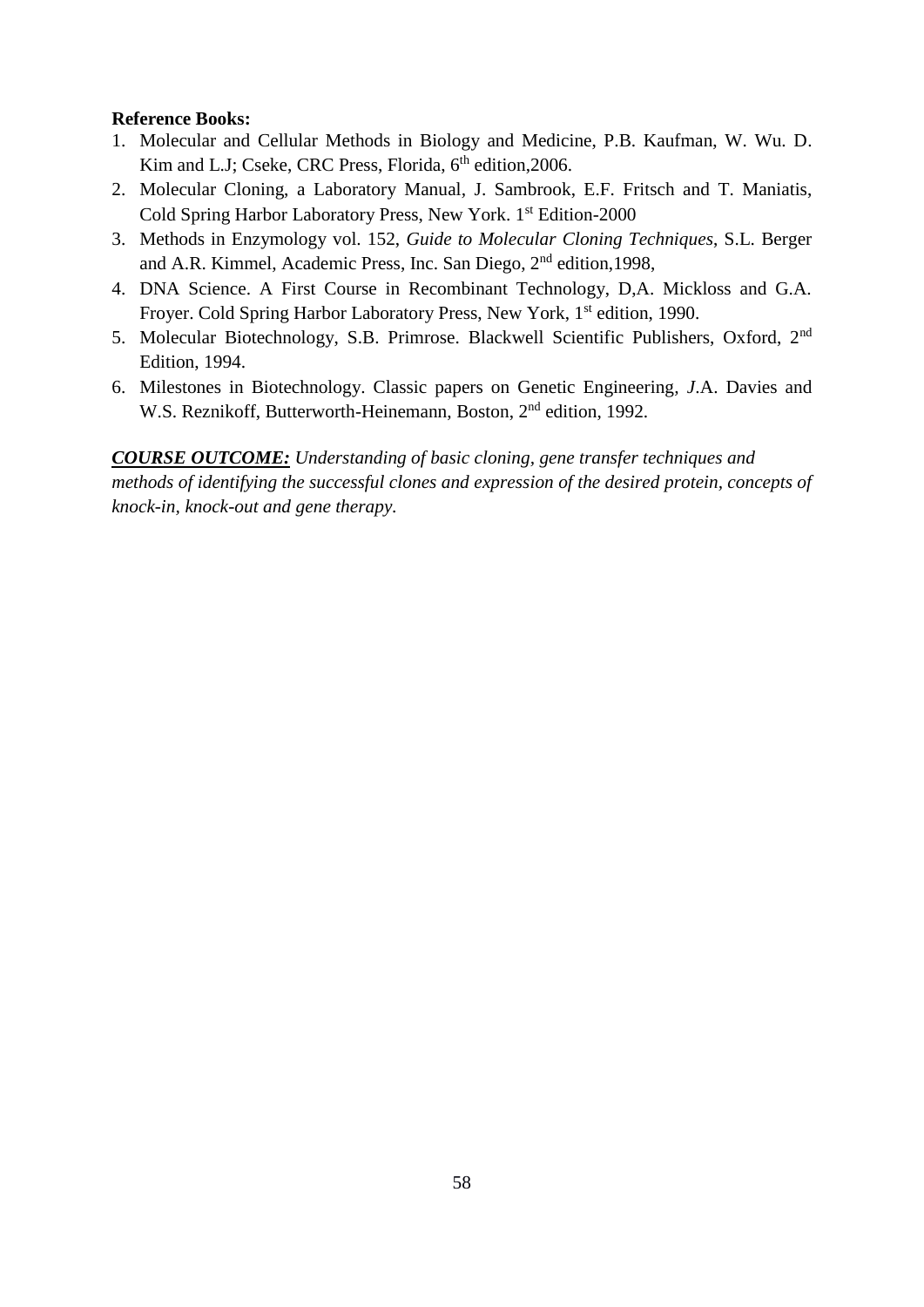**Reference Books:**

1. Molecular and Cellular Methods in Biology and Medicine, P.B. Kaufman, W. Wu. D. Kim and L.J; Cseke, CRC Press, Florida, 6th edition,2006.
2. Molecular Cloning, a Laboratory Manual, J. Sambrook, E.F. Fritsch and T. Maniatis, Cold Spring Harbor Laboratory Press, New York. 1st Edition-2000
3. Methods in Enzymology vol. 152, *Guide to Molecular Cloning Techniques*, S.L. Berger and A.R. Kimmel, Academic Press, Inc. San Diego, 2nd edition,1998,
4. DNA Science. A First Course in Recombinant Technology, D,A. Mickloss and G.A. Froyer. Cold Spring Harbor Laboratory Press, New York, 1st edition, 1990.
5. Molecular Biotechnology, S.B. Primrose. Blackwell Scientific Publishers, Oxford, 2nd Edition, 1994.
6. Milestones in Biotechnology. Classic papers on Genetic Engineering, *J*.A. Davies and W.S. Reznikoff, Butterworth-Heinemann, Boston, 2nd edition, 1992.

***<u>COURSE OUTCOME:</u>*** *Understanding of basic cloning, gene transfer techniques and methods of identifying the successful clones and expression of the desired protein, concepts of knock-in, knock-out and gene therapy.*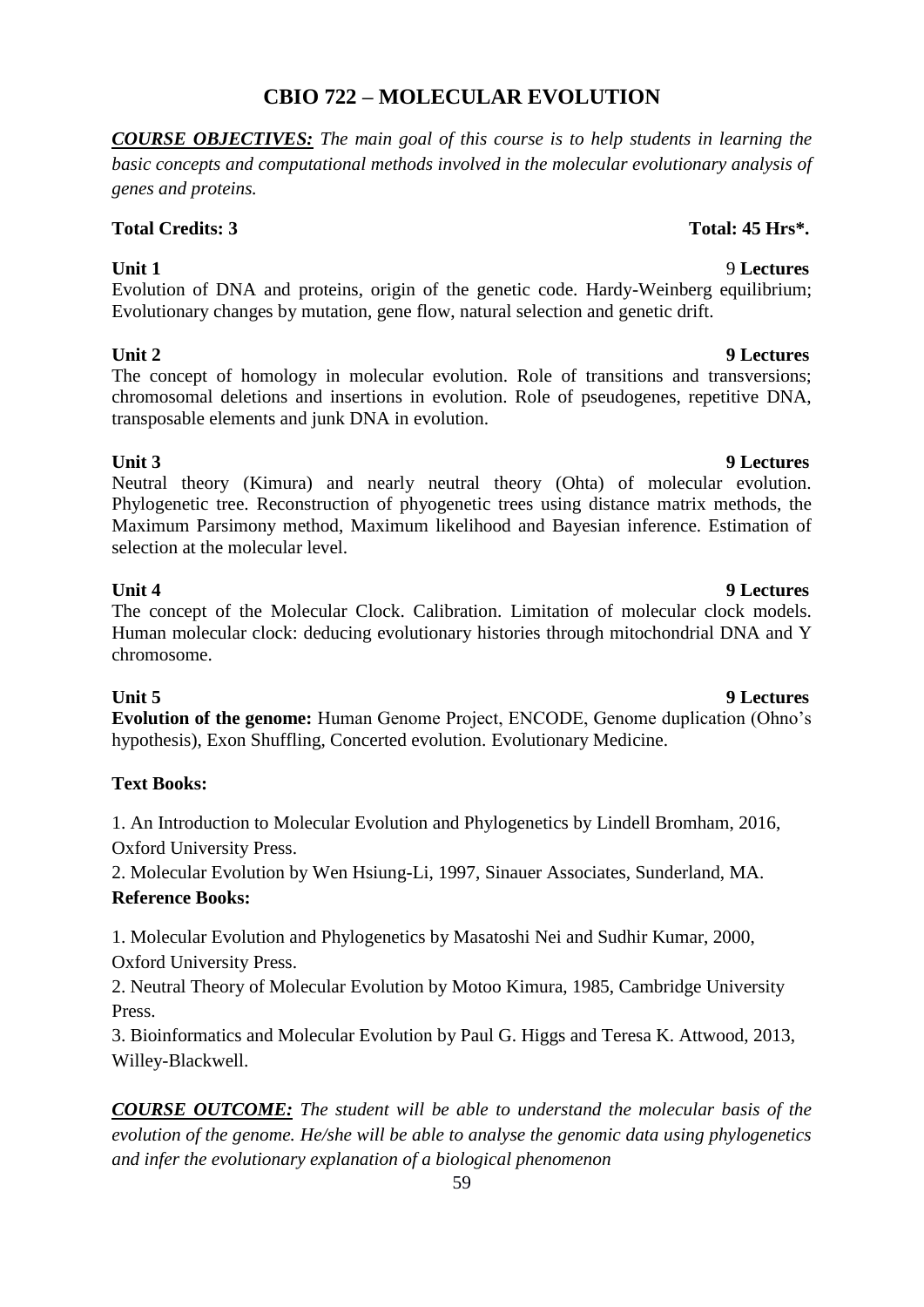# CBIO 722 – MOLECULAR EVOLUTION

***COURSE OBJECTIVES:*** *The main goal of this course is to help students in learning the basic concepts and computational methods involved in the molecular evolutionary analysis of genes and proteins.*

**Total Credits: 3** **Total: 45 Hrs\*.**

**Unit 1** 9 **Lectures**

Evolution of DNA and proteins, origin of the genetic code. Hardy-Weinberg equilibrium; Evolutionary changes by mutation, gene flow, natural selection and genetic drift.

**Unit 2** **9 Lectures**

The concept of homology in molecular evolution. Role of transitions and transversions; chromosomal deletions and insertions in evolution. Role of pseudogenes, repetitive DNA, transposable elements and junk DNA in evolution.

**Unit 3** **9 Lectures**

Neutral theory (Kimura) and nearly neutral theory (Ohta) of molecular evolution. Phylogenetic tree. Reconstruction of phyogenetic trees using distance matrix methods, the Maximum Parsimony method, Maximum likelihood and Bayesian inference. Estimation of selection at the molecular level.

**Unit 4** **9 Lectures**

The concept of the Molecular Clock. Calibration. Limitation of molecular clock models. Human molecular clock: deducing evolutionary histories through mitochondrial DNA and Y chromosome.

**Unit 5** **9 Lectures**

**Evolution of the genome:** Human Genome Project, ENCODE, Genome duplication (Ohno's hypothesis), Exon Shuffling, Concerted evolution. Evolutionary Medicine.

**Text Books:**

1. An Introduction to Molecular Evolution and Phylogenetics by Lindell Bromham, 2016, Oxford University Press.
2. Molecular Evolution by Wen Hsiung-Li, 1997, Sinauer Associates, Sunderland, MA.

**Reference Books:**

1. Molecular Evolution and Phylogenetics by Masatoshi Nei and Sudhir Kumar, 2000, Oxford University Press.
2. Neutral Theory of Molecular Evolution by Motoo Kimura, 1985, Cambridge University Press.
3. Bioinformatics and Molecular Evolution by Paul G. Higgs and Teresa K. Attwood, 2013, Willey-Blackwell.

***COURSE OUTCOME:*** *The student will be able to understand the molecular basis of the evolution of the genome. He/she will be able to analyse the genomic data using phylogenetics and infer the evolutionary explanation of a biological phenomenon*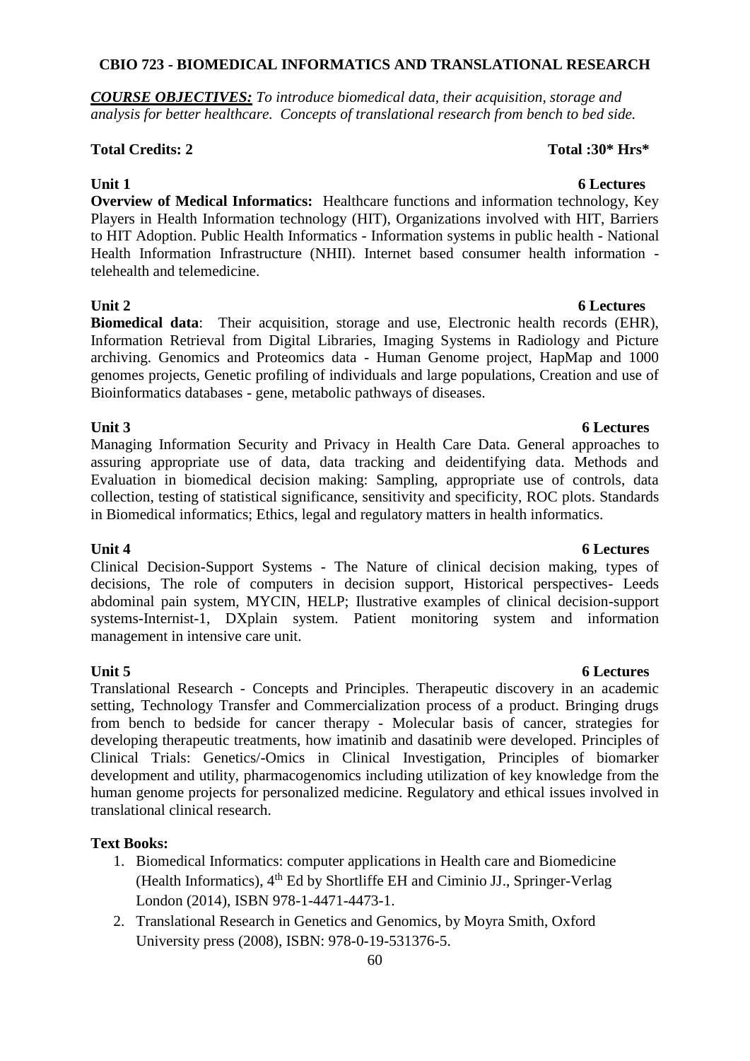**CBIO 723 - BIOMEDICAL INFORMATICS AND TRANSLATIONAL RESEARCH**

***COURSE OBJECTIVES:*** *To introduce biomedical data, their acquisition, storage and analysis for better healthcare. Concepts of translational research from bench to bed side.*

**Total Credits: 2** **Total :30\* Hrs\***

**Unit 1** **6 Lectures**

**Overview of Medical Informatics:** Healthcare functions and information technology, Key Players in Health Information technology (HIT), Organizations involved with HIT, Barriers to HIT Adoption. Public Health Informatics - Information systems in public health - National Health Information Infrastructure (NHII). Internet based consumer health information - telehealth and telemedicine.

**Unit 2** **6 Lectures**

**Biomedical data**: Their acquisition, storage and use, Electronic health records (EHR), Information Retrieval from Digital Libraries, Imaging Systems in Radiology and Picture archiving. Genomics and Proteomics data - Human Genome project, HapMap and 1000 genomes projects, Genetic profiling of individuals and large populations, Creation and use of Bioinformatics databases - gene, metabolic pathways of diseases.

**Unit 3** **6 Lectures**

Managing Information Security and Privacy in Health Care Data. General approaches to assuring appropriate use of data, data tracking and deidentifying data. Methods and Evaluation in biomedical decision making: Sampling, appropriate use of controls, data collection, testing of statistical significance, sensitivity and specificity, ROC plots. Standards in Biomedical informatics; Ethics, legal and regulatory matters in health informatics.

**Unit 4** **6 Lectures**

Clinical Decision-Support Systems - The Nature of clinical decision making, types of decisions, The role of computers in decision support, Historical perspectives- Leeds abdominal pain system, MYCIN, HELP; Ilustrative examples of clinical decision-support systems-Internist-1, DXplain system. Patient monitoring system and information management in intensive care unit.

**Unit 5** **6 Lectures**

Translational Research - Concepts and Principles. Therapeutic discovery in an academic setting, Technology Transfer and Commercialization process of a product. Bringing drugs from bench to bedside for cancer therapy - Molecular basis of cancer, strategies for developing therapeutic treatments, how imatinib and dasatinib were developed. Principles of Clinical Trials: Genetics/-Omics in Clinical Investigation, Principles of biomarker development and utility, pharmacogenomics including utilization of key knowledge from the human genome projects for personalized medicine. Regulatory and ethical issues involved in translational clinical research.

**Text Books:**

1. Biomedical Informatics: computer applications in Health care and Biomedicine (Health Informatics), 4th Ed by Shortliffe EH and Ciminio JJ., Springer-Verlag London (2014), ISBN 978-1-4471-4473-1.
2. Translational Research in Genetics and Genomics, by Moyra Smith, Oxford University press (2008), ISBN: 978-0-19-531376-5.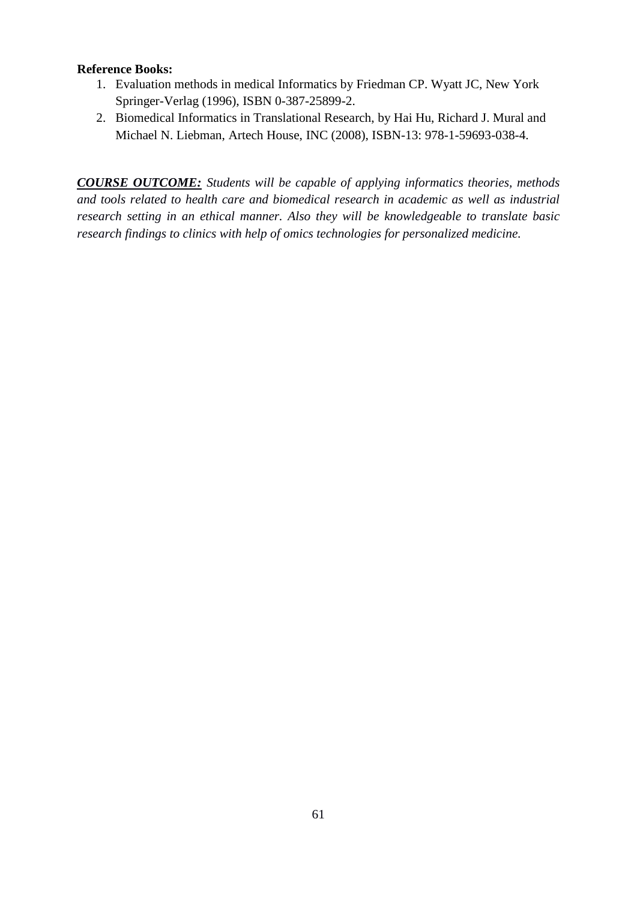**Reference Books:**

1. Evaluation methods in medical Informatics by Friedman CP. Wyatt JC, New York Springer-Verlag (1996), ISBN 0-387-25899-2.
2. Biomedical Informatics in Translational Research, by Hai Hu, Richard J. Mural and Michael N. Liebman, Artech House, INC (2008), ISBN-13: 978-1-59693-038-4.

***COURSE OUTCOME:*** *Students will be capable of applying informatics theories, methods and tools related to health care and biomedical research in academic as well as industrial research setting in an ethical manner. Also they will be knowledgeable to translate basic research findings to clinics with help of omics technologies for personalized medicine.*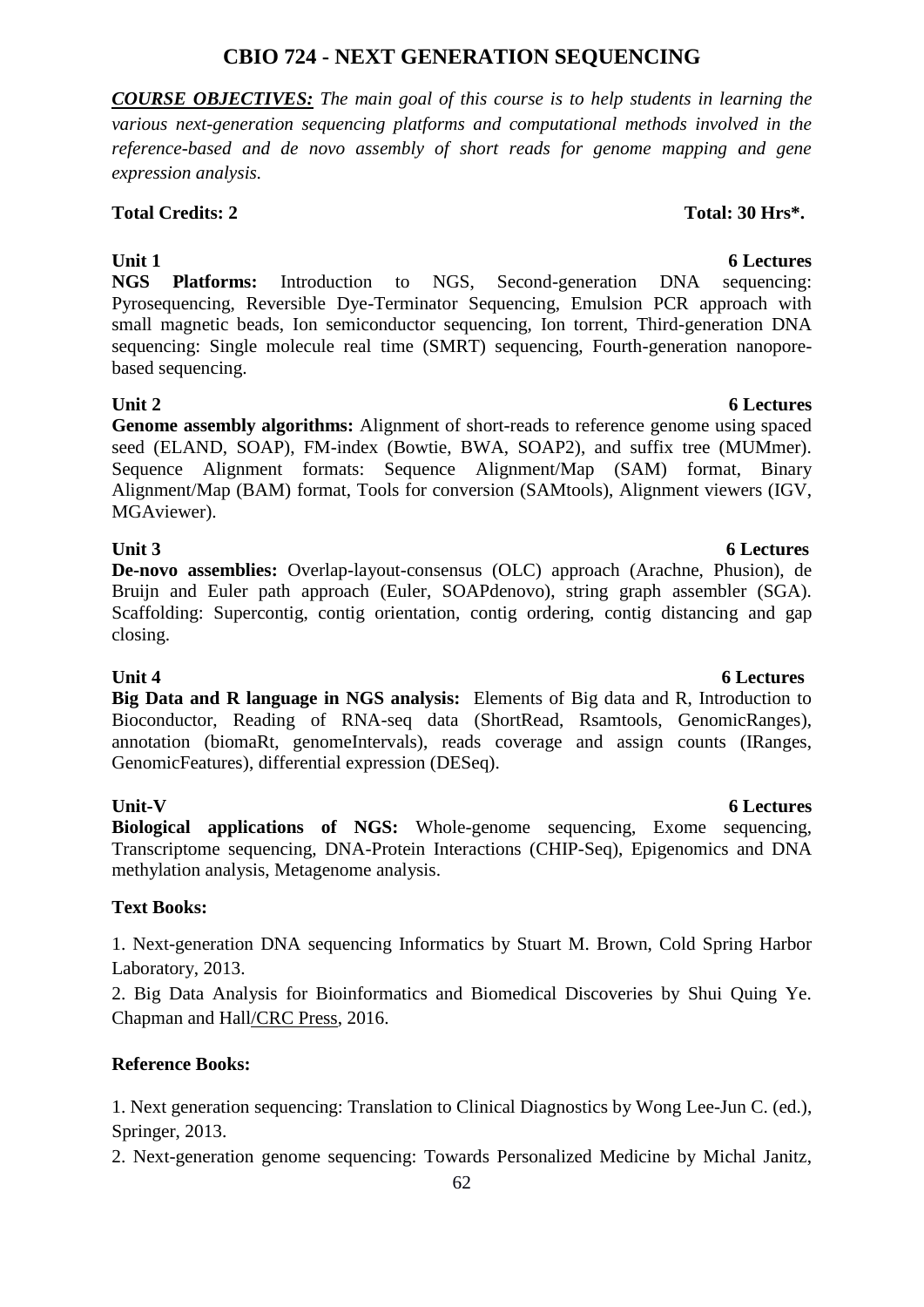# CBIO 724 - NEXT GENERATION SEQUENCING

***COURSE OBJECTIVES:*** *The main goal of this course is to help students in learning the various next-generation sequencing platforms and computational methods involved in the reference-based and de novo assembly of short reads for genome mapping and gene expression analysis.*

**Total Credits: 2** **Total: 30 Hrs\*.**

**Unit 1** **6 Lectures**

**NGS Platforms:** Introduction to NGS, Second-generation DNA sequencing: Pyrosequencing, Reversible Dye-Terminator Sequencing, Emulsion PCR approach with small magnetic beads, Ion semiconductor sequencing, Ion torrent, Third-generation DNA sequencing: Single molecule real time (SMRT) sequencing, Fourth-generation nanopore-based sequencing.

**Unit 2** **6 Lectures**

**Genome assembly algorithms:** Alignment of short-reads to reference genome using spaced seed (ELAND, SOAP), FM-index (Bowtie, BWA, SOAP2), and suffix tree (MUMmer). Sequence Alignment formats: Sequence Alignment/Map (SAM) format, Binary Alignment/Map (BAM) format, Tools for conversion (SAMtools), Alignment viewers (IGV, MGAviewer).

**Unit 3** **6 Lectures**

**De-novo assemblies:** Overlap-layout-consensus (OLC) approach (Arachne, Phusion), de Bruijn and Euler path approach (Euler, SOAPdenovo), string graph assembler (SGA). Scaffolding: Supercontig, contig orientation, contig ordering, contig distancing and gap closing.

**Unit 4** **6 Lectures**

**Big Data and R language in NGS analysis:** Elements of Big data and R, Introduction to Bioconductor, Reading of RNA-seq data (ShortRead, Rsamtools, GenomicRanges), annotation (biomaRt, genomeIntervals), reads coverage and assign counts (IRanges, GenomicFeatures), differential expression (DESeq).

**Unit-V** **6 Lectures**

**Biological applications of NGS:** Whole-genome sequencing, Exome sequencing, Transcriptome sequencing, DNA-Protein Interactions (CHIP-Seq), Epigenomics and DNA methylation analysis, Metagenome analysis.

**Text Books:**

1. Next-generation DNA sequencing Informatics by Stuart M. Brown, Cold Spring Harbor Laboratory, 2013.

2. Big Data Analysis for Bioinformatics and Biomedical Discoveries by Shui Quing Ye. Chapman and Hall/CRC Press, 2016.

**Reference Books:**

1. Next generation sequencing: Translation to Clinical Diagnostics by Wong Lee-Jun C. (ed.), Springer, 2013.

2. Next-generation genome sequencing: Towards Personalized Medicine by Michal Janitz,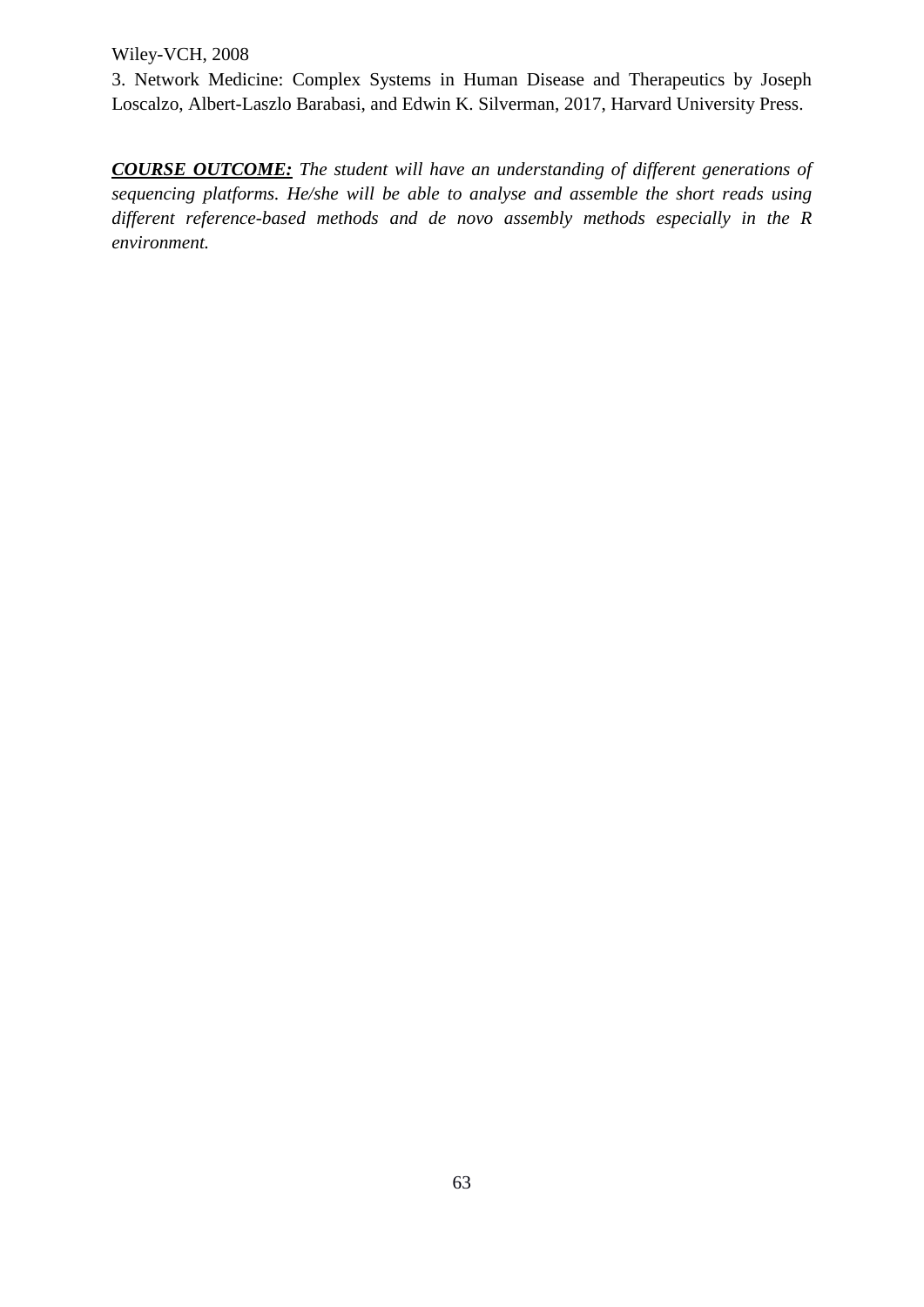Wiley-VCH, 2008

3. Network Medicine: Complex Systems in Human Disease and Therapeutics by Joseph Loscalzo, Albert-Laszlo Barabasi, and Edwin K. Silverman, 2017, Harvard University Press.

***COURSE OUTCOME:*** *The student will have an understanding of different generations of sequencing platforms. He/she will be able to analyse and assemble the short reads using different reference-based methods and de novo assembly methods especially in the R environment.*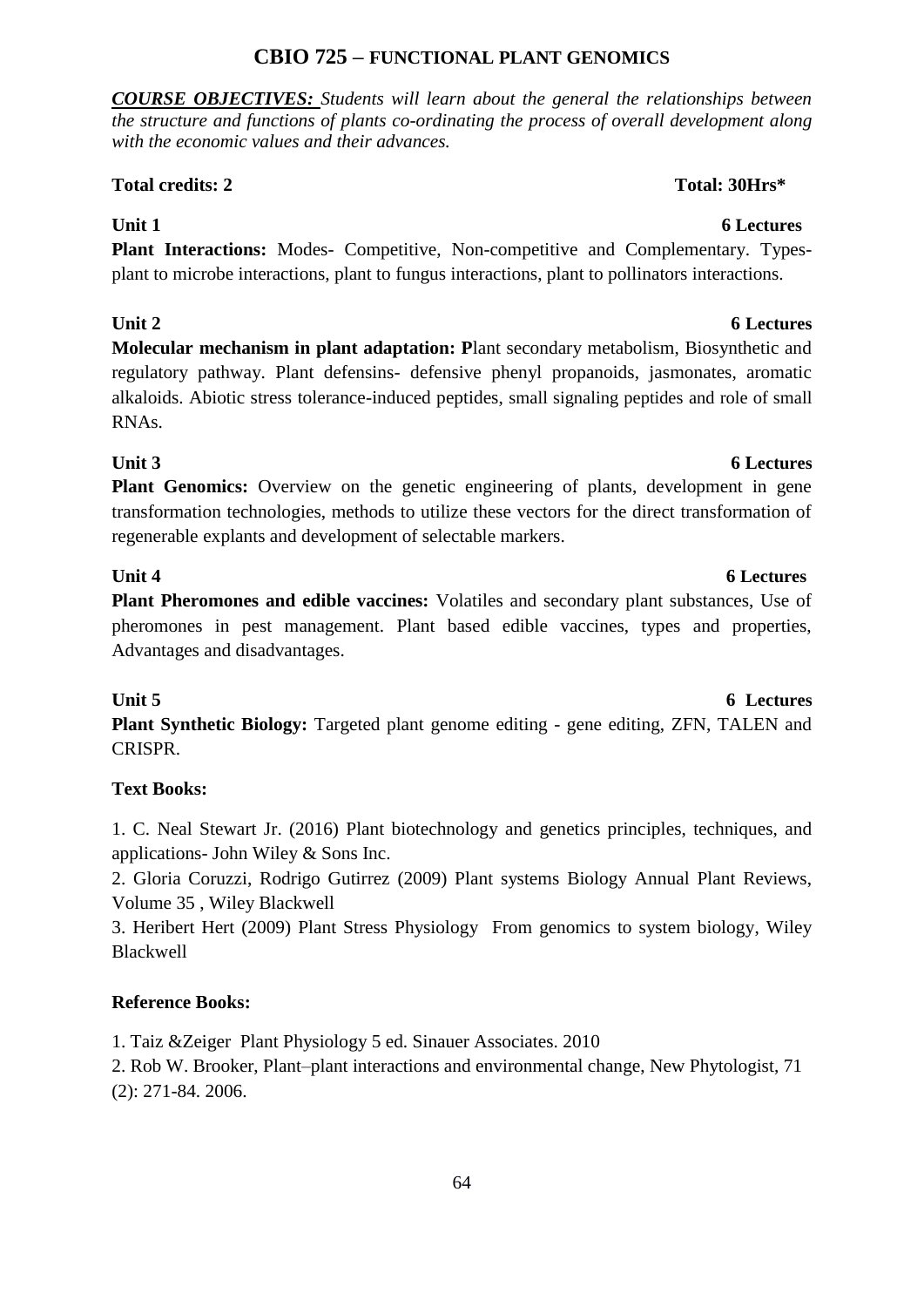# CBIO 725 – FUNCTIONAL PLANT GENOMICS

***COURSE OBJECTIVES:*** *Students will learn about the general the relationships between the structure and functions of plants co-ordinating the process of overall development along with the economic values and their advances.*

**Total credits: 2** **Total: 30Hrs***

**Unit 1** **6 Lectures**

**Plant Interactions:** Modes- Competitive, Non-competitive and Complementary. Types- plant to microbe interactions, plant to fungus interactions, plant to pollinators interactions.

**Unit 2** **6 Lectures**

**Molecular mechanism in plant adaptation: P**lant secondary metabolism, Biosynthetic and regulatory pathway. Plant defensins- defensive phenyl propanoids, jasmonates, aromatic alkaloids. Abiotic stress tolerance-induced peptides, small signaling peptides and role of small RNAs.

**Unit 3** **6 Lectures**

**Plant Genomics:** Overview on the genetic engineering of plants, development in gene transformation technologies, methods to utilize these vectors for the direct transformation of regenerable explants and development of selectable markers.

**Unit 4** **6 Lectures**

**Plant Pheromones and edible vaccines:** Volatiles and secondary plant substances, Use of pheromones in pest management. Plant based edible vaccines, types and properties, Advantages and disadvantages.

**Unit 5** **6 Lectures**

**Plant Synthetic Biology:** Targeted plant genome editing - gene editing, ZFN, TALEN and CRISPR.

**Text Books:**

1. C. Neal Stewart Jr. (2016) Plant biotechnology and genetics principles, techniques, and applications- John Wiley & Sons Inc.
2. Gloria Coruzzi, Rodrigo Gutirrez (2009) Plant systems Biology Annual Plant Reviews, Volume 35 , Wiley Blackwell
3. Heribert Hert (2009) Plant Stress Physiology From genomics to system biology, Wiley Blackwell

**Reference Books:**

1. Taiz &Zeiger Plant Physiology 5 ed. Sinauer Associates. 2010
2. Rob W. Brooker, Plant–plant interactions and environmental change, New Phytologist, 71 (2): 271-84. 2006.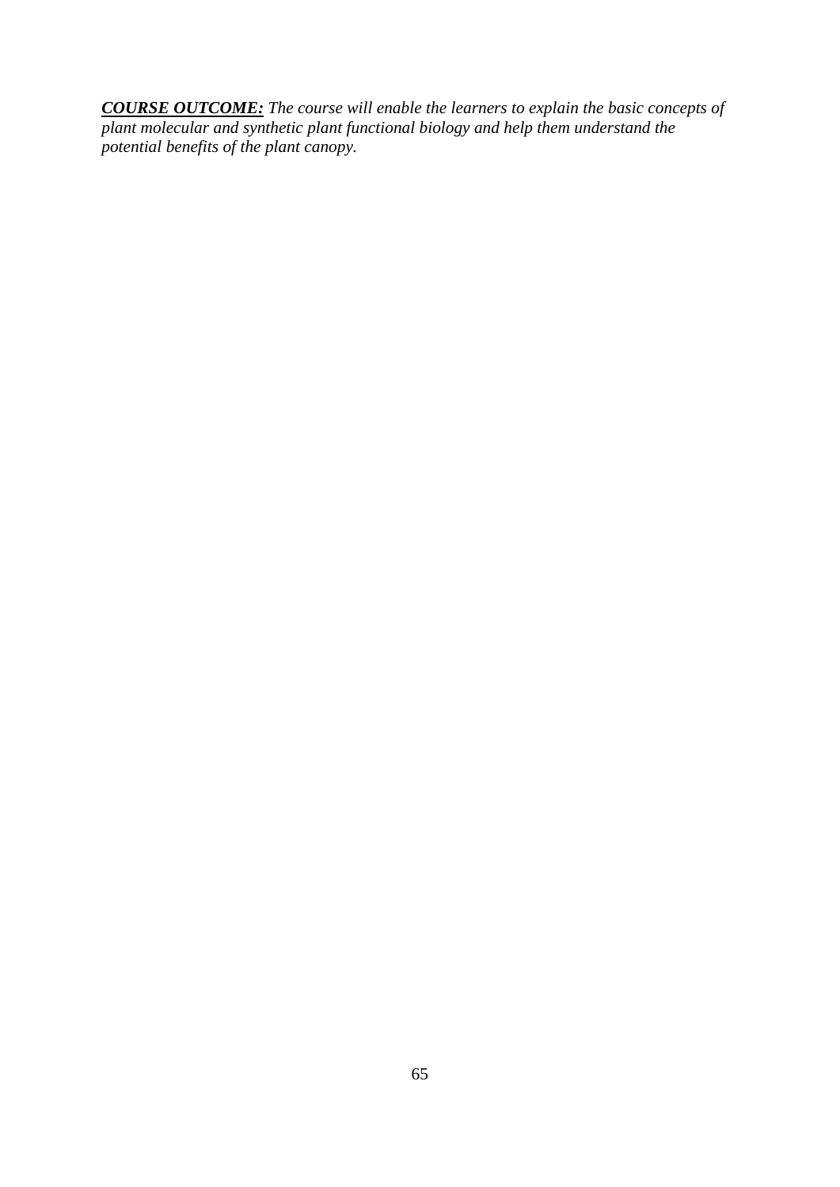***<u>COURSE OUTCOME:</u>*** ***The course will enable the learners to explain the basic concepts of plant molecular and synthetic plant functional biology and help them understand the potential benefits of the plant canopy.***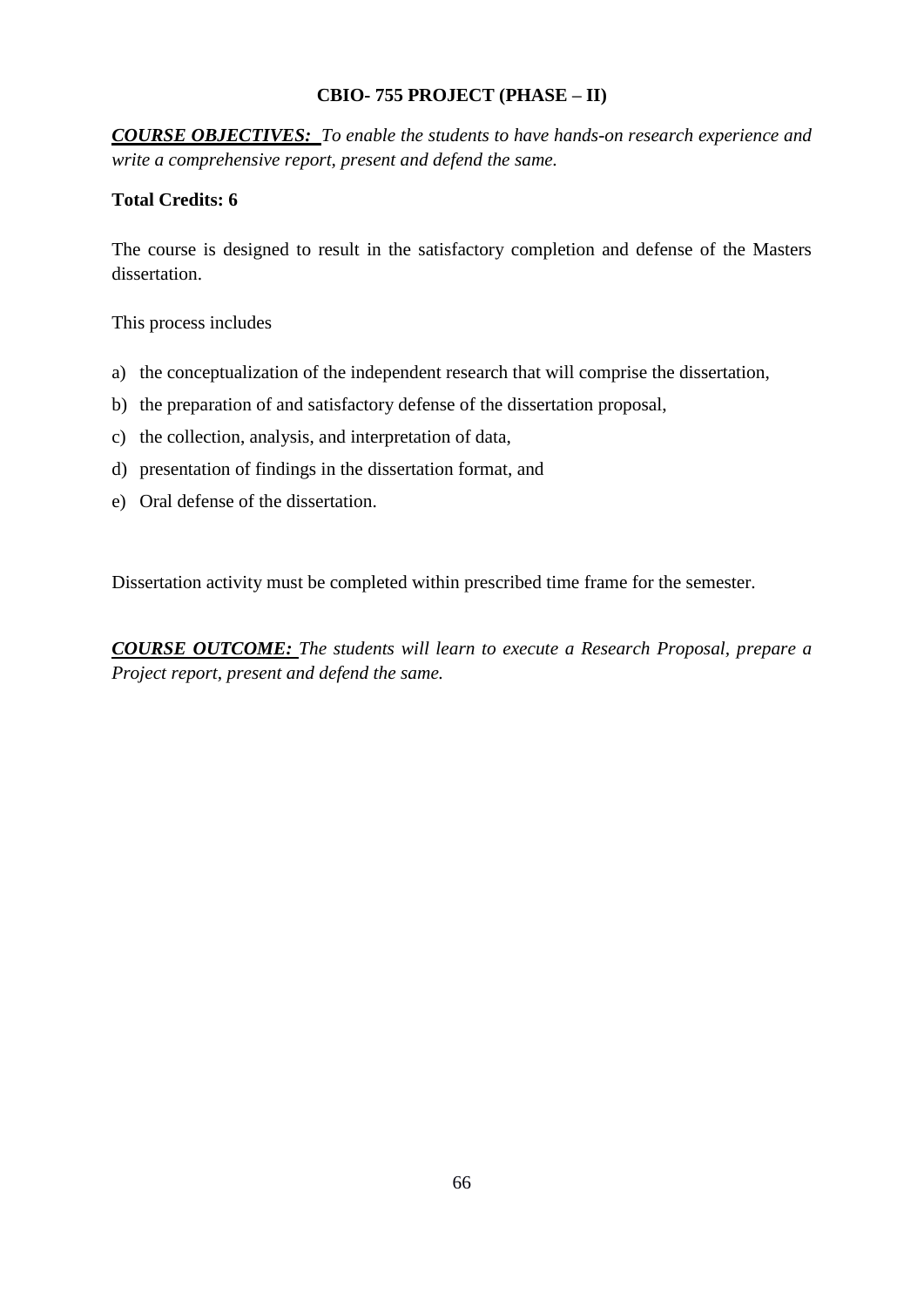## CBIO- 755 PROJECT (PHASE – II)

***COURSE OBJECTIVES:*** *To enable the students to have hands-on research experience and write a comprehensive report, present and defend the same.*

**Total Credits: 6**

The course is designed to result in the satisfactory completion and defense of the Masters dissertation.

This process includes

a) the conceptualization of the independent research that will comprise the dissertation,
b) the preparation of and satisfactory defense of the dissertation proposal,
c) the collection, analysis, and interpretation of data,
d) presentation of findings in the dissertation format, and
e) Oral defense of the dissertation.

Dissertation activity must be completed within prescribed time frame for the semester.

***COURSE OUTCOME:*** *The students will learn to execute a Research Proposal, prepare a Project report, present and defend the same.*